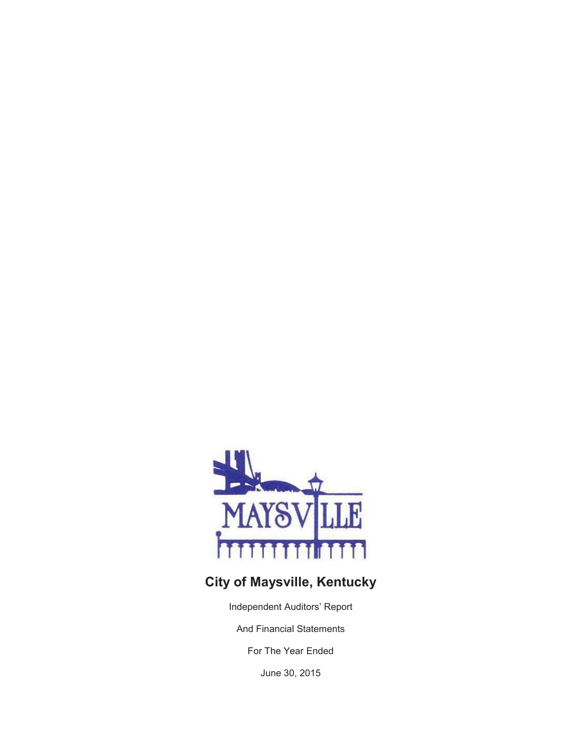MAYSVILLE

# City of Maysville, Kentucky

Independent Auditors' Report

And Financial Statements

For The Year Ended

June 30, 2015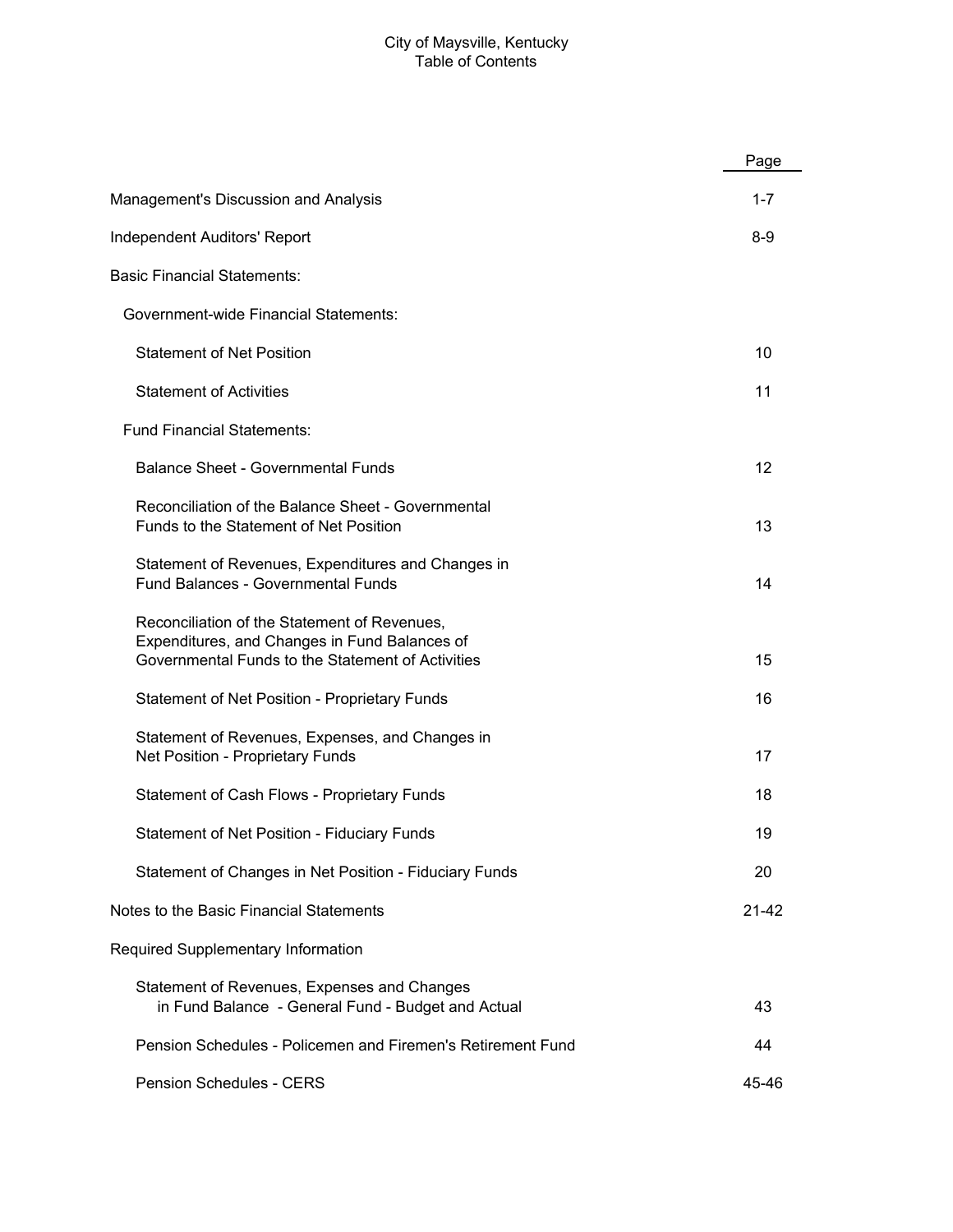# City of Maysville, Kentucky
## Table of Contents

| | Page |
|---|---|
| Management's Discussion and Analysis | 1-7 |
| Independent Auditors' Report | 8-9 |
| Basic Financial Statements: | |
| Government-wide Financial Statements: | |
| Statement of Net Position | 10 |
| Statement of Activities | 11 |
| Fund Financial Statements: | |
| Balance Sheet - Governmental Funds | 12 |
| Reconciliation of the Balance Sheet - Governmental Funds to the Statement of Net Position | 13 |
| Statement of Revenues, Expenditures and Changes in Fund Balances - Governmental Funds | 14 |
| Reconciliation of the Statement of Revenues, Expenditures, and Changes in Fund Balances of Governmental Funds to the Statement of Activities | 15 |
| Statement of Net Position - Proprietary Funds | 16 |
| Statement of Revenues, Expenses, and Changes in Net Position - Proprietary Funds | 17 |
| Statement of Cash Flows - Proprietary Funds | 18 |
| Statement of Net Position - Fiduciary Funds | 19 |
| Statement of Changes in Net Position - Fiduciary Funds | 20 |
| Notes to the Basic Financial Statements | 21-42 |
| Required Supplementary Information | |
| Statement of Revenues, Expenses and Changes in Fund Balance - General Fund - Budget and Actual | 43 |
| Pension Schedules - Policemen and Firemen's Retirement Fund | 44 |
| Pension Schedules - CERS | 45-46 |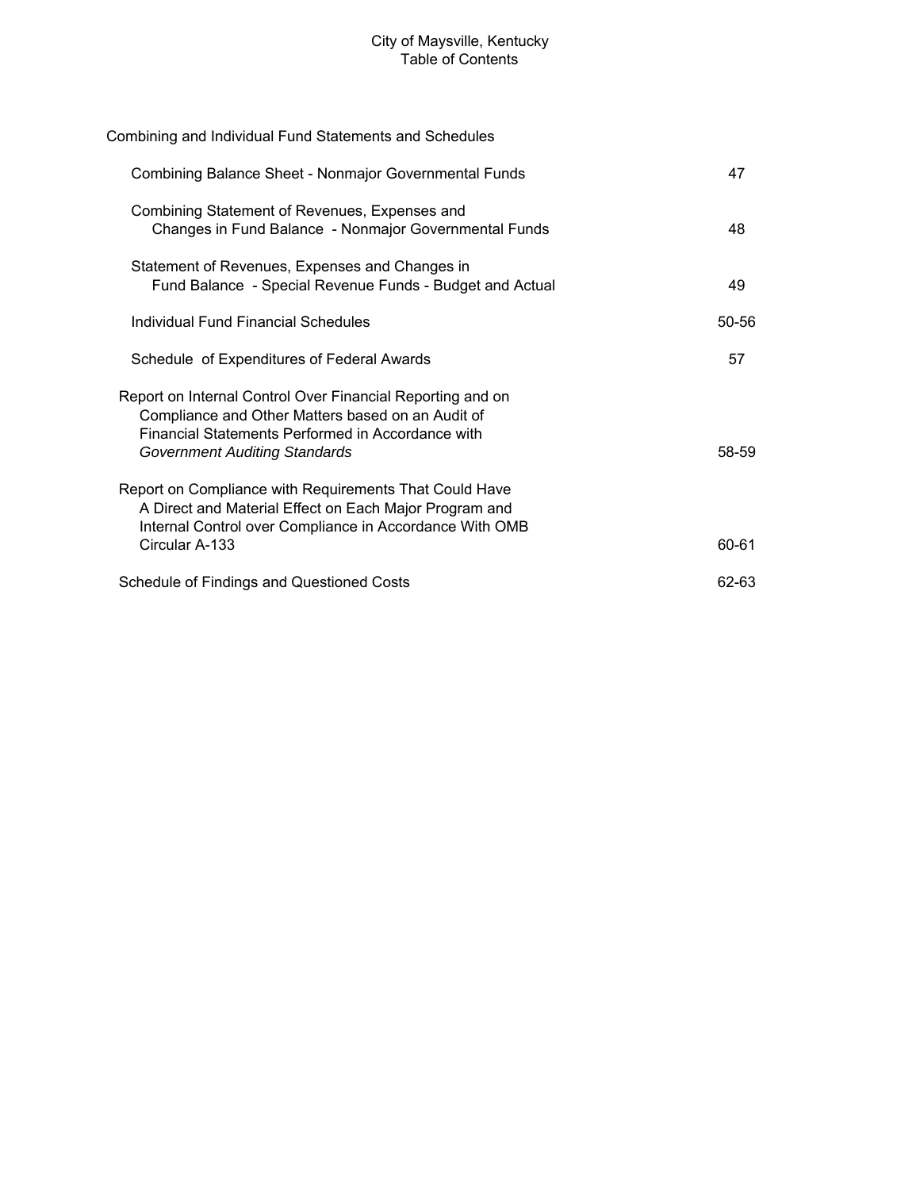City of Maysville, Kentucky
Table of Contents

| | |
|---|---|
| Combining and Individual Fund Statements and Schedules | |
| Combining Balance Sheet - Nonmajor Governmental Funds | 47 |
| Combining Statement of Revenues, Expenses and Changes in Fund Balance - Nonmajor Governmental Funds | 48 |
| Statement of Revenues, Expenses and Changes in Fund Balance - Special Revenue Funds - Budget and Actual | 49 |
| Individual Fund Financial Schedules | 50-56 |
| Schedule of Expenditures of Federal Awards | 57 |
| Report on Internal Control Over Financial Reporting and on Compliance and Other Matters based on an Audit of Financial Statements Performed in Accordance with *Government Auditing Standards* | 58-59 |
| Report on Compliance with Requirements That Could Have A Direct and Material Effect on Each Major Program and Internal Control over Compliance in Accordance With OMB Circular A-133 | 60-61 |
| Schedule of Findings and Questioned Costs | 62-63 |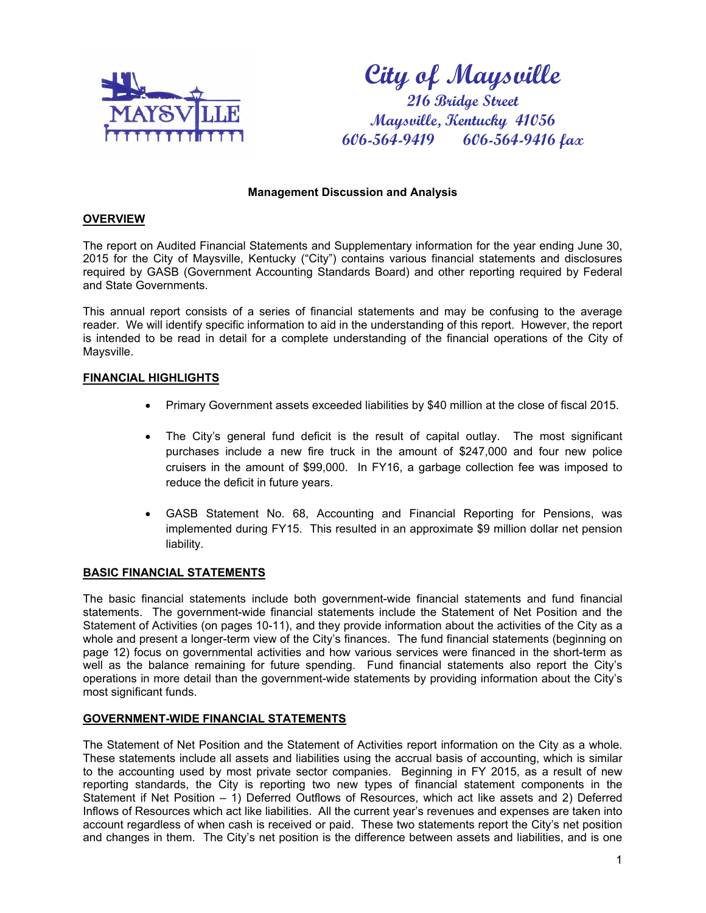# City of Maysville

216 Bridge Street
Maysville, Kentucky 41056
606-564-9419 606-564-9416 fax

## Management Discussion and Analysis

### OVERVIEW

The report on Audited Financial Statements and Supplementary information for the year ending June 30, 2015 for the City of Maysville, Kentucky ("City") contains various financial statements and disclosures required by GASB (Government Accounting Standards Board) and other reporting required by Federal and State Governments.

This annual report consists of a series of financial statements and may be confusing to the average reader. We will identify specific information to aid in the understanding of this report. However, the report is intended to be read in detail for a complete understanding of the financial operations of the City of Maysville.

### FINANCIAL HIGHLIGHTS

- Primary Government assets exceeded liabilities by $40 million at the close of fiscal 2015.
- The City's general fund deficit is the result of capital outlay. The most significant purchases include a new fire truck in the amount of $247,000 and four new police cruisers in the amount of $99,000. In FY16, a garbage collection fee was imposed to reduce the deficit in future years.
- GASB Statement No. 68, Accounting and Financial Reporting for Pensions, was implemented during FY15. This resulted in an approximate $9 million dollar net pension liability.

### BASIC FINANCIAL STATEMENTS

The basic financial statements include both government-wide financial statements and fund financial statements. The government-wide financial statements include the Statement of Net Position and the Statement of Activities (on pages 10-11), and they provide information about the activities of the City as a whole and present a longer-term view of the City's finances. The fund financial statements (beginning on page 12) focus on governmental activities and how various services were financed in the short-term as well as the balance remaining for future spending. Fund financial statements also report the City's operations in more detail than the government-wide statements by providing information about the City's most significant funds.

### GOVERNMENT-WIDE FINANCIAL STATEMENTS

The Statement of Net Position and the Statement of Activities report information on the City as a whole. These statements include all assets and liabilities using the accrual basis of accounting, which is similar to the accounting used by most private sector companies. Beginning in FY 2015, as a result of new reporting standards, the City is reporting two new types of financial statement components in the Statement if Net Position – 1) Deferred Outflows of Resources, which act like assets and 2) Deferred Inflows of Resources which act like liabilities. All the current year's revenues and expenses are taken into account regardless of when cash is received or paid. These two statements report the City's net position and changes in them. The City's net position is the difference between assets and liabilities, and is one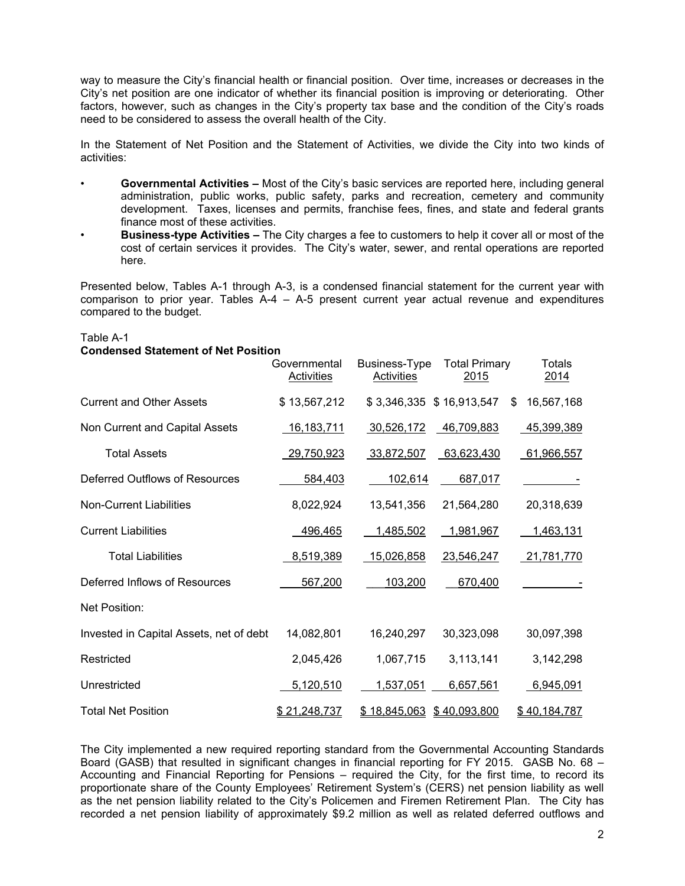way to measure the City's financial health or financial position. Over time, increases or decreases in the City's net position are one indicator of whether its financial position is improving or deteriorating. Other factors, however, such as changes in the City's property tax base and the condition of the City's roads need to be considered to assess the overall health of the City.

In the Statement of Net Position and the Statement of Activities, we divide the City into two kinds of activities:

- **Governmental Activities –** Most of the City's basic services are reported here, including general administration, public works, public safety, parks and recreation, cemetery and community development. Taxes, licenses and permits, franchise fees, fines, and state and federal grants finance most of these activities.
- **Business-type Activities –** The City charges a fee to customers to help it cover all or most of the cost of certain services it provides. The City's water, sewer, and rental operations are reported here.

Presented below, Tables A-1 through A-3, is a condensed financial statement for the current year with comparison to prior year. Tables A-4 – A-5 present current year actual revenue and expenditures compared to the budget.

Table A-1
**Condensed Statement of Net Position**

| | Governmental Activities | Business-Type Activities | Total Primary 2015 | Totals 2014 |
|---|---|---|---|---|
| Current and Other Assets | $ 13,567,212 | $ 3,346,335 | $ 16,913,547 | $ 16,567,168 |
| Non Current and Capital Assets | 16,183,711 | 30,526,172 | 46,709,883 | 45,399,389 |
| Total Assets | 29,750,923 | 33,872,507 | 63,623,430 | 61,966,557 |
| Deferred Outflows of Resources | 584,403 | 102,614 | 687,017 | - |
| Non-Current Liabilities | 8,022,924 | 13,541,356 | 21,564,280 | 20,318,639 |
| Current Liabilities | 496,465 | 1,485,502 | 1,981,967 | 1,463,131 |
| Total Liabilities | 8,519,389 | 15,026,858 | 23,546,247 | 21,781,770 |
| Deferred Inflows of Resources | 567,200 | 103,200 | 670,400 | - |
| Net Position: | | | | |
| Invested in Capital Assets, net of debt | 14,082,801 | 16,240,297 | 30,323,098 | 30,097,398 |
| Restricted | 2,045,426 | 1,067,715 | 3,113,141 | 3,142,298 |
| Unrestricted | 5,120,510 | 1,537,051 | 6,657,561 | 6,945,091 |
| Total Net Position | $ 21,248,737 | $ 18,845,063 | $ 40,093,800 | $ 40,184,787 |

The City implemented a new required reporting standard from the Governmental Accounting Standards Board (GASB) that resulted in significant changes in financial reporting for FY 2015. GASB No. 68 – Accounting and Financial Reporting for Pensions – required the City, for the first time, to record its proportionate share of the County Employees' Retirement System's (CERS) net pension liability as well as the net pension liability related to the City's Policemen and Firemen Retirement Plan. The City has recorded a net pension liability of approximately $9.2 million as well as related deferred outflows and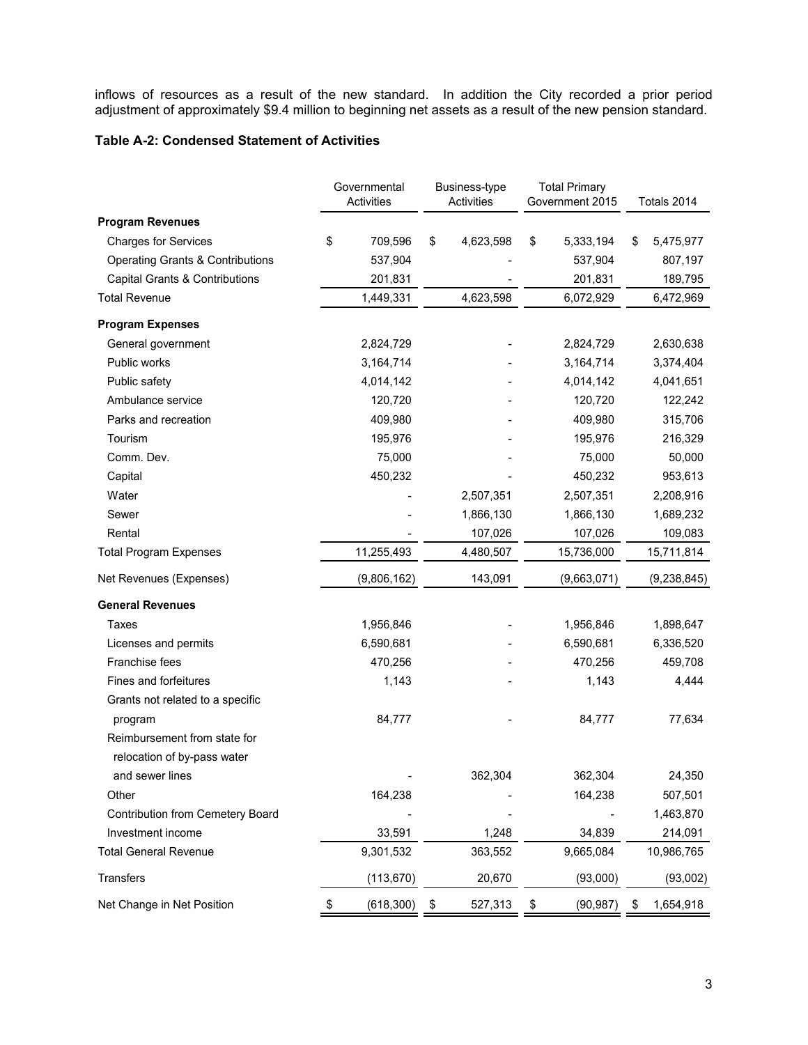inflows of resources as a result of the new standard. In addition the City recorded a prior period adjustment of approximately $9.4 million to beginning net assets as a result of the new pension standard.

**Table A-2: Condensed Statement of Activities**

| | Governmental Activities | Business-type Activities | Total Primary Government 2015 | Totals 2014 |
|---|---|---|---|---|
| **Program Revenues** | | | | |
| Charges for Services | $ 709,596 | $ 4,623,598 | $ 5,333,194 | $ 5,475,977 |
| Operating Grants & Contributions | 537,904 | - | 537,904 | 807,197 |
| Capital Grants & Contributions | 201,831 | - | 201,831 | 189,795 |
| Total Revenue | 1,449,331 | 4,623,598 | 6,072,929 | 6,472,969 |
| **Program Expenses** | | | | |
| General government | 2,824,729 | - | 2,824,729 | 2,630,638 |
| Public works | 3,164,714 | - | 3,164,714 | 3,374,404 |
| Public safety | 4,014,142 | - | 4,014,142 | 4,041,651 |
| Ambulance service | 120,720 | - | 120,720 | 122,242 |
| Parks and recreation | 409,980 | - | 409,980 | 315,706 |
| Tourism | 195,976 | - | 195,976 | 216,329 |
| Comm. Dev. | 75,000 | - | 75,000 | 50,000 |
| Capital | 450,232 | - | 450,232 | 953,613 |
| Water | - | 2,507,351 | 2,507,351 | 2,208,916 |
| Sewer | - | 1,866,130 | 1,866,130 | 1,689,232 |
| Rental | - | 107,026 | 107,026 | 109,083 |
| Total Program Expenses | 11,255,493 | 4,480,507 | 15,736,000 | 15,711,814 |
| Net Revenues (Expenses) | (9,806,162) | 143,091 | (9,663,071) | (9,238,845) |
| **General Revenues** | | | | |
| Taxes | 1,956,846 | - | 1,956,846 | 1,898,647 |
| Licenses and permits | 6,590,681 | - | 6,590,681 | 6,336,520 |
| Franchise fees | 470,256 | - | 470,256 | 459,708 |
| Fines and forfeitures | 1,143 | - | 1,143 | 4,444 |
| Grants not related to a specific program | 84,777 | - | 84,777 | 77,634 |
| Reimbursement from state for relocation of by-pass water and sewer lines | - | 362,304 | 362,304 | 24,350 |
| Other | 164,238 | - | 164,238 | 507,501 |
| Contribution from Cemetery Board | - | - | - | 1,463,870 |
| Investment income | 33,591 | 1,248 | 34,839 | 214,091 |
| Total General Revenue | 9,301,532 | 363,552 | 9,665,084 | 10,986,765 |
| Transfers | (113,670) | 20,670 | (93,000) | (93,002) |
| Net Change in Net Position | $ (618,300) | $ 527,313 | $ (90,987) | $ 1,654,918 |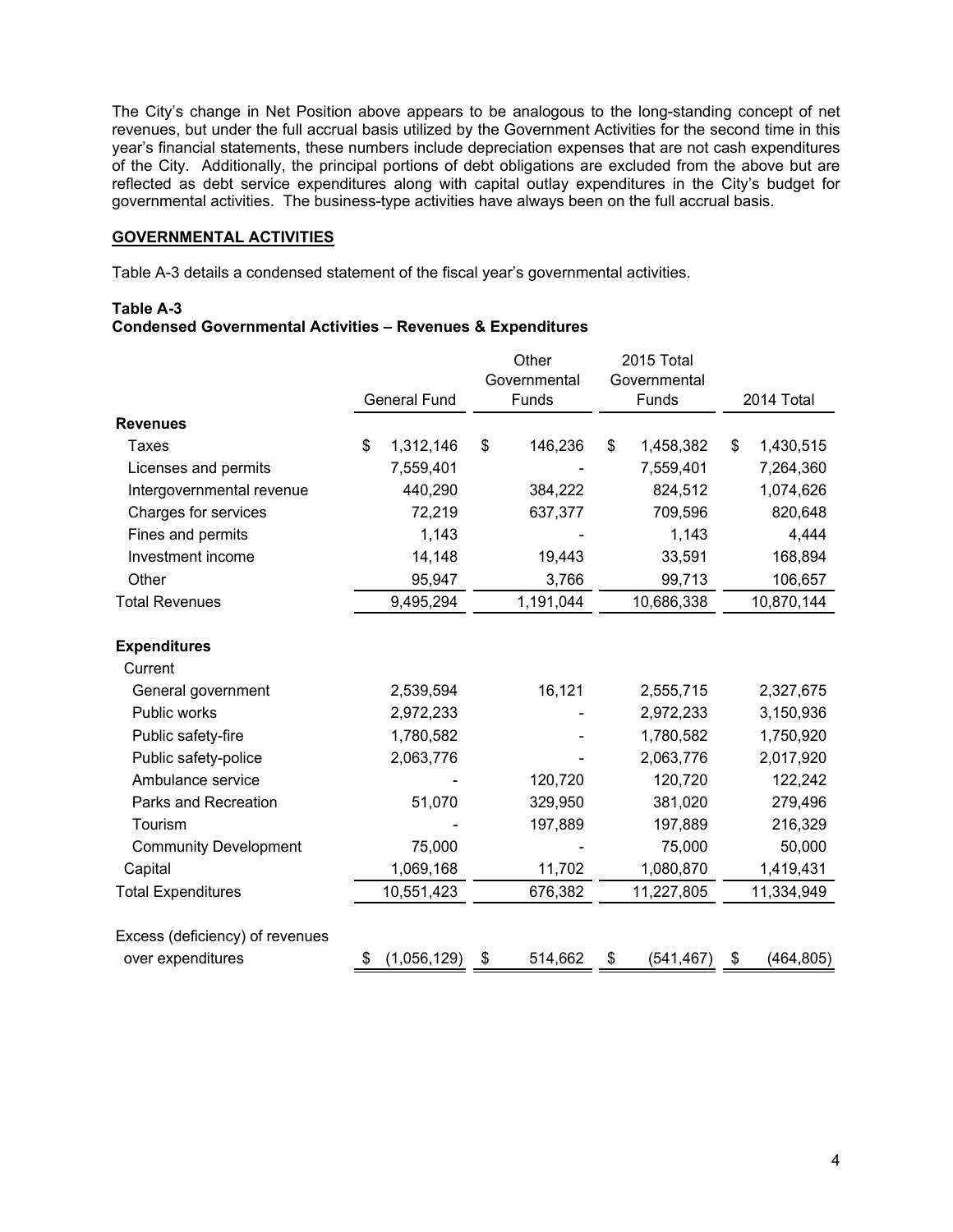The City's change in Net Position above appears to be analogous to the long-standing concept of net revenues, but under the full accrual basis utilized by the Government Activities for the second time in this year's financial statements, these numbers include depreciation expenses that are not cash expenditures of the City. Additionally, the principal portions of debt obligations are excluded from the above but are reflected as debt service expenditures along with capital outlay expenditures in the City's budget for governmental activities. The business-type activities have always been on the full accrual basis.

## GOVERNMENTAL ACTIVITIES

Table A-3 details a condensed statement of the fiscal year's governmental activities.

**Table A-3**
**Condensed Governmental Activities – Revenues & Expenditures**

| | General Fund | Other Governmental Funds | 2015 Total Governmental Funds | 2014 Total |
|---|---|---|---|---|
| **Revenues** | | | | |
| Taxes | $ 1,312,146 | $ 146,236 | $ 1,458,382 | $ 1,430,515 |
| Licenses and permits | 7,559,401 | - | 7,559,401 | 7,264,360 |
| Intergovernmental revenue | 440,290 | 384,222 | 824,512 | 1,074,626 |
| Charges for services | 72,219 | 637,377 | 709,596 | 820,648 |
| Fines and permits | 1,143 | - | 1,143 | 4,444 |
| Investment income | 14,148 | 19,443 | 33,591 | 168,894 |
| Other | 95,947 | 3,766 | 99,713 | 106,657 |
| Total Revenues | 9,495,294 | 1,191,044 | 10,686,338 | 10,870,144 |
| **Expenditures** | | | | |
| Current | | | | |
| General government | 2,539,594 | 16,121 | 2,555,715 | 2,327,675 |
| Public works | 2,972,233 | - | 2,972,233 | 3,150,936 |
| Public safety-fire | 1,780,582 | - | 1,780,582 | 1,750,920 |
| Public safety-police | 2,063,776 | - | 2,063,776 | 2,017,920 |
| Ambulance service | - | 120,720 | 120,720 | 122,242 |
| Parks and Recreation | 51,070 | 329,950 | 381,020 | 279,496 |
| Tourism | - | 197,889 | 197,889 | 216,329 |
| Community Development | 75,000 | - | 75,000 | 50,000 |
| Capital | 1,069,168 | 11,702 | 1,080,870 | 1,419,431 |
| Total Expenditures | 10,551,423 | 676,382 | 11,227,805 | 11,334,949 |
| Excess (deficiency) of revenues over expenditures | $ (1,056,129) | $ 514,662 | $ (541,467) | $ (464,805) |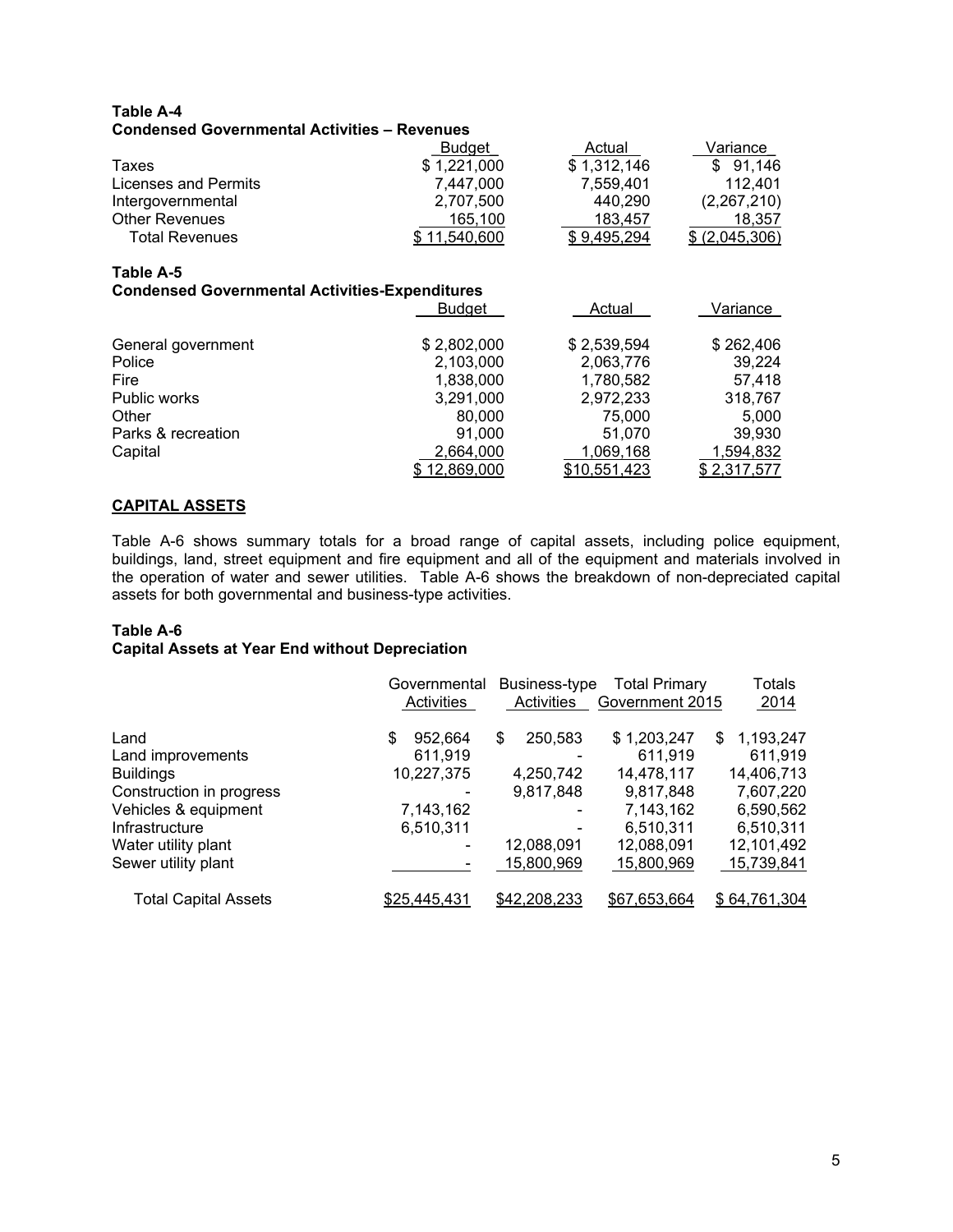**Table A-4**
**Condensed Governmental Activities – Revenues**

| | Budget | Actual | Variance |
|---|---|---|---|
| Taxes | $ 1,221,000 | $ 1,312,146 | $ 91,146 |
| Licenses and Permits | 7,447,000 | 7,559,401 | 112,401 |
| Intergovernmental | 2,707,500 | 440,290 | (2,267,210) |
| Other Revenues | 165,100 | 183,457 | 18,357 |
| Total Revenues | $ 11,540,600 | $ 9,495,294 | $ (2,045,306) |

**Table A-5**
**Condensed Governmental Activities-Expenditures**

| | Budget | Actual | Variance |
|---|---|---|---|
| General government | $ 2,802,000 | $ 2,539,594 | $ 262,406 |
| Police | 2,103,000 | 2,063,776 | 39,224 |
| Fire | 1,838,000 | 1,780,582 | 57,418 |
| Public works | 3,291,000 | 2,972,233 | 318,767 |
| Other | 80,000 | 75,000 | 5,000 |
| Parks & recreation | 91,000 | 51,070 | 39,930 |
| Capital | 2,664,000 | 1,069,168 | 1,594,832 |
| | $ 12,869,000 | $10,551,423 | $ 2,317,577 |

**CAPITAL ASSETS**

Table A-6 shows summary totals for a broad range of capital assets, including police equipment, buildings, land, street equipment and fire equipment and all of the equipment and materials involved in the operation of water and sewer utilities. Table A-6 shows the breakdown of non-depreciated capital assets for both governmental and business-type activities.

**Table A-6**
**Capital Assets at Year End without Depreciation**

| | Governmental Activities | Business-type Activities | Total Primary Government 2015 | Totals 2014 |
|---|---|---|---|---|
| Land | $ 952,664 | $ 250,583 | $ 1,203,247 | $ 1,193,247 |
| Land improvements | 611,919 | - | 611,919 | 611,919 |
| Buildings | 10,227,375 | 4,250,742 | 14,478,117 | 14,406,713 |
| Construction in progress | - | 9,817,848 | 9,817,848 | 7,607,220 |
| Vehicles & equipment | 7,143,162 | - | 7,143,162 | 6,590,562 |
| Infrastructure | 6,510,311 | - | 6,510,311 | 6,510,311 |
| Water utility plant | - | 12,088,091 | 12,088,091 | 12,101,492 |
| Sewer utility plant | - | 15,800,969 | 15,800,969 | 15,739,841 |
| Total Capital Assets | $25,445,431 | $42,208,233 | $67,653,664 | $ 64,761,304 |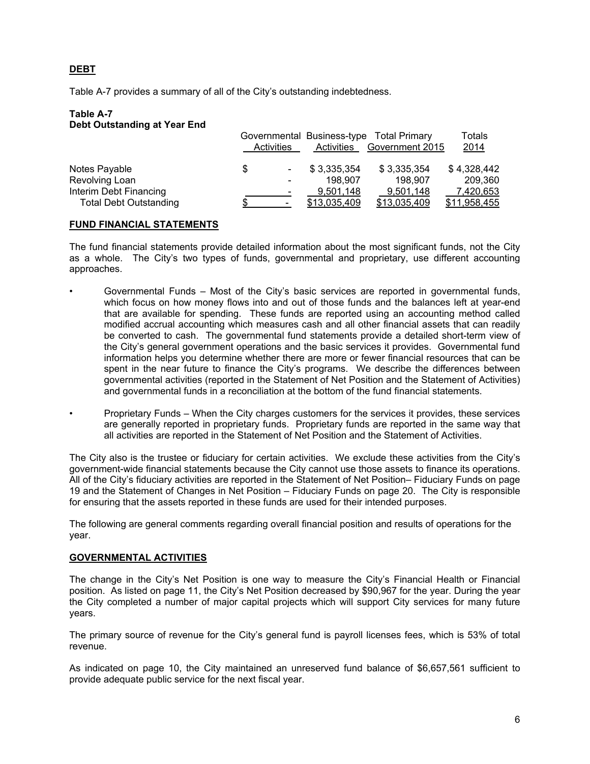## DEBT

Table A-7 provides a summary of all of the City's outstanding indebtedness.

**Table A-7**
**Debt Outstanding at Year End**

| | Governmental Activities | Business-type Activities | Total Primary Government 2015 | Totals 2014 |
|---|---|---|---|---|
| Notes Payable | $ - | $ 3,335,354 | $ 3,335,354 | $ 4,328,442 |
| Revolving Loan | - | 198,907 | 198,907 | 209,360 |
| Interim Debt Financing | - | 9,501,148 | 9,501,148 | 7,420,653 |
| Total Debt Outstanding | $ - | $13,035,409 | $13,035,409 | $11,958,455 |

## FUND FINANCIAL STATEMENTS

The fund financial statements provide detailed information about the most significant funds, not the City as a whole. The City's two types of funds, governmental and proprietary, use different accounting approaches.

- Governmental Funds – Most of the City's basic services are reported in governmental funds, which focus on how money flows into and out of those funds and the balances left at year-end that are available for spending. These funds are reported using an accounting method called modified accrual accounting which measures cash and all other financial assets that can readily be converted to cash. The governmental fund statements provide a detailed short-term view of the City's general government operations and the basic services it provides. Governmental fund information helps you determine whether there are more or fewer financial resources that can be spent in the near future to finance the City's programs. We describe the differences between governmental activities (reported in the Statement of Net Position and the Statement of Activities) and governmental funds in a reconciliation at the bottom of the fund financial statements.

- Proprietary Funds – When the City charges customers for the services it provides, these services are generally reported in proprietary funds. Proprietary funds are reported in the same way that all activities are reported in the Statement of Net Position and the Statement of Activities.

The City also is the trustee or fiduciary for certain activities. We exclude these activities from the City's government-wide financial statements because the City cannot use those assets to finance its operations. All of the City's fiduciary activities are reported in the Statement of Net Position– Fiduciary Funds on page 19 and the Statement of Changes in Net Position – Fiduciary Funds on page 20. The City is responsible for ensuring that the assets reported in these funds are used for their intended purposes.

The following are general comments regarding overall financial position and results of operations for the year.

## GOVERNMENTAL ACTIVITIES

The change in the City's Net Position is one way to measure the City's Financial Health or Financial position. As listed on page 11, the City's Net Position decreased by $90,967 for the year. During the year the City completed a number of major capital projects which will support City services for many future years.

The primary source of revenue for the City's general fund is payroll licenses fees, which is 53% of total revenue.

As indicated on page 10, the City maintained an unreserved fund balance of $6,657,561 sufficient to provide adequate public service for the next fiscal year.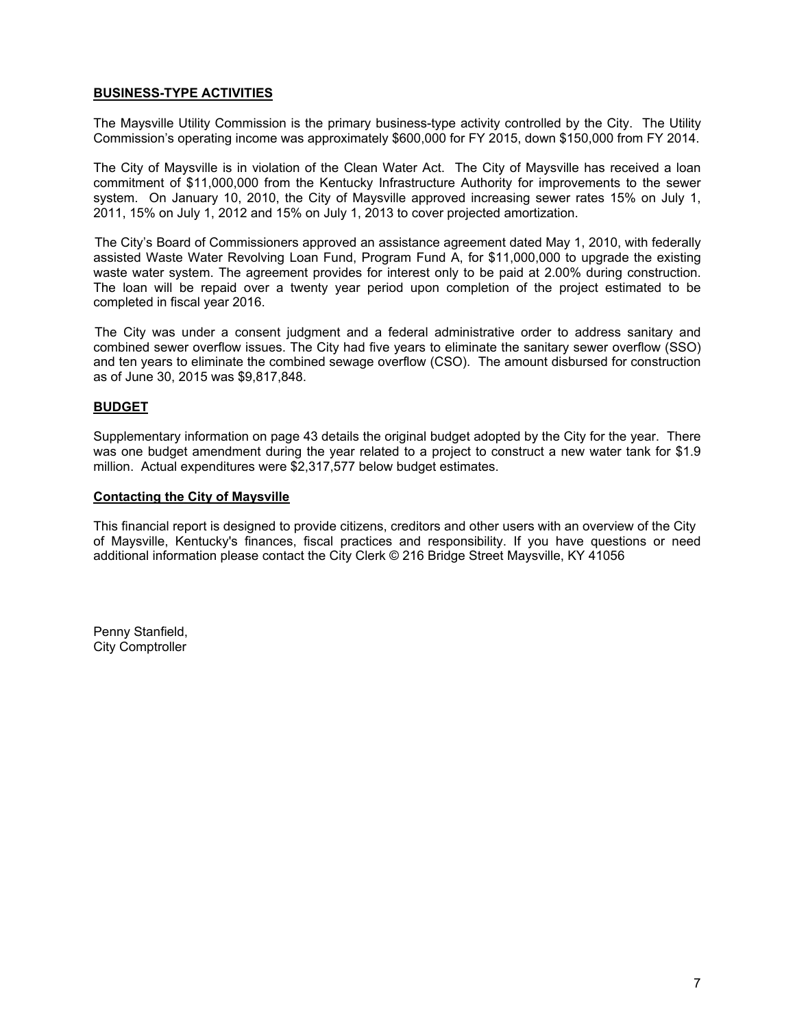## BUSINESS-TYPE ACTIVITIES

The Maysville Utility Commission is the primary business-type activity controlled by the City. The Utility Commission's operating income was approximately $600,000 for FY 2015, down $150,000 from FY 2014.

The City of Maysville is in violation of the Clean Water Act. The City of Maysville has received a loan commitment of $11,000,000 from the Kentucky Infrastructure Authority for improvements to the sewer system. On January 10, 2010, the City of Maysville approved increasing sewer rates 15% on July 1, 2011, 15% on July 1, 2012 and 15% on July 1, 2013 to cover projected amortization.

The City's Board of Commissioners approved an assistance agreement dated May 1, 2010, with federally assisted Waste Water Revolving Loan Fund, Program Fund A, for $11,000,000 to upgrade the existing waste water system. The agreement provides for interest only to be paid at 2.00% during construction. The loan will be repaid over a twenty year period upon completion of the project estimated to be completed in fiscal year 2016.

The City was under a consent judgment and a federal administrative order to address sanitary and combined sewer overflow issues. The City had five years to eliminate the sanitary sewer overflow (SSO) and ten years to eliminate the combined sewage overflow (CSO). The amount disbursed for construction as of June 30, 2015 was $9,817,848.

## BUDGET

Supplementary information on page 43 details the original budget adopted by the City for the year. There was one budget amendment during the year related to a project to construct a new water tank for $1.9 million. Actual expenditures were $2,317,577 below budget estimates.

## Contacting the City of Maysville

This financial report is designed to provide citizens, creditors and other users with an overview of the City of Maysville, Kentucky's finances, fiscal practices and responsibility. If you have questions or need additional information please contact the City Clerk © 216 Bridge Street Maysville, KY 41056

Penny Stanfield,
City Comptroller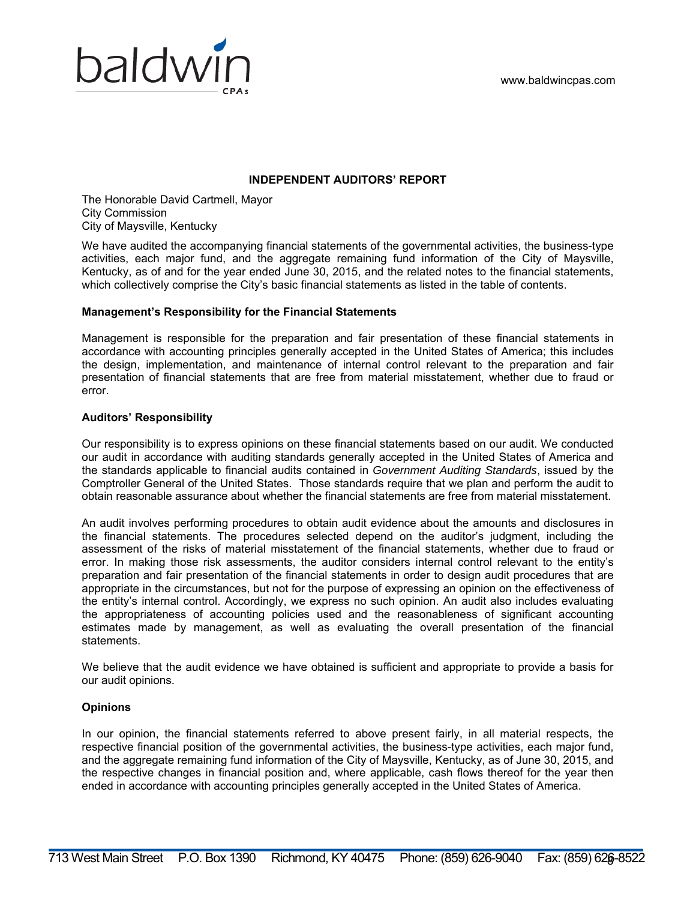baldwin CPAs

www.baldwincpas.com

## INDEPENDENT AUDITORS' REPORT

The Honorable David Cartmell, Mayor
City Commission
City of Maysville, Kentucky

We have audited the accompanying financial statements of the governmental activities, the business-type activities, each major fund, and the aggregate remaining fund information of the City of Maysville, Kentucky, as of and for the year ended June 30, 2015, and the related notes to the financial statements, which collectively comprise the City's basic financial statements as listed in the table of contents.

### Management's Responsibility for the Financial Statements

Management is responsible for the preparation and fair presentation of these financial statements in accordance with accounting principles generally accepted in the United States of America; this includes the design, implementation, and maintenance of internal control relevant to the preparation and fair presentation of financial statements that are free from material misstatement, whether due to fraud or error.

### Auditors' Responsibility

Our responsibility is to express opinions on these financial statements based on our audit. We conducted our audit in accordance with auditing standards generally accepted in the United States of America and the standards applicable to financial audits contained in *Government Auditing Standards*, issued by the Comptroller General of the United States. Those standards require that we plan and perform the audit to obtain reasonable assurance about whether the financial statements are free from material misstatement.

An audit involves performing procedures to obtain audit evidence about the amounts and disclosures in the financial statements. The procedures selected depend on the auditor's judgment, including the assessment of the risks of material misstatement of the financial statements, whether due to fraud or error. In making those risk assessments, the auditor considers internal control relevant to the entity's preparation and fair presentation of the financial statements in order to design audit procedures that are appropriate in the circumstances, but not for the purpose of expressing an opinion on the effectiveness of the entity's internal control. Accordingly, we express no such opinion. An audit also includes evaluating the appropriateness of accounting policies used and the reasonableness of significant accounting estimates made by management, as well as evaluating the overall presentation of the financial statements.

We believe that the audit evidence we have obtained is sufficient and appropriate to provide a basis for our audit opinions.

### Opinions

In our opinion, the financial statements referred to above present fairly, in all material respects, the respective financial position of the governmental activities, the business-type activities, each major fund, and the aggregate remaining fund information of the City of Maysville, Kentucky, as of June 30, 2015, and the respective changes in financial position and, where applicable, cash flows thereof for the year then ended in accordance with accounting principles generally accepted in the United States of America.

713 West Main Street P.O. Box 1390 Richmond, KY 40475 Phone: (859) 626-9040 Fax: (859) 626-8522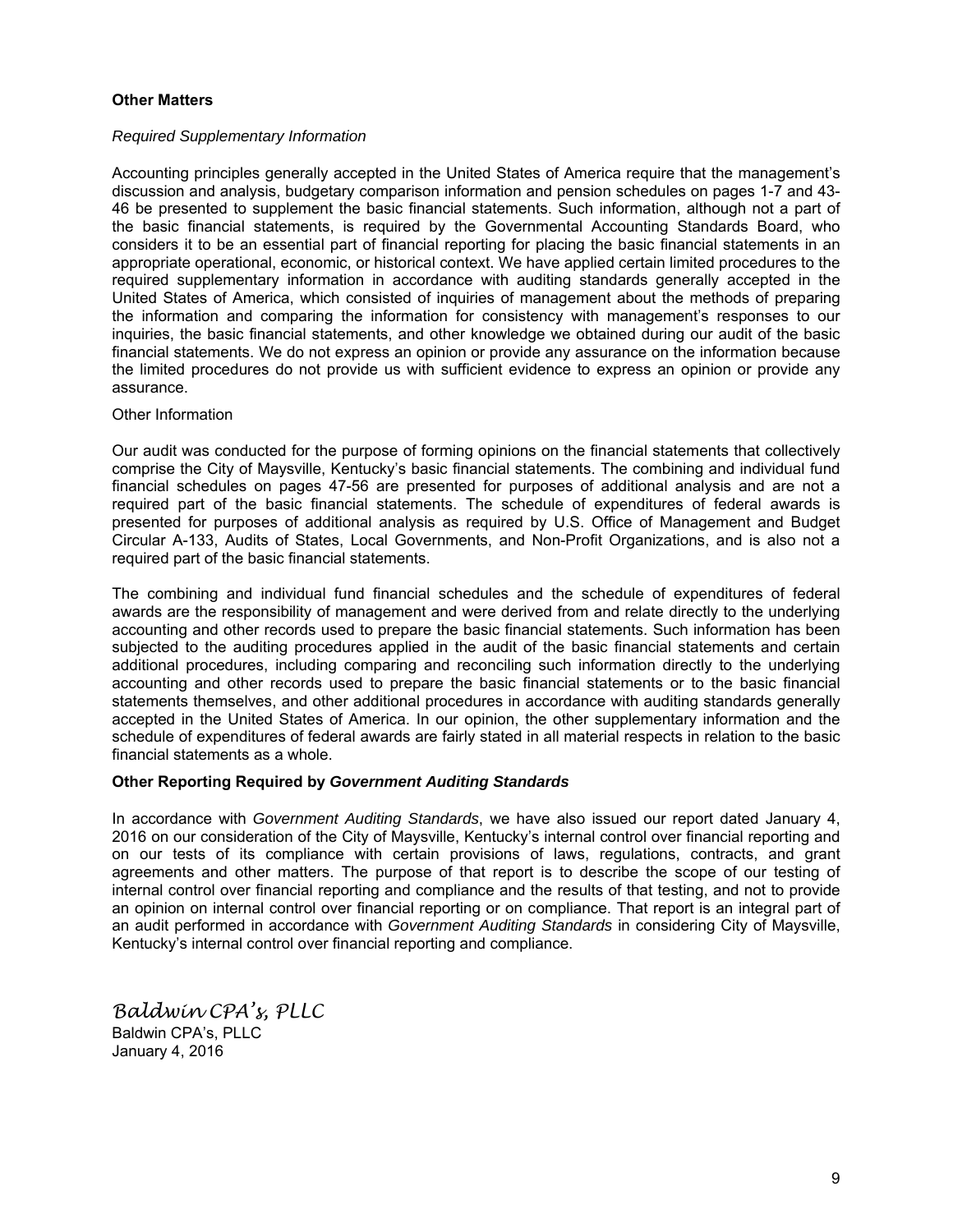**Other Matters**

*Required Supplementary Information*

Accounting principles generally accepted in the United States of America require that the management's discussion and analysis, budgetary comparison information and pension schedules on pages 1-7 and 43-46 be presented to supplement the basic financial statements. Such information, although not a part of the basic financial statements, is required by the Governmental Accounting Standards Board, who considers it to be an essential part of financial reporting for placing the basic financial statements in an appropriate operational, economic, or historical context. We have applied certain limited procedures to the required supplementary information in accordance with auditing standards generally accepted in the United States of America, which consisted of inquiries of management about the methods of preparing the information and comparing the information for consistency with management's responses to our inquiries, the basic financial statements, and other knowledge we obtained during our audit of the basic financial statements. We do not express an opinion or provide any assurance on the information because the limited procedures do not provide us with sufficient evidence to express an opinion or provide any assurance.

Other Information

Our audit was conducted for the purpose of forming opinions on the financial statements that collectively comprise the City of Maysville, Kentucky's basic financial statements. The combining and individual fund financial schedules on pages 47-56 are presented for purposes of additional analysis and are not a required part of the basic financial statements. The schedule of expenditures of federal awards is presented for purposes of additional analysis as required by U.S. Office of Management and Budget Circular A-133, Audits of States, Local Governments, and Non-Profit Organizations, and is also not a required part of the basic financial statements.

The combining and individual fund financial schedules and the schedule of expenditures of federal awards are the responsibility of management and were derived from and relate directly to the underlying accounting and other records used to prepare the basic financial statements. Such information has been subjected to the auditing procedures applied in the audit of the basic financial statements and certain additional procedures, including comparing and reconciling such information directly to the underlying accounting and other records used to prepare the basic financial statements or to the basic financial statements themselves, and other additional procedures in accordance with auditing standards generally accepted in the United States of America. In our opinion, the other supplementary information and the schedule of expenditures of federal awards are fairly stated in all material respects in relation to the basic financial statements as a whole.

**Other Reporting Required by *Government Auditing Standards***

In accordance with *Government Auditing Standards*, we have also issued our report dated January 4, 2016 on our consideration of the City of Maysville, Kentucky's internal control over financial reporting and on our tests of its compliance with certain provisions of laws, regulations, contracts, and grant agreements and other matters. The purpose of that report is to describe the scope of our testing of internal control over financial reporting and compliance and the results of that testing, and not to provide an opinion on internal control over financial reporting or on compliance. That report is an integral part of an audit performed in accordance with *Government Auditing Standards* in considering City of Maysville, Kentucky's internal control over financial reporting and compliance.

*Baldwin CPA's, PLLC*

Baldwin CPA's, PLLC
January 4, 2016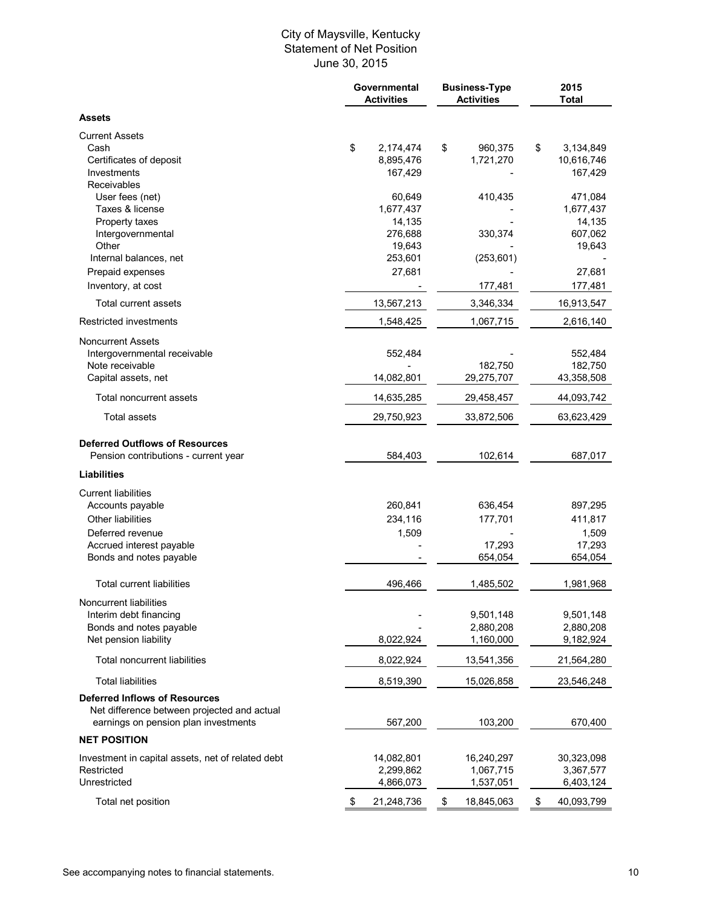# City of Maysville, Kentucky
## Statement of Net Position
### June 30, 2015

| | Governmental Activities | Business-Type Activities | 2015 Total |
|---|---|---|---|
| **Assets** | | | |
| Current Assets | | | |
| Cash | $ 2,174,474 | $ 960,375 | $ 3,134,849 |
| Certificates of deposit | 8,895,476 | 1,721,270 | 10,616,746 |
| Investments | 167,429 | - | 167,429 |
| Receivables | | | |
| User fees (net) | 60,649 | 410,435 | 471,084 |
| Taxes & license | 1,677,437 | - | 1,677,437 |
| Property taxes | 14,135 | - | 14,135 |
| Intergovernmental | 276,688 | 330,374 | 607,062 |
| Other | 19,643 | - | 19,643 |
| Internal balances, net | 253,601 | (253,601) | - |
| Prepaid expenses | 27,681 | - | 27,681 |
| Inventory, at cost | - | 177,481 | 177,481 |
| Total current assets | 13,567,213 | 3,346,334 | 16,913,547 |
| Restricted investments | 1,548,425 | 1,067,715 | 2,616,140 |
| Noncurrent Assets | | | |
| Intergovernmental receivable | 552,484 | - | 552,484 |
| Note receivable | - | 182,750 | 182,750 |
| Capital assets, net | 14,082,801 | 29,275,707 | 43,358,508 |
| Total noncurrent assets | 14,635,285 | 29,458,457 | 44,093,742 |
| Total assets | 29,750,923 | 33,872,506 | 63,623,429 |
| **Deferred Outflows of Resources** | | | |
| Pension contributions - current year | 584,403 | 102,614 | 687,017 |
| **Liabilities** | | | |
| Current liabilities | | | |
| Accounts payable | 260,841 | 636,454 | 897,295 |
| Other liabilities | 234,116 | 177,701 | 411,817 |
| Deferred revenue | 1,509 | - | 1,509 |
| Accrued interest payable | - | 17,293 | 17,293 |
| Bonds and notes payable | - | 654,054 | 654,054 |
| Total current liabilities | 496,466 | 1,485,502 | 1,981,968 |
| Noncurrent liabilities | | | |
| Interim debt financing | - | 9,501,148 | 9,501,148 |
| Bonds and notes payable | - | 2,880,208 | 2,880,208 |
| Net pension liability | 8,022,924 | 1,160,000 | 9,182,924 |
| Total noncurrent liabilities | 8,022,924 | 13,541,356 | 21,564,280 |
| Total liabilities | 8,519,390 | 15,026,858 | 23,546,248 |
| **Deferred Inflows of Resources** | | | |
| Net difference between projected and actual earnings on pension plan investments | 567,200 | 103,200 | 670,400 |
| **NET POSITION** | | | |
| Investment in capital assets, net of related debt | 14,082,801 | 16,240,297 | 30,323,098 |
| Restricted | 2,299,862 | 1,067,715 | 3,367,577 |
| Unrestricted | 4,866,073 | 1,537,051 | 6,403,124 |
| Total net position | $ 21,248,736 | $ 18,845,063 | $ 40,093,799 |

See accompanying notes to financial statements.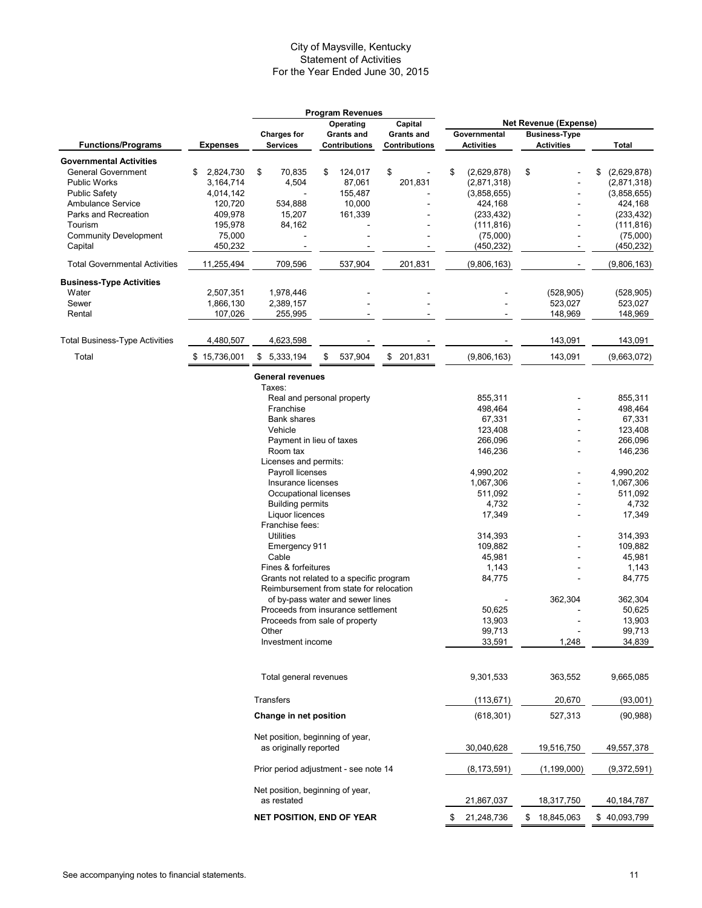# City of Maysville, Kentucky
## Statement of Activities
### For the Year Ended June 30, 2015

| | | Program Revenues | | | Net Revenue (Expense) | | |
|---|---|---|---|---|---|---|---|
| Functions/Programs | Expenses | Charges for Services | Operating Grants and Contributions | Capital Grants and Contributions | Governmental Activities | Business-Type Activities | Total |
| **Governmental Activities** | | | | | | | |
| General Government | $ 2,824,730 | $ 70,835 | $ 124,017 | $ - | $ (2,629,878) | $ - | $ (2,629,878) |
| Public Works | 3,164,714 | 4,504 | 87,061 | 201,831 | (2,871,318) | - | (2,871,318) |
| Public Safety | 4,014,142 | - | 155,487 | - | (3,858,655) | - | (3,858,655) |
| Ambulance Service | 120,720 | 534,888 | 10,000 | - | 424,168 | - | 424,168 |
| Parks and Recreation | 409,978 | 15,207 | 161,339 | - | (233,432) | - | (233,432) |
| Tourism | 195,978 | 84,162 | - | - | (111,816) | - | (111,816) |
| Community Development | 75,000 | - | - | - | (75,000) | - | (75,000) |
| Capital | 450,232 | - | - | - | (450,232) | - | (450,232) |
| Total Governmental Activities | 11,255,494 | 709,596 | 537,904 | 201,831 | (9,806,163) | - | (9,806,163) |
| **Business-Type Activities** | | | | | | | |
| Water | 2,507,351 | 1,978,446 | - | - | - | (528,905) | (528,905) |
| Sewer | 1,866,130 | 2,389,157 | - | - | - | 523,027 | 523,027 |
| Rental | 107,026 | 255,995 | - | - | - | 148,969 | 148,969 |
| Total Business-Type Activities | 4,480,507 | 4,623,598 | - | - | - | 143,091 | 143,091 |
| Total | $ 15,736,001 | $ 5,333,194 | $ 537,904 | $ 201,831 | (9,806,163) | 143,091 | (9,663,072) |
| | | **General revenues** | | | | | |
| | | Taxes: | | | | | |
| | | Real and personal property | | | 855,311 | - | 855,311 |
| | | Franchise | | | 498,464 | - | 498,464 |
| | | Bank shares | | | 67,331 | - | 67,331 |
| | | Vehicle | | | 123,408 | - | 123,408 |
| | | Payment in lieu of taxes | | | 266,096 | - | 266,096 |
| | | Room tax | | | 146,236 | - | 146,236 |
| | | Licenses and permits: | | | | | |
| | | Payroll licenses | | | 4,990,202 | - | 4,990,202 |
| | | Insurance licenses | | | 1,067,306 | - | 1,067,306 |
| | | Occupational licenses | | | 511,092 | - | 511,092 |
| | | Building permits | | | 4,732 | - | 4,732 |
| | | Liquor licences | | | 17,349 | - | 17,349 |
| | | Franchise fees: | | | | | |
| | | Utilities | | | 314,393 | - | 314,393 |
| | | Emergency 911 | | | 109,882 | - | 109,882 |
| | | Cable | | | 45,981 | - | 45,981 |
| | | Fines & forfeitures | | | 1,143 | - | 1,143 |
| | | Grants not related to a specific program | | | 84,775 | - | 84,775 |
| | | Reimbursement from state for relocation of by-pass water and sewer lines | | | - | 362,304 | 362,304 |
| | | Proceeds from insurance settlement | | | 50,625 | - | 50,625 |
| | | Proceeds from sale of property | | | 13,903 | - | 13,903 |
| | | Other | | | 99,713 | - | 99,713 |
| | | Investment income | | | 33,591 | 1,248 | 34,839 |
| | | Total general revenues | | | 9,301,533 | 363,552 | 9,665,085 |
| | | Transfers | | | (113,671) | 20,670 | (93,001) |
| | | **Change in net position** | | | (618,301) | 527,313 | (90,988) |
| | | Net position, beginning of year, as originally reported | | | 30,040,628 | 19,516,750 | 49,557,378 |
| | | Prior period adjustment - see note 14 | | | (8,173,591) | (1,199,000) | (9,372,591) |
| | | Net position, beginning of year, as restated | | | 21,867,037 | 18,317,750 | 40,184,787 |
| | | **NET POSITION, END OF YEAR** | | | $ 21,248,736 | $ 18,845,063 | $ 40,093,799 |

See accompanying notes to financial statements.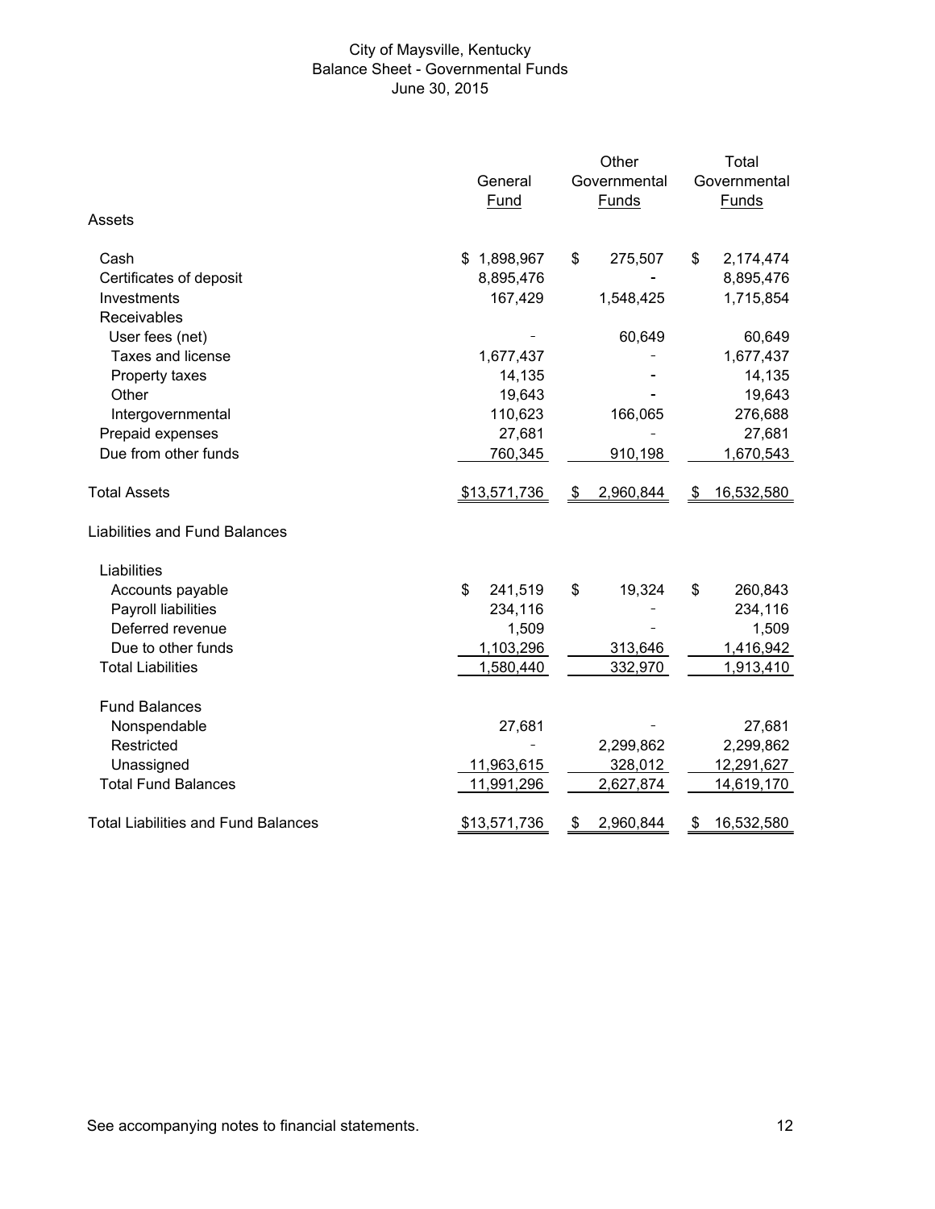# City of Maysville, Kentucky
## Balance Sheet - Governmental Funds
### June 30, 2015

| | General Fund | Other Governmental Funds | Total Governmental Funds |
|---|---|---|---|
| **Assets** | | | |
| Cash | $ 1,898,967 | $ 275,507 | $ 2,174,474 |
| Certificates of deposit | 8,895,476 | - | 8,895,476 |
| Investments | 167,429 | 1,548,425 | 1,715,854 |
| Receivables | | | |
| User fees (net) | - | 60,649 | 60,649 |
| Taxes and license | 1,677,437 | - | 1,677,437 |
| Property taxes | 14,135 | - | 14,135 |
| Other | 19,643 | - | 19,643 |
| Intergovernmental | 110,623 | 166,065 | 276,688 |
| Prepaid expenses | 27,681 | - | 27,681 |
| Due from other funds | 760,345 | 910,198 | 1,670,543 |
| Total Assets | $13,571,736 | $ 2,960,844 | $ 16,532,580 |
| **Liabilities and Fund Balances** | | | |
| Liabilities | | | |
| Accounts payable | $ 241,519 | $ 19,324 | $ 260,843 |
| Payroll liabilities | 234,116 | - | 234,116 |
| Deferred revenue | 1,509 | - | 1,509 |
| Due to other funds | 1,103,296 | 313,646 | 1,416,942 |
| Total Liabilities | 1,580,440 | 332,970 | 1,913,410 |
| Fund Balances | | | |
| Nonspendable | 27,681 | - | 27,681 |
| Restricted | - | 2,299,862 | 2,299,862 |
| Unassigned | 11,963,615 | 328,012 | 12,291,627 |
| Total Fund Balances | 11,991,296 | 2,627,874 | 14,619,170 |
| Total Liabilities and Fund Balances | $13,571,736 | $ 2,960,844 | $ 16,532,580 |

See accompanying notes to financial statements.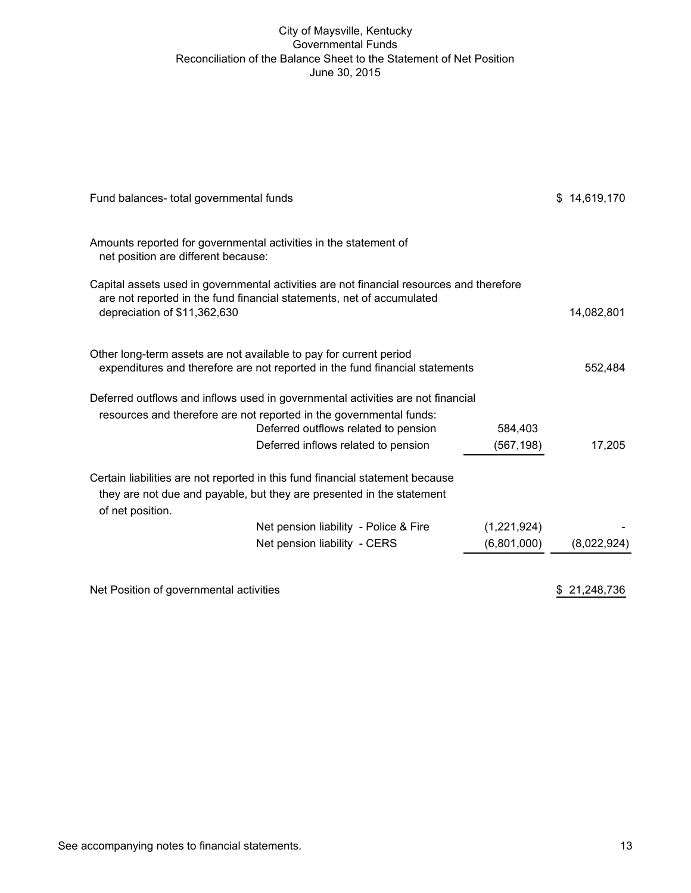City of Maysville, Kentucky
Governmental Funds
Reconciliation of the Balance Sheet to the Statement of Net Position
June 30, 2015

| | | | |
|---|---|---|---|
| Fund balances- total governmental funds | | | $ 14,619,170 |
| Amounts reported for governmental activities in the statement of net position are different because: | | | |
| Capital assets used in governmental activities are not financial resources and therefore are not reported in the fund financial statements, net of accumulated depreciation of $11,362,630 | | | 14,082,801 |
| Other long-term assets are not available to pay for current period expenditures and therefore are not reported in the fund financial statements | | | 552,484 |
| Deferred outflows and inflows used in governmental activities are not financial resources and therefore are not reported in the governmental funds: | | | |
| | Deferred outflows related to pension | 584,403 | |
| | Deferred inflows related to pension | (567,198) | 17,205 |
| Certain liabilities are not reported in this fund financial statement because they are not due and payable, but they are presented in the statement of net position. | | | |
| | Net pension liability - Police & Fire | (1,221,924) | - |
| | Net pension liability - CERS | (6,801,000) | (8,022,924) |
| Net Position of governmental activities | | | $ 21,248,736 |

See accompanying notes to financial statements.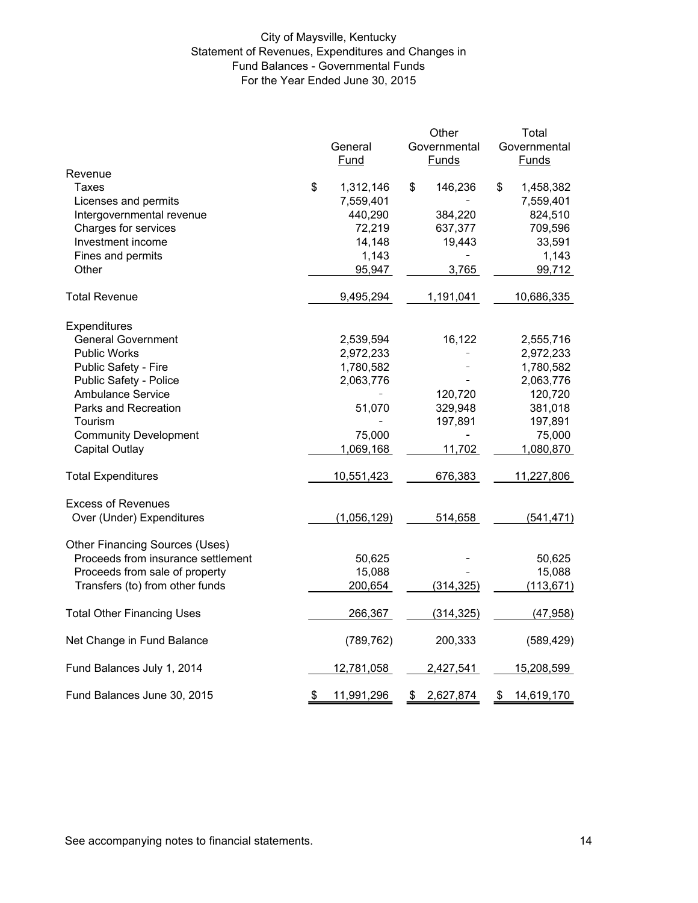City of Maysville, Kentucky
Statement of Revenues, Expenditures and Changes in
Fund Balances - Governmental Funds
For the Year Ended June 30, 2015

| | General Fund | Other Governmental Funds | Total Governmental Funds |
|---|---|---|---|
| **Revenue** | | | |
| Taxes | $ 1,312,146 | $ 146,236 | $ 1,458,382 |
| Licenses and permits | 7,559,401 | - | 7,559,401 |
| Intergovernmental revenue | 440,290 | 384,220 | 824,510 |
| Charges for services | 72,219 | 637,377 | 709,596 |
| Investment income | 14,148 | 19,443 | 33,591 |
| Fines and permits | 1,143 | - | 1,143 |
| Other | 95,947 | 3,765 | 99,712 |
| Total Revenue | 9,495,294 | 1,191,041 | 10,686,335 |
| **Expenditures** | | | |
| General Government | 2,539,594 | 16,122 | 2,555,716 |
| Public Works | 2,972,233 | - | 2,972,233 |
| Public Safety - Fire | 1,780,582 | - | 1,780,582 |
| Public Safety - Police | 2,063,776 | - | 2,063,776 |
| Ambulance Service | - | 120,720 | 120,720 |
| Parks and Recreation | 51,070 | 329,948 | 381,018 |
| Tourism | - | 197,891 | 197,891 |
| Community Development | 75,000 | - | 75,000 |
| Capital Outlay | 1,069,168 | 11,702 | 1,080,870 |
| Total Expenditures | 10,551,423 | 676,383 | 11,227,806 |
| Excess of Revenues Over (Under) Expenditures | (1,056,129) | 514,658 | (541,471) |
| **Other Financing Sources (Uses)** | | | |
| Proceeds from insurance settlement | 50,625 | - | 50,625 |
| Proceeds from sale of property | 15,088 | - | 15,088 |
| Transfers (to) from other funds | 200,654 | (314,325) | (113,671) |
| Total Other Financing Uses | 266,367 | (314,325) | (47,958) |
| Net Change in Fund Balance | (789,762) | 200,333 | (589,429) |
| Fund Balances July 1, 2014 | 12,781,058 | 2,427,541 | 15,208,599 |
| Fund Balances June 30, 2015 | $ 11,991,296 | $ 2,627,874 | $ 14,619,170 |

See accompanying notes to financial statements.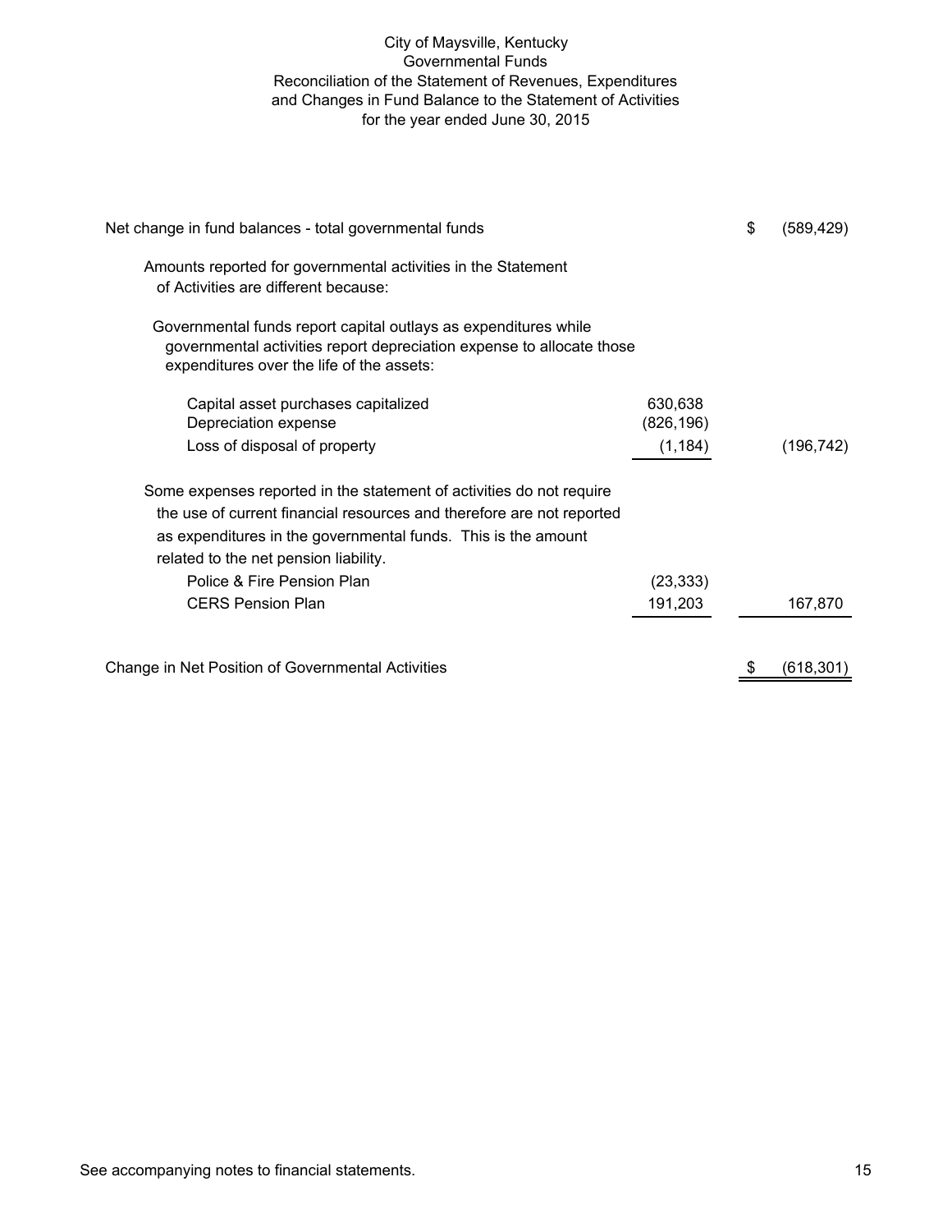# City of Maysville, Kentucky
## Governmental Funds
## Reconciliation of the Statement of Revenues, Expenditures and Changes in Fund Balance to the Statement of Activities
## for the year ended June 30, 2015

| | | |
|---|---|---|
| Net change in fund balances - total governmental funds | | $ (589,429) |
| Amounts reported for governmental activities in the Statement of Activities are different because: | | |
| Governmental funds report capital outlays as expenditures while governmental activities report depreciation expense to allocate those expenditures over the life of the assets: | | |
| Capital asset purchases capitalized | 630,638 | |
| Depreciation expense | (826,196) | |
| Loss of disposal of property | (1,184) | (196,742) |
| Some expenses reported in the statement of activities do not require the use of current financial resources and therefore are not reported as expenditures in the governmental funds. This is the amount related to the net pension liability. | | |
| Police & Fire Pension Plan | (23,333) | |
| CERS Pension Plan | 191,203 | 167,870 |
| Change in Net Position of Governmental Activities | | $ (618,301) |

See accompanying notes to financial statements.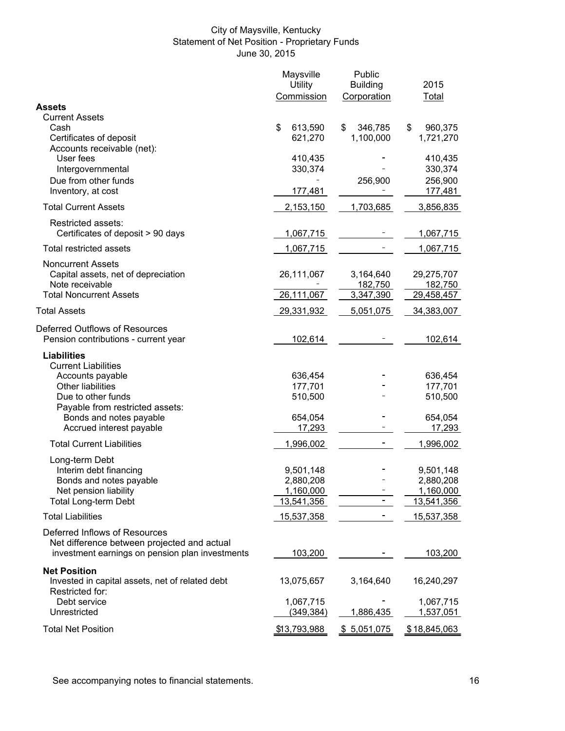City of Maysville, Kentucky
Statement of Net Position - Proprietary Funds
June 30, 2015

| | Maysville Utility Commission | Public Building Corporation | 2015 Total |
|---|---|---|---|
| **Assets** | | | |
| Current Assets | | | |
| Cash | $ 613,590 | $ 346,785 | $ 960,375 |
| Certificates of deposit | 621,270 | 1,100,000 | 1,721,270 |
| Accounts receivable (net): | | | |
| User fees | 410,435 | - | 410,435 |
| Intergovernmental | 330,374 | - | 330,374 |
| Due from other funds | - | 256,900 | 256,900 |
| Inventory, at cost | 177,481 | - | 177,481 |
| Total Current Assets | 2,153,150 | 1,703,685 | 3,856,835 |
| Restricted assets: | | | |
| Certificates of deposit > 90 days | 1,067,715 | - | 1,067,715 |
| Total restricted assets | 1,067,715 | - | 1,067,715 |
| Noncurrent Assets | | | |
| Capital assets, net of depreciation | 26,111,067 | 3,164,640 | 29,275,707 |
| Note receivable | - | 182,750 | 182,750 |
| Total Noncurrent Assets | 26,111,067 | 3,347,390 | 29,458,457 |
| Total Assets | 29,331,932 | 5,051,075 | 34,383,007 |
| Deferred Outflows of Resources | | | |
| Pension contributions - current year | 102,614 | - | 102,614 |
| **Liabilities** | | | |
| Current Liabilities | | | |
| Accounts payable | 636,454 | - | 636,454 |
| Other liabilities | 177,701 | - | 177,701 |
| Due to other funds | 510,500 | - | 510,500 |
| Payable from restricted assets: | | | |
| Bonds and notes payable | 654,054 | - | 654,054 |
| Accrued interest payable | 17,293 | - | 17,293 |
| Total Current Liabilities | 1,996,002 | - | 1,996,002 |
| Long-term Debt | | | |
| Interim debt financing | 9,501,148 | - | 9,501,148 |
| Bonds and notes payable | 2,880,208 | - | 2,880,208 |
| Net pension liability | 1,160,000 | - | 1,160,000 |
| Total Long-term Debt | 13,541,356 | - | 13,541,356 |
| Total Liabilities | 15,537,358 | - | 15,537,358 |
| Deferred Inflows of Resources | | | |
| Net difference between projected and actual investment earnings on pension plan investments | 103,200 | - | 103,200 |
| **Net Position** | | | |
| Invested in capital assets, net of related debt | 13,075,657 | 3,164,640 | 16,240,297 |
| Restricted for: | | | |
| Debt service | 1,067,715 | - | 1,067,715 |
| Unrestricted | (349,384) | 1,886,435 | 1,537,051 |
| Total Net Position | $13,793,988 | $ 5,051,075 | $ 18,845,063 |

See accompanying notes to financial statements.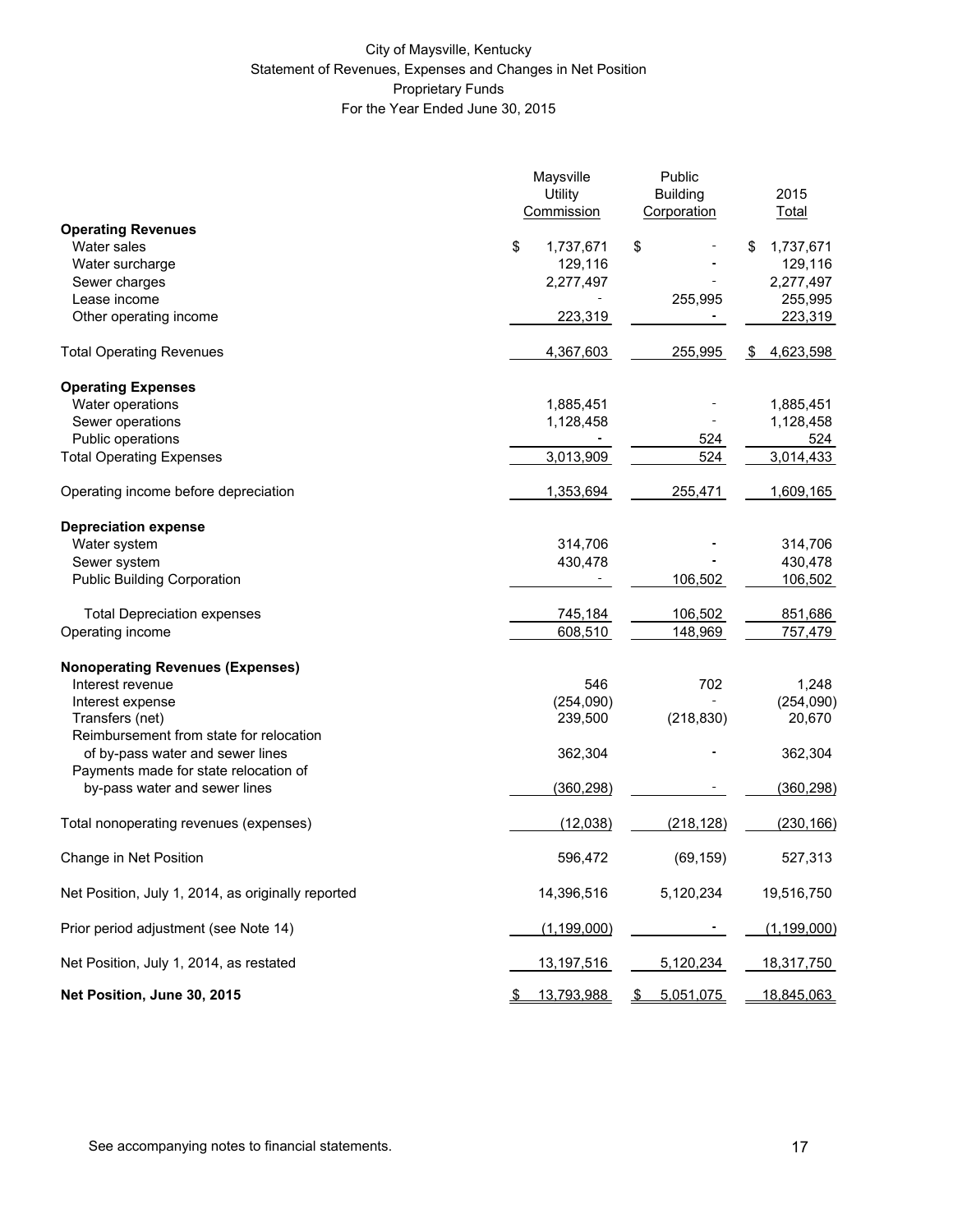City of Maysville, Kentucky
Statement of Revenues, Expenses and Changes in Net Position
Proprietary Funds
For the Year Ended June 30, 2015

| | Maysville Utility Commission | Public Building Corporation | 2015 Total |
|---|---|---|---|
| **Operating Revenues** | | | |
| Water sales | $ 1,737,671 | $ - | $ 1,737,671 |
| Water surcharge | 129,116 | - | 129,116 |
| Sewer charges | 2,277,497 | - | 2,277,497 |
| Lease income | - | 255,995 | 255,995 |
| Other operating income | 223,319 | - | 223,319 |
| Total Operating Revenues | 4,367,603 | 255,995 | $ 4,623,598 |
| **Operating Expenses** | | | |
| Water operations | 1,885,451 | - | 1,885,451 |
| Sewer operations | 1,128,458 | - | 1,128,458 |
| Public operations | - | 524 | 524 |
| Total Operating Expenses | 3,013,909 | 524 | 3,014,433 |
| Operating income before depreciation | 1,353,694 | 255,471 | 1,609,165 |
| **Depreciation expense** | | | |
| Water system | 314,706 | - | 314,706 |
| Sewer system | 430,478 | - | 430,478 |
| Public Building Corporation | - | 106,502 | 106,502 |
| Total Depreciation expenses | 745,184 | 106,502 | 851,686 |
| Operating income | 608,510 | 148,969 | 757,479 |
| **Nonoperating Revenues (Expenses)** | | | |
| Interest revenue | 546 | 702 | 1,248 |
| Interest expense | (254,090) | - | (254,090) |
| Transfers (net) | 239,500 | (218,830) | 20,670 |
| Reimbursement from state for relocation of by-pass water and sewer lines | 362,304 | - | 362,304 |
| Payments made for state relocation of by-pass water and sewer lines | (360,298) | - | (360,298) |
| Total nonoperating revenues (expenses) | (12,038) | (218,128) | (230,166) |
| Change in Net Position | 596,472 | (69,159) | 527,313 |
| Net Position, July 1, 2014, as originally reported | 14,396,516 | 5,120,234 | 19,516,750 |
| Prior period adjustment (see Note 14) | (1,199,000) | - | (1,199,000) |
| Net Position, July 1, 2014, as restated | 13,197,516 | 5,120,234 | 18,317,750 |
| **Net Position, June 30, 2015** | $ 13,793,988 | $ 5,051,075 | 18,845,063 |

See accompanying notes to financial statements.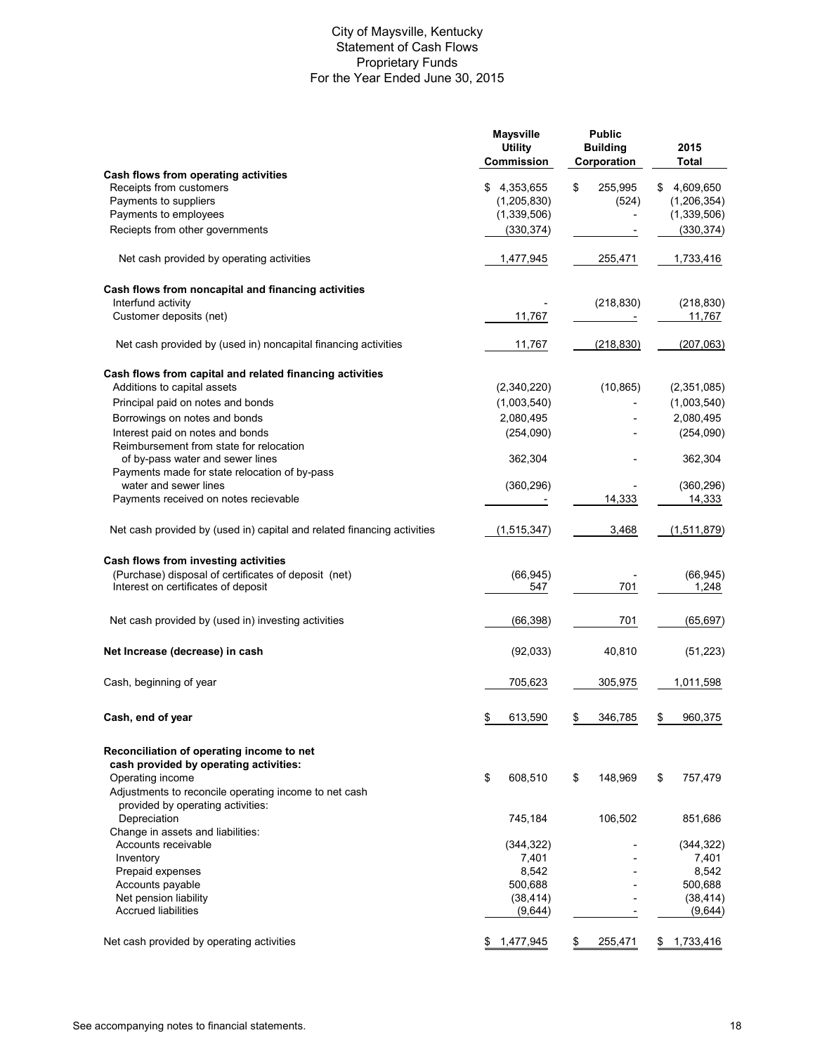# City of Maysville, Kentucky
## Statement of Cash Flows
## Proprietary Funds
## For the Year Ended June 30, 2015

| | Maysville Utility Commission | Public Building Corporation | 2015 Total |
|---|---|---|---|
| **Cash flows from operating activities** | | | |
| Receipts from customers | $ 4,353,655 | $ 255,995 | $ 4,609,650 |
| Payments to suppliers | (1,205,830) | (524) | (1,206,354) |
| Payments to employees | (1,339,506) | - | (1,339,506) |
| Reciepts from other governments | (330,374) | - | (330,374) |
| Net cash provided by operating activities | 1,477,945 | 255,471 | 1,733,416 |
| **Cash flows from noncapital and financing activities** | | | |
| Interfund activity | - | (218,830) | (218,830) |
| Customer deposits (net) | 11,767 | - | 11,767 |
| Net cash provided by (used in) noncapital financing activities | 11,767 | (218,830) | (207,063) |
| **Cash flows from capital and related financing activities** | | | |
| Additions to capital assets | (2,340,220) | (10,865) | (2,351,085) |
| Principal paid on notes and bonds | (1,003,540) | - | (1,003,540) |
| Borrowings on notes and bonds | 2,080,495 | - | 2,080,495 |
| Interest paid on notes and bonds | (254,090) | - | (254,090) |
| Reimbursement from state for relocation of by-pass water and sewer lines | 362,304 | - | 362,304 |
| Payments made for state relocation of by-pass water and sewer lines | (360,296) | - | (360,296) |
| Payments received on notes recievable | - | 14,333 | 14,333 |
| Net cash provided by (used in) capital and related financing activities | (1,515,347) | 3,468 | (1,511,879) |
| **Cash flows from investing activities** | | | |
| (Purchase) disposal of certificates of deposit (net) | (66,945) | - | (66,945) |
| Interest on certificates of deposit | 547 | 701 | 1,248 |
| Net cash provided by (used in) investing activities | (66,398) | 701 | (65,697) |
| **Net Increase (decrease) in cash** | (92,033) | 40,810 | (51,223) |
| Cash, beginning of year | 705,623 | 305,975 | 1,011,598 |
| **Cash, end of year** | $ 613,590 | $ 346,785 | $ 960,375 |
| **Reconciliation of operating income to net cash provided by operating activities:** | | | |
| Operating income | $ 608,510 | $ 148,969 | $ 757,479 |
| Adjustments to reconcile operating income to net cash provided by operating activities: | | | |
| Depreciation | 745,184 | 106,502 | 851,686 |
| Change in assets and liabilities: | | | |
| Accounts receivable | (344,322) | - | (344,322) |
| Inventory | 7,401 | - | 7,401 |
| Prepaid expenses | 8,542 | - | 8,542 |
| Accounts payable | 500,688 | - | 500,688 |
| Net pension liability | (38,414) | - | (38,414) |
| Accrued liabilities | (9,644) | - | (9,644) |
| Net cash provided by operating activities | $ 1,477,945 | $ 255,471 | $ 1,733,416 |

See accompanying notes to financial statements.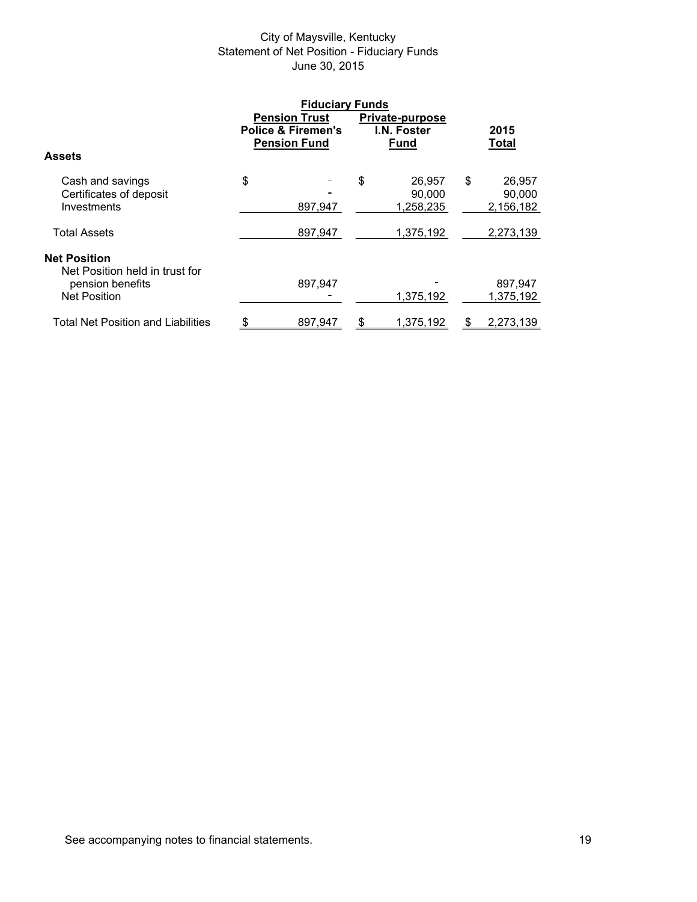# City of Maysville, Kentucky
## Statement of Net Position - Fiduciary Funds
### June 30, 2015

| | Fiduciary Funds | | |
|---|---|---|---|
| | **Pension Trust Police & Firemen's Pension Fund** | **Private-purpose I.N. Foster Fund** | **2015 Total** |
| **Assets** | | | |
| Cash and savings | $ - | $ 26,957 | $ 26,957 |
| Certificates of deposit | - | 90,000 | 90,000 |
| Investments | 897,947 | 1,258,235 | 2,156,182 |
| Total Assets | 897,947 | 1,375,192 | 2,273,139 |
| **Net Position** | | | |
| Net Position held in trust for pension benefits | 897,947 | - | 897,947 |
| Net Position | - | 1,375,192 | 1,375,192 |
| Total Net Position and Liabilities | $ 897,947 | $ 1,375,192 | $ 2,273,139 |

See accompanying notes to financial statements.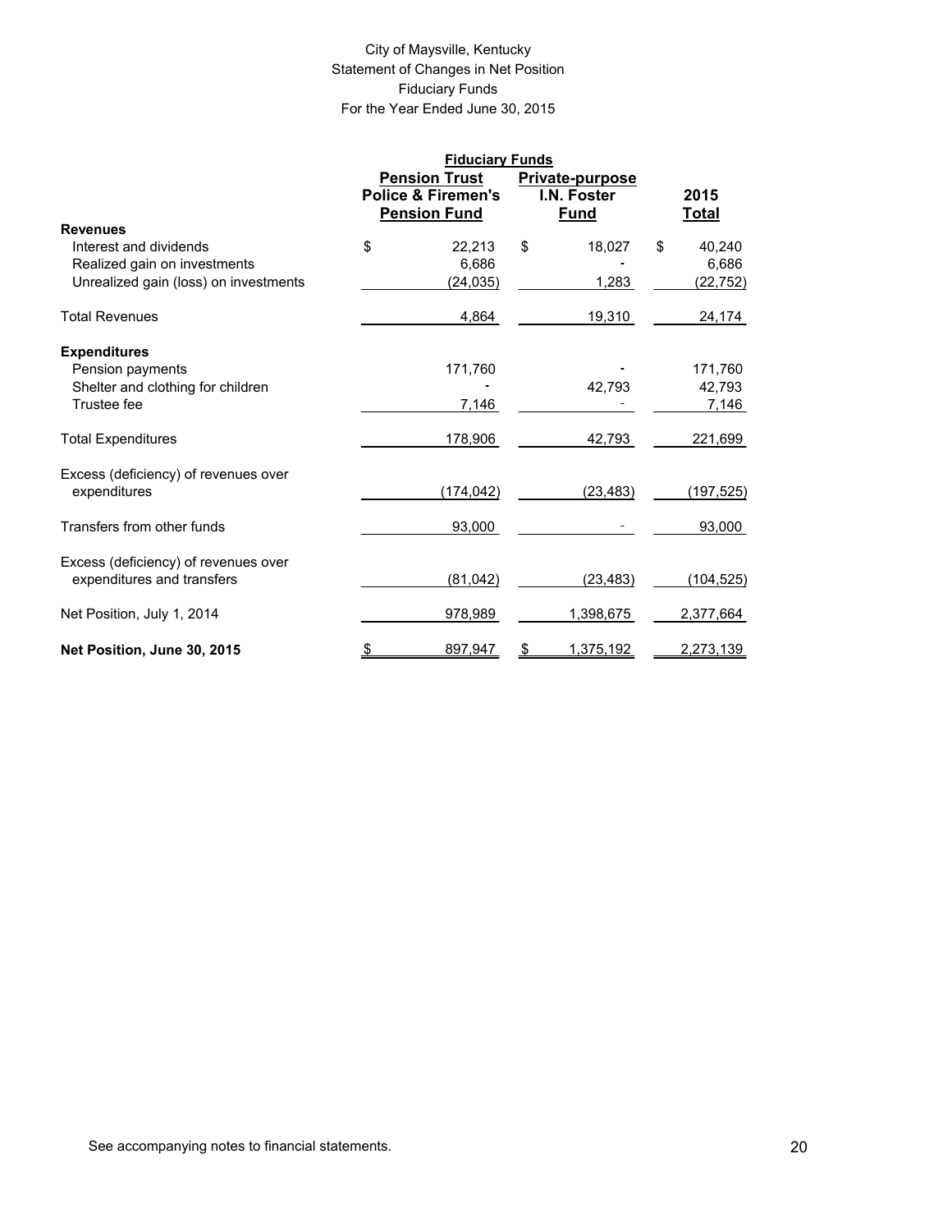City of Maysville, Kentucky
Statement of Changes in Net Position
Fiduciary Funds
For the Year Ended June 30, 2015

| | Fiduciary Funds | | |
|---|---|---|---|
| | Pension Trust Police & Firemen's Pension Fund | Private-purpose I.N. Foster Fund | 2015 Total |
| **Revenues** | | | |
| Interest and dividends | $ 22,213 | $ 18,027 | $ 40,240 |
| Realized gain on investments | 6,686 | - | 6,686 |
| Unrealized gain (loss) on investments | (24,035) | 1,283 | (22,752) |
| Total Revenues | 4,864 | 19,310 | 24,174 |
| **Expenditures** | | | |
| Pension payments | 171,760 | - | 171,760 |
| Shelter and clothing for children | - | 42,793 | 42,793 |
| Trustee fee | 7,146 | - | 7,146 |
| Total Expenditures | 178,906 | 42,793 | 221,699 |
| Excess (deficiency) of revenues over expenditures | (174,042) | (23,483) | (197,525) |
| Transfers from other funds | 93,000 | - | 93,000 |
| Excess (deficiency) of revenues over expenditures and transfers | (81,042) | (23,483) | (104,525) |
| Net Position, July 1, 2014 | 978,989 | 1,398,675 | 2,377,664 |
| **Net Position, June 30, 2015** | $ 897,947 | $ 1,375,192 | 2,273,139 |

See accompanying notes to financial statements.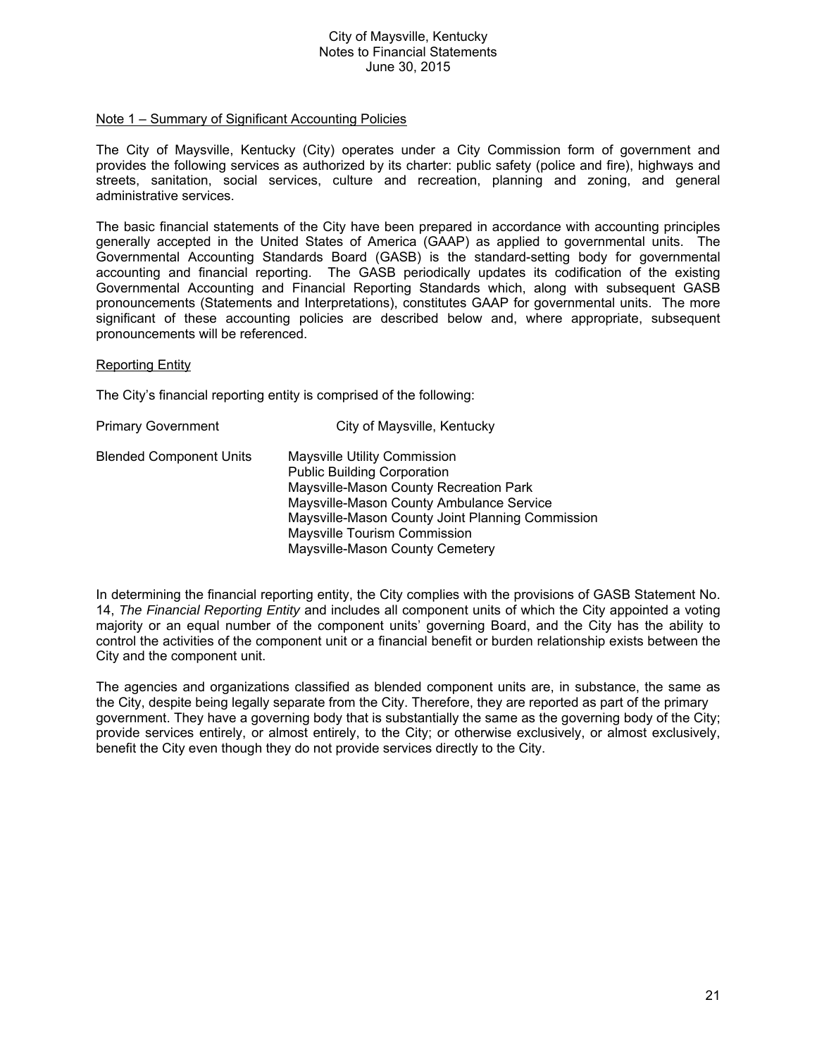## Note 1 – Summary of Significant Accounting Policies

The City of Maysville, Kentucky (City) operates under a City Commission form of government and provides the following services as authorized by its charter: public safety (police and fire), highways and streets, sanitation, social services, culture and recreation, planning and zoning, and general administrative services.

The basic financial statements of the City have been prepared in accordance with accounting principles generally accepted in the United States of America (GAAP) as applied to governmental units. The Governmental Accounting Standards Board (GASB) is the standard-setting body for governmental accounting and financial reporting. The GASB periodically updates its codification of the existing Governmental Accounting and Financial Reporting Standards which, along with subsequent GASB pronouncements (Statements and Interpretations), constitutes GAAP for governmental units. The more significant of these accounting policies are described below and, where appropriate, subsequent pronouncements will be referenced.

### Reporting Entity

The City's financial reporting entity is comprised of the following:

| | |
|---|---|
| Primary Government | City of Maysville, Kentucky |
| Blended Component Units | Maysville Utility Commission<br>Public Building Corporation<br>Maysville-Mason County Recreation Park<br>Maysville-Mason County Ambulance Service<br>Maysville-Mason County Joint Planning Commission<br>Maysville Tourism Commission<br>Maysville-Mason County Cemetery |

In determining the financial reporting entity, the City complies with the provisions of GASB Statement No. 14, *The Financial Reporting Entity* and includes all component units of which the City appointed a voting majority or an equal number of the component units' governing Board, and the City has the ability to control the activities of the component unit or a financial benefit or burden relationship exists between the City and the component unit.

The agencies and organizations classified as blended component units are, in substance, the same as the City, despite being legally separate from the City. Therefore, they are reported as part of the primary government. They have a governing body that is substantially the same as the governing body of the City; provide services entirely, or almost entirely, to the City; or otherwise exclusively, or almost exclusively, benefit the City even though they do not provide services directly to the City.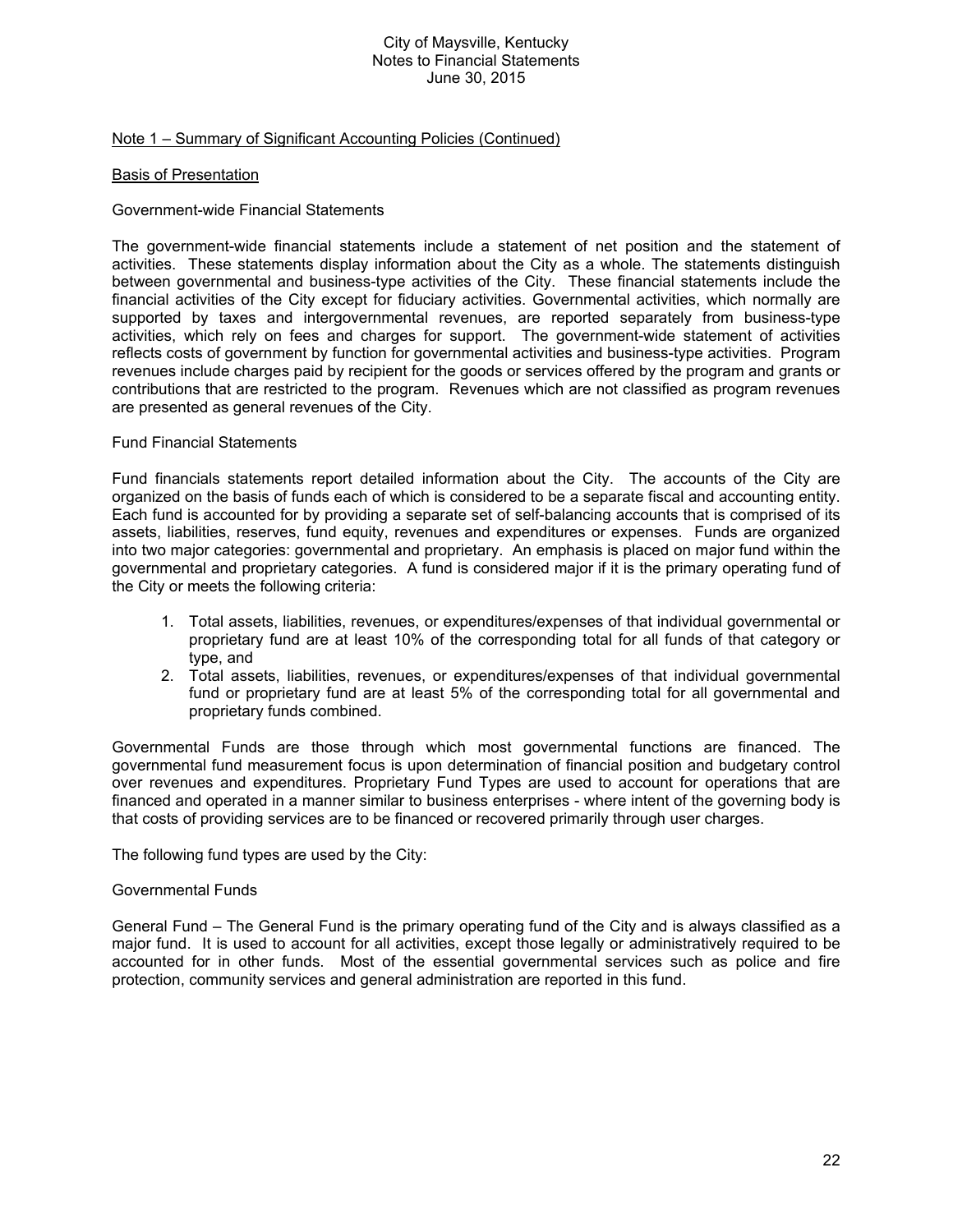Note 1 – Summary of Significant Accounting Policies (Continued)

Basis of Presentation

Government-wide Financial Statements

The government-wide financial statements include a statement of net position and the statement of activities. These statements display information about the City as a whole. The statements distinguish between governmental and business-type activities of the City. These financial statements include the financial activities of the City except for fiduciary activities. Governmental activities, which normally are supported by taxes and intergovernmental revenues, are reported separately from business-type activities, which rely on fees and charges for support. The government-wide statement of activities reflects costs of government by function for governmental activities and business-type activities. Program revenues include charges paid by recipient for the goods or services offered by the program and grants or contributions that are restricted to the program. Revenues which are not classified as program revenues are presented as general revenues of the City.

Fund Financial Statements

Fund financials statements report detailed information about the City. The accounts of the City are organized on the basis of funds each of which is considered to be a separate fiscal and accounting entity. Each fund is accounted for by providing a separate set of self-balancing accounts that is comprised of its assets, liabilities, reserves, fund equity, revenues and expenditures or expenses. Funds are organized into two major categories: governmental and proprietary. An emphasis is placed on major fund within the governmental and proprietary categories. A fund is considered major if it is the primary operating fund of the City or meets the following criteria:

1. Total assets, liabilities, revenues, or expenditures/expenses of that individual governmental or proprietary fund are at least 10% of the corresponding total for all funds of that category or type, and
2. Total assets, liabilities, revenues, or expenditures/expenses of that individual governmental fund or proprietary fund are at least 5% of the corresponding total for all governmental and proprietary funds combined.

Governmental Funds are those through which most governmental functions are financed. The governmental fund measurement focus is upon determination of financial position and budgetary control over revenues and expenditures. Proprietary Fund Types are used to account for operations that are financed and operated in a manner similar to business enterprises - where intent of the governing body is that costs of providing services are to be financed or recovered primarily through user charges.

The following fund types are used by the City:

Governmental Funds

General Fund – The General Fund is the primary operating fund of the City and is always classified as a major fund. It is used to account for all activities, except those legally or administratively required to be accounted for in other funds. Most of the essential governmental services such as police and fire protection, community services and general administration are reported in this fund.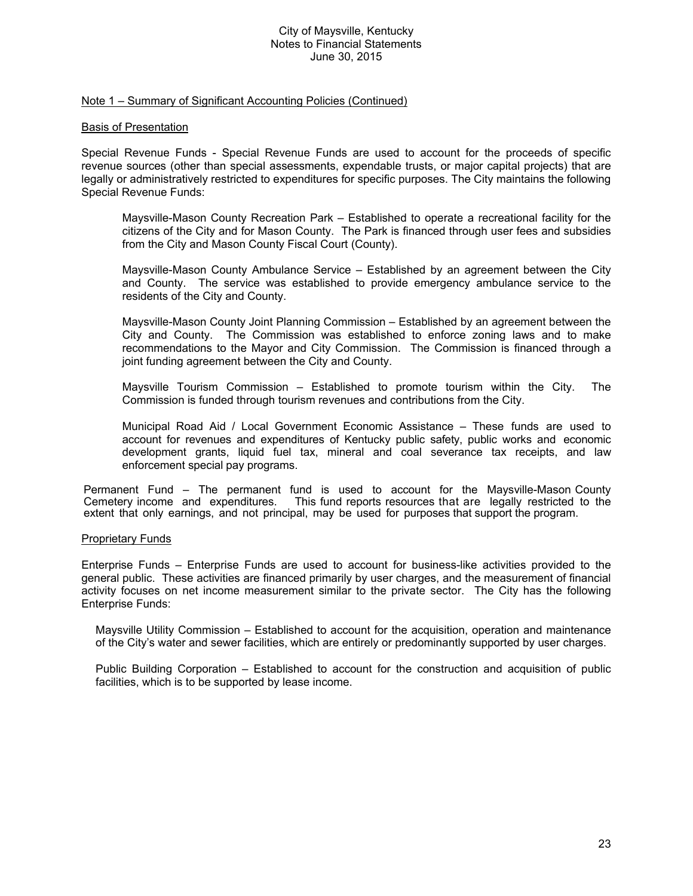Note 1 – Summary of Significant Accounting Policies (Continued)

Basis of Presentation

Special Revenue Funds - Special Revenue Funds are used to account for the proceeds of specific revenue sources (other than special assessments, expendable trusts, or major capital projects) that are legally or administratively restricted to expenditures for specific purposes. The City maintains the following Special Revenue Funds:

Maysville-Mason County Recreation Park – Established to operate a recreational facility for the citizens of the City and for Mason County. The Park is financed through user fees and subsidies from the City and Mason County Fiscal Court (County).

Maysville-Mason County Ambulance Service – Established by an agreement between the City and County. The service was established to provide emergency ambulance service to the residents of the City and County.

Maysville-Mason County Joint Planning Commission – Established by an agreement between the City and County. The Commission was established to enforce zoning laws and to make recommendations to the Mayor and City Commission. The Commission is financed through a joint funding agreement between the City and County.

Maysville Tourism Commission – Established to promote tourism within the City. The Commission is funded through tourism revenues and contributions from the City.

Municipal Road Aid / Local Government Economic Assistance – These funds are used to account for revenues and expenditures of Kentucky public safety, public works and economic development grants, liquid fuel tax, mineral and coal severance tax receipts, and law enforcement special pay programs.

Permanent Fund – The permanent fund is used to account for the Maysville-Mason County Cemetery income and expenditures. This fund reports resources that are legally restricted to the extent that only earnings, and not principal, may be used for purposes that support the program.

Proprietary Funds

Enterprise Funds – Enterprise Funds are used to account for business-like activities provided to the general public. These activities are financed primarily by user charges, and the measurement of financial activity focuses on net income measurement similar to the private sector. The City has the following Enterprise Funds:

Maysville Utility Commission – Established to account for the acquisition, operation and maintenance of the City's water and sewer facilities, which are entirely or predominantly supported by user charges.

Public Building Corporation – Established to account for the construction and acquisition of public facilities, which is to be supported by lease income.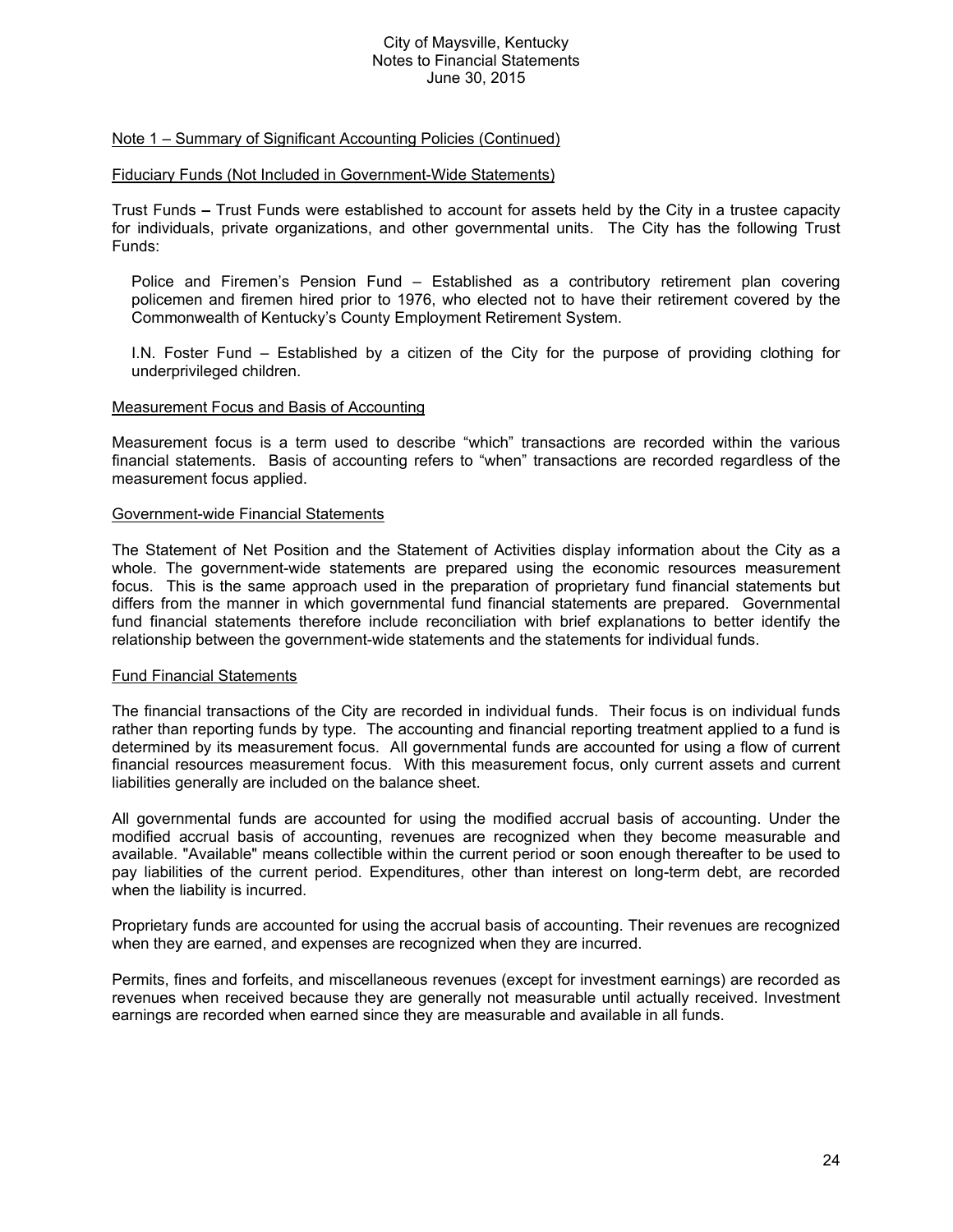Note 1 – Summary of Significant Accounting Policies (Continued)

Fiduciary Funds (Not Included in Government-Wide Statements)

Trust Funds **–** Trust Funds were established to account for assets held by the City in a trustee capacity for individuals, private organizations, and other governmental units. The City has the following Trust Funds:

Police and Firemen's Pension Fund – Established as a contributory retirement plan covering policemen and firemen hired prior to 1976, who elected not to have their retirement covered by the Commonwealth of Kentucky's County Employment Retirement System.

I.N. Foster Fund – Established by a citizen of the City for the purpose of providing clothing for underprivileged children.

Measurement Focus and Basis of Accounting

Measurement focus is a term used to describe "which" transactions are recorded within the various financial statements. Basis of accounting refers to "when" transactions are recorded regardless of the measurement focus applied.

Government-wide Financial Statements

The Statement of Net Position and the Statement of Activities display information about the City as a whole. The government-wide statements are prepared using the economic resources measurement focus. This is the same approach used in the preparation of proprietary fund financial statements but differs from the manner in which governmental fund financial statements are prepared. Governmental fund financial statements therefore include reconciliation with brief explanations to better identify the relationship between the government-wide statements and the statements for individual funds.

Fund Financial Statements

The financial transactions of the City are recorded in individual funds. Their focus is on individual funds rather than reporting funds by type. The accounting and financial reporting treatment applied to a fund is determined by its measurement focus. All governmental funds are accounted for using a flow of current financial resources measurement focus. With this measurement focus, only current assets and current liabilities generally are included on the balance sheet.

All governmental funds are accounted for using the modified accrual basis of accounting. Under the modified accrual basis of accounting, revenues are recognized when they become measurable and available. "Available" means collectible within the current period or soon enough thereafter to be used to pay liabilities of the current period. Expenditures, other than interest on long-term debt, are recorded when the liability is incurred.

Proprietary funds are accounted for using the accrual basis of accounting. Their revenues are recognized when they are earned, and expenses are recognized when they are incurred.

Permits, fines and forfeits, and miscellaneous revenues (except for investment earnings) are recorded as revenues when received because they are generally not measurable until actually received. Investment earnings are recorded when earned since they are measurable and available in all funds.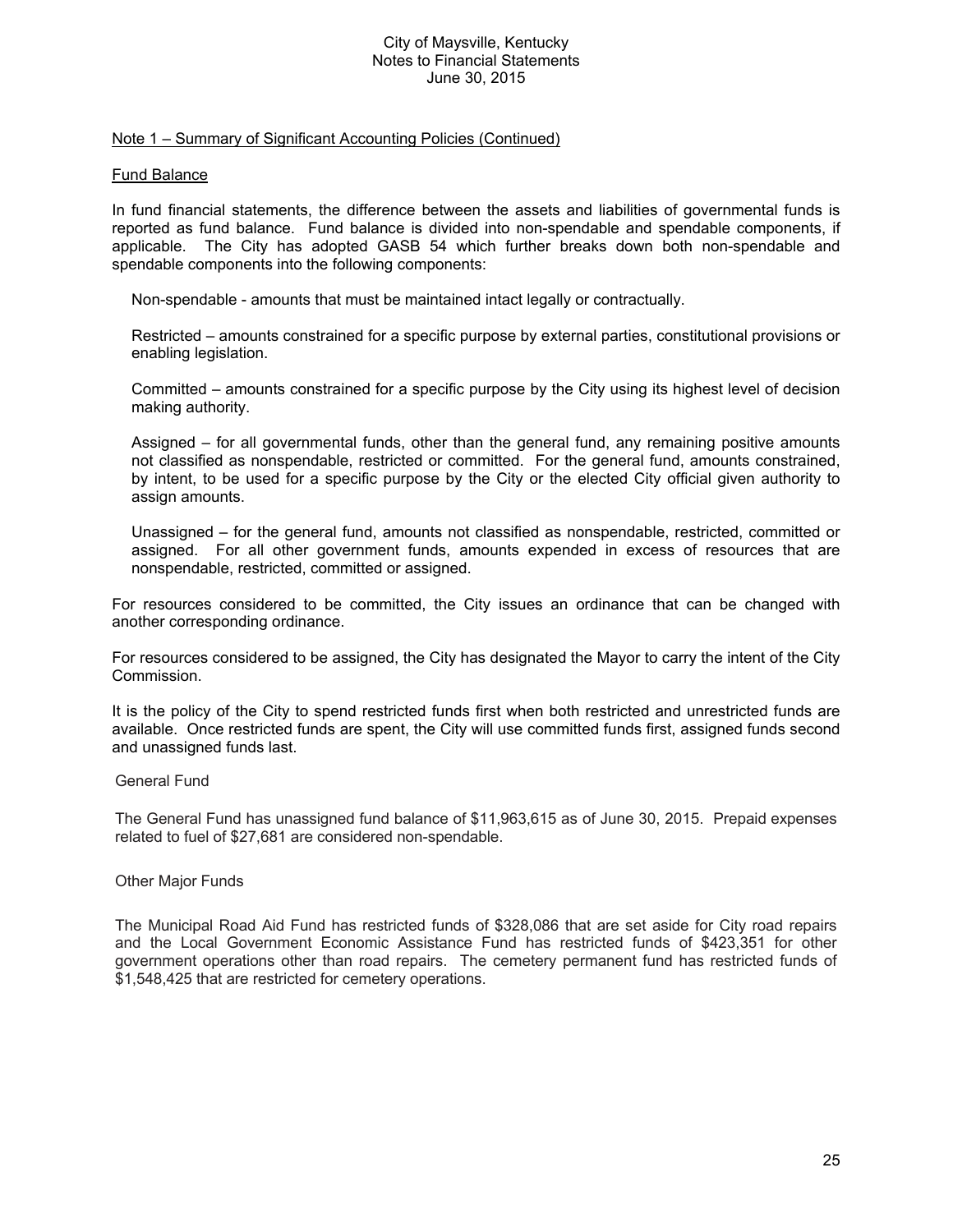Note 1 – Summary of Significant Accounting Policies (Continued)

Fund Balance

In fund financial statements, the difference between the assets and liabilities of governmental funds is reported as fund balance. Fund balance is divided into non-spendable and spendable components, if applicable. The City has adopted GASB 54 which further breaks down both non-spendable and spendable components into the following components:

Non-spendable - amounts that must be maintained intact legally or contractually.

Restricted – amounts constrained for a specific purpose by external parties, constitutional provisions or enabling legislation.

Committed – amounts constrained for a specific purpose by the City using its highest level of decision making authority.

Assigned – for all governmental funds, other than the general fund, any remaining positive amounts not classified as nonspendable, restricted or committed. For the general fund, amounts constrained, by intent, to be used for a specific purpose by the City or the elected City official given authority to assign amounts.

Unassigned – for the general fund, amounts not classified as nonspendable, restricted, committed or assigned. For all other government funds, amounts expended in excess of resources that are nonspendable, restricted, committed or assigned.

For resources considered to be committed, the City issues an ordinance that can be changed with another corresponding ordinance.

For resources considered to be assigned, the City has designated the Mayor to carry the intent of the City Commission.

It is the policy of the City to spend restricted funds first when both restricted and unrestricted funds are available. Once restricted funds are spent, the City will use committed funds first, assigned funds second and unassigned funds last.

General Fund

The General Fund has unassigned fund balance of $11,963,615 as of June 30, 2015. Prepaid expenses related to fuel of $27,681 are considered non-spendable.

Other Major Funds

The Municipal Road Aid Fund has restricted funds of $328,086 that are set aside for City road repairs and the Local Government Economic Assistance Fund has restricted funds of $423,351 for other government operations other than road repairs. The cemetery permanent fund has restricted funds of $1,548,425 that are restricted for cemetery operations.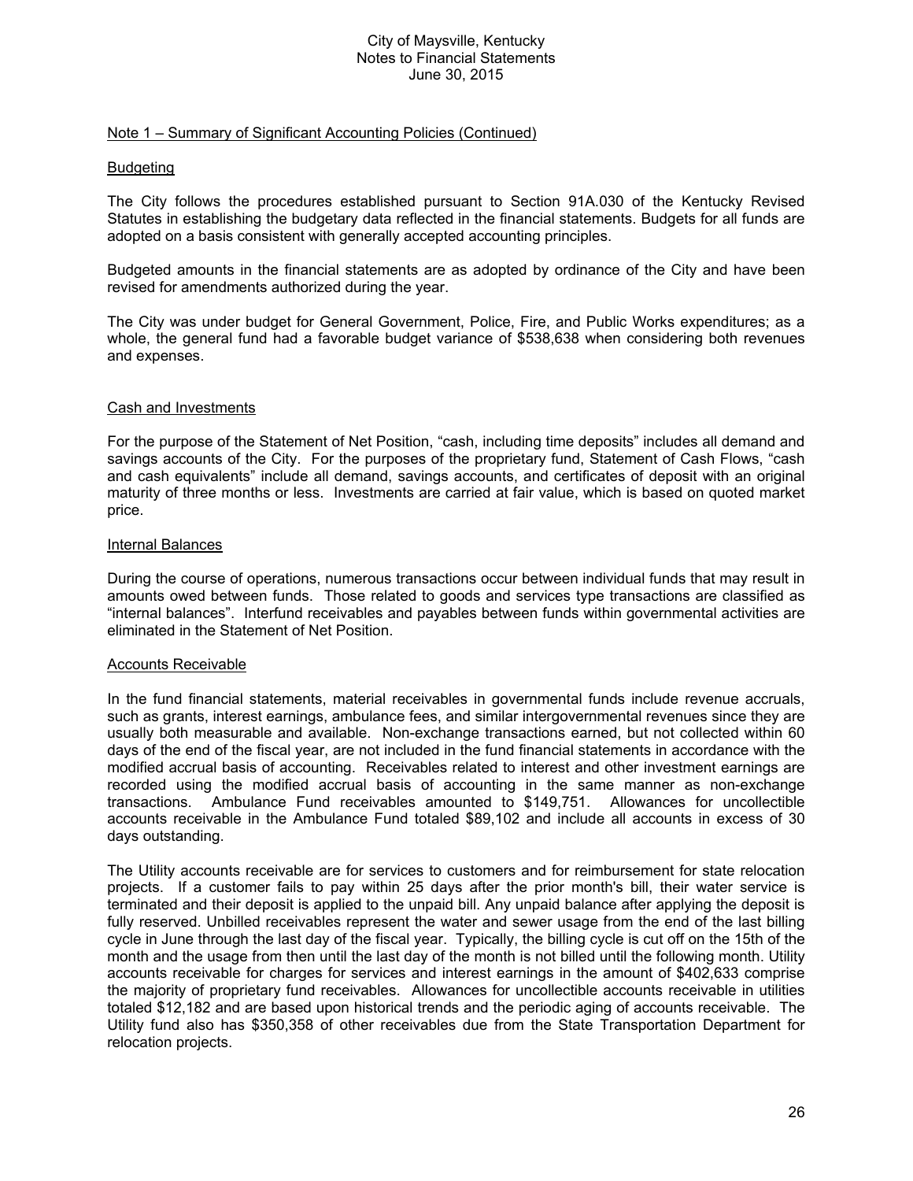## Note 1 – Summary of Significant Accounting Policies (Continued)

### Budgeting

The City follows the procedures established pursuant to Section 91A.030 of the Kentucky Revised Statutes in establishing the budgetary data reflected in the financial statements. Budgets for all funds are adopted on a basis consistent with generally accepted accounting principles.

Budgeted amounts in the financial statements are as adopted by ordinance of the City and have been revised for amendments authorized during the year.

The City was under budget for General Government, Police, Fire, and Public Works expenditures; as a whole, the general fund had a favorable budget variance of $538,638 when considering both revenues and expenses.

### Cash and Investments

For the purpose of the Statement of Net Position, "cash, including time deposits" includes all demand and savings accounts of the City. For the purposes of the proprietary fund, Statement of Cash Flows, "cash and cash equivalents" include all demand, savings accounts, and certificates of deposit with an original maturity of three months or less. Investments are carried at fair value, which is based on quoted market price.

### Internal Balances

During the course of operations, numerous transactions occur between individual funds that may result in amounts owed between funds. Those related to goods and services type transactions are classified as "internal balances". Interfund receivables and payables between funds within governmental activities are eliminated in the Statement of Net Position.

### Accounts Receivable

In the fund financial statements, material receivables in governmental funds include revenue accruals, such as grants, interest earnings, ambulance fees, and similar intergovernmental revenues since they are usually both measurable and available. Non-exchange transactions earned, but not collected within 60 days of the end of the fiscal year, are not included in the fund financial statements in accordance with the modified accrual basis of accounting. Receivables related to interest and other investment earnings are recorded using the modified accrual basis of accounting in the same manner as non-exchange transactions. Ambulance Fund receivables amounted to $149,751. Allowances for uncollectible accounts receivable in the Ambulance Fund totaled $89,102 and include all accounts in excess of 30 days outstanding.

The Utility accounts receivable are for services to customers and for reimbursement for state relocation projects. If a customer fails to pay within 25 days after the prior month's bill, their water service is terminated and their deposit is applied to the unpaid bill. Any unpaid balance after applying the deposit is fully reserved. Unbilled receivables represent the water and sewer usage from the end of the last billing cycle in June through the last day of the fiscal year. Typically, the billing cycle is cut off on the 15th of the month and the usage from then until the last day of the month is not billed until the following month. Utility accounts receivable for charges for services and interest earnings in the amount of $402,633 comprise the majority of proprietary fund receivables. Allowances for uncollectible accounts receivable in utilities totaled $12,182 and are based upon historical trends and the periodic aging of accounts receivable. The Utility fund also has $350,358 of other receivables due from the State Transportation Department for relocation projects.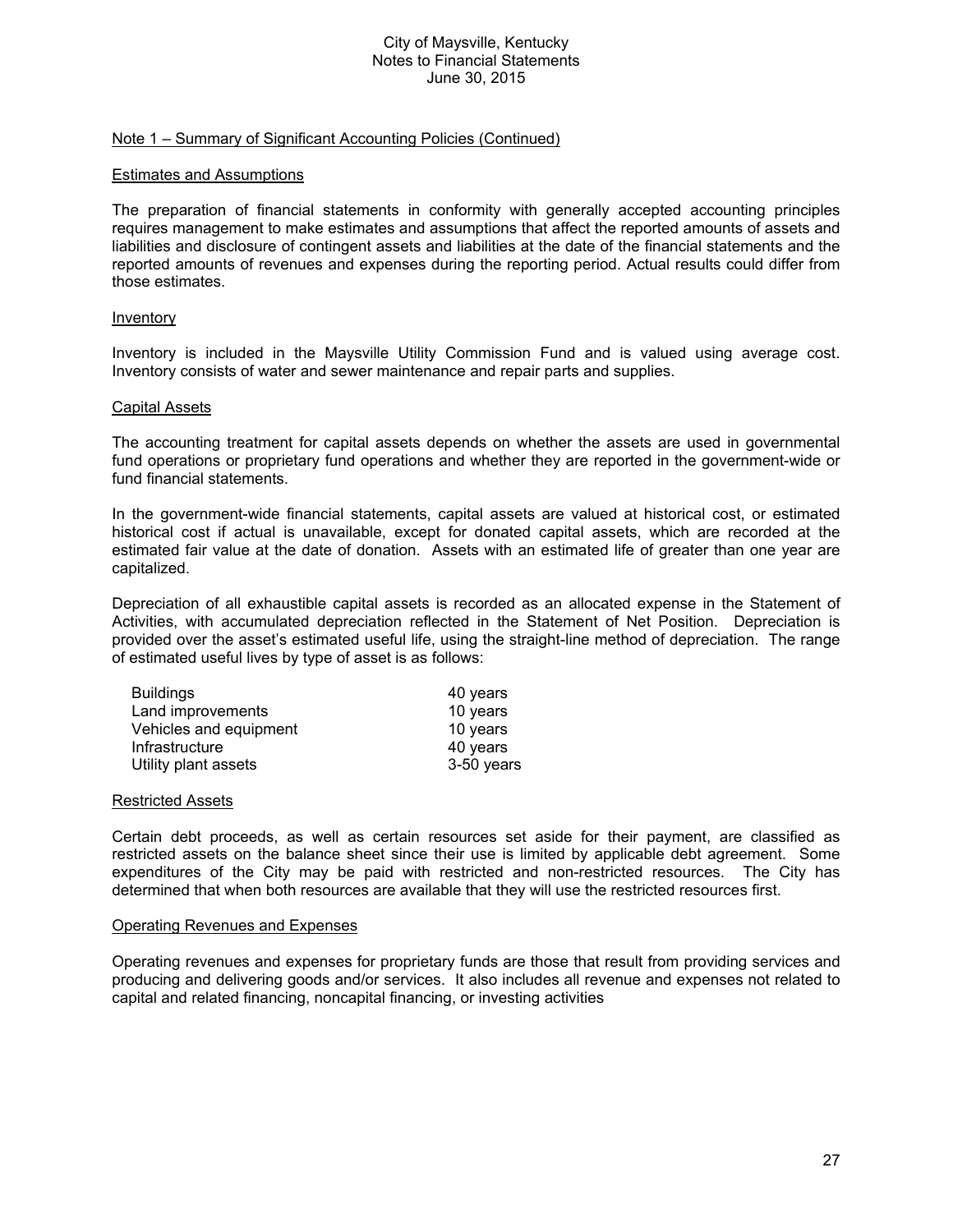Note 1 – Summary of Significant Accounting Policies (Continued)

Estimates and Assumptions

The preparation of financial statements in conformity with generally accepted accounting principles requires management to make estimates and assumptions that affect the reported amounts of assets and liabilities and disclosure of contingent assets and liabilities at the date of the financial statements and the reported amounts of revenues and expenses during the reporting period. Actual results could differ from those estimates.

Inventory

Inventory is included in the Maysville Utility Commission Fund and is valued using average cost. Inventory consists of water and sewer maintenance and repair parts and supplies.

Capital Assets

The accounting treatment for capital assets depends on whether the assets are used in governmental fund operations or proprietary fund operations and whether they are reported in the government-wide or fund financial statements.

In the government-wide financial statements, capital assets are valued at historical cost, or estimated historical cost if actual is unavailable, except for donated capital assets, which are recorded at the estimated fair value at the date of donation. Assets with an estimated life of greater than one year are capitalized.

Depreciation of all exhaustible capital assets is recorded as an allocated expense in the Statement of Activities, with accumulated depreciation reflected in the Statement of Net Position. Depreciation is provided over the asset's estimated useful life, using the straight-line method of depreciation. The range of estimated useful lives by type of asset is as follows:

| | |
|---|---|
| Buildings | 40 years |
| Land improvements | 10 years |
| Vehicles and equipment | 10 years |
| Infrastructure | 40 years |
| Utility plant assets | 3-50 years |

Restricted Assets

Certain debt proceeds, as well as certain resources set aside for their payment, are classified as restricted assets on the balance sheet since their use is limited by applicable debt agreement. Some expenditures of the City may be paid with restricted and non-restricted resources. The City has determined that when both resources are available that they will use the restricted resources first.

Operating Revenues and Expenses

Operating revenues and expenses for proprietary funds are those that result from providing services and producing and delivering goods and/or services. It also includes all revenue and expenses not related to capital and related financing, noncapital financing, or investing activities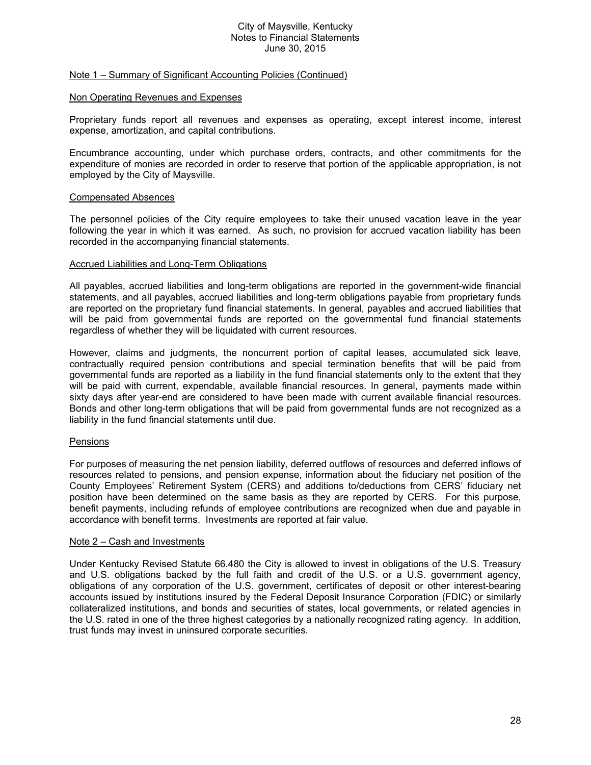Note 1 – Summary of Significant Accounting Policies (Continued)

Non Operating Revenues and Expenses

Proprietary funds report all revenues and expenses as operating, except interest income, interest expense, amortization, and capital contributions.

Encumbrance accounting, under which purchase orders, contracts, and other commitments for the expenditure of monies are recorded in order to reserve that portion of the applicable appropriation, is not employed by the City of Maysville.

Compensated Absences

The personnel policies of the City require employees to take their unused vacation leave in the year following the year in which it was earned. As such, no provision for accrued vacation liability has been recorded in the accompanying financial statements.

Accrued Liabilities and Long-Term Obligations

All payables, accrued liabilities and long-term obligations are reported in the government-wide financial statements, and all payables, accrued liabilities and long-term obligations payable from proprietary funds are reported on the proprietary fund financial statements. In general, payables and accrued liabilities that will be paid from governmental funds are reported on the governmental fund financial statements regardless of whether they will be liquidated with current resources.

However, claims and judgments, the noncurrent portion of capital leases, accumulated sick leave, contractually required pension contributions and special termination benefits that will be paid from governmental funds are reported as a liability in the fund financial statements only to the extent that they will be paid with current, expendable, available financial resources. In general, payments made within sixty days after year-end are considered to have been made with current available financial resources. Bonds and other long-term obligations that will be paid from governmental funds are not recognized as a liability in the fund financial statements until due.

Pensions

For purposes of measuring the net pension liability, deferred outflows of resources and deferred inflows of resources related to pensions, and pension expense, information about the fiduciary net position of the County Employees' Retirement System (CERS) and additions to/deductions from CERS' fiduciary net position have been determined on the same basis as they are reported by CERS. For this purpose, benefit payments, including refunds of employee contributions are recognized when due and payable in accordance with benefit terms. Investments are reported at fair value.

Note 2 – Cash and Investments

Under Kentucky Revised Statute 66.480 the City is allowed to invest in obligations of the U.S. Treasury and U.S. obligations backed by the full faith and credit of the U.S. or a U.S. government agency, obligations of any corporation of the U.S. government, certificates of deposit or other interest-bearing accounts issued by institutions insured by the Federal Deposit Insurance Corporation (FDIC) or similarly collateralized institutions, and bonds and securities of states, local governments, or related agencies in the U.S. rated in one of the three highest categories by a nationally recognized rating agency. In addition, trust funds may invest in uninsured corporate securities.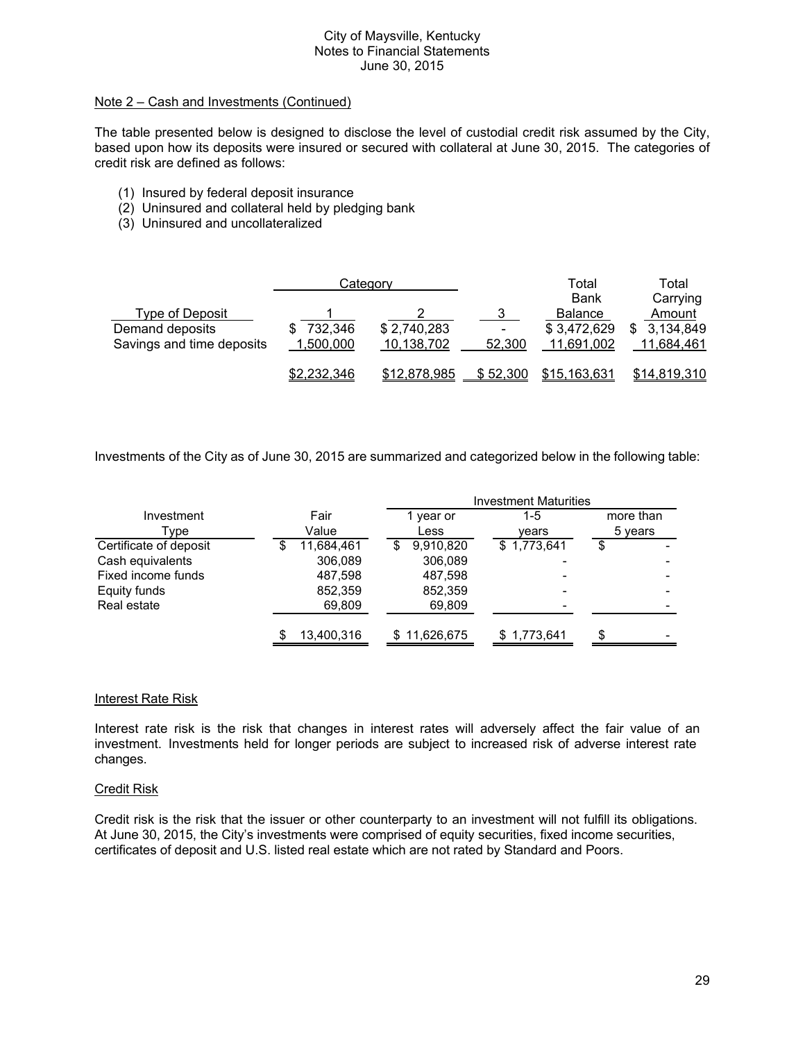City of Maysville, Kentucky
Notes to Financial Statements
June 30, 2015

Note 2 – Cash and Investments (Continued)

The table presented below is designed to disclose the level of custodial credit risk assumed by the City, based upon how its deposits were insured or secured with collateral at June 30, 2015. The categories of credit risk are defined as follows:

(1) Insured by federal deposit insurance
(2) Uninsured and collateral held by pledging bank
(3) Uninsured and uncollateralized

| | Category | | | Total | Total |
|---|---|---|---|---|---|
| Type of Deposit | 1 | 2 | 3 | Bank Balance | Carrying Amount |
| Demand deposits | $ 732,346 | $ 2,740,283 | - | $ 3,472,629 | $ 3,134,849 |
| Savings and time deposits | 1,500,000 | 10,138,702 | 52,300 | 11,691,002 | 11,684,461 |
| | $2,232,346 | $12,878,985 | $ 52,300 | $15,163,631 | $14,819,310 |

Investments of the City as of June 30, 2015 are summarized and categorized below in the following table:

| | | Investment Maturities | | |
|---|---|---|---|---|
| Investment Type | Fair Value | 1 year or Less | 1-5 years | more than 5 years |
| Certificate of deposit | $ 11,684,461 | $ 9,910,820 | $ 1,773,641 | $ - |
| Cash equivalents | 306,089 | 306,089 | - | - |
| Fixed income funds | 487,598 | 487,598 | - | - |
| Equity funds | 852,359 | 852,359 | - | - |
| Real estate | 69,809 | 69,809 | - | - |
| | $ 13,400,316 | $ 11,626,675 | $ 1,773,641 | $ - |

Interest Rate Risk

Interest rate risk is the risk that changes in interest rates will adversely affect the fair value of an investment. Investments held for longer periods are subject to increased risk of adverse interest rate changes.

Credit Risk

Credit risk is the risk that the issuer or other counterparty to an investment will not fulfill its obligations. At June 30, 2015, the City's investments were comprised of equity securities, fixed income securities, certificates of deposit and U.S. listed real estate which are not rated by Standard and Poors.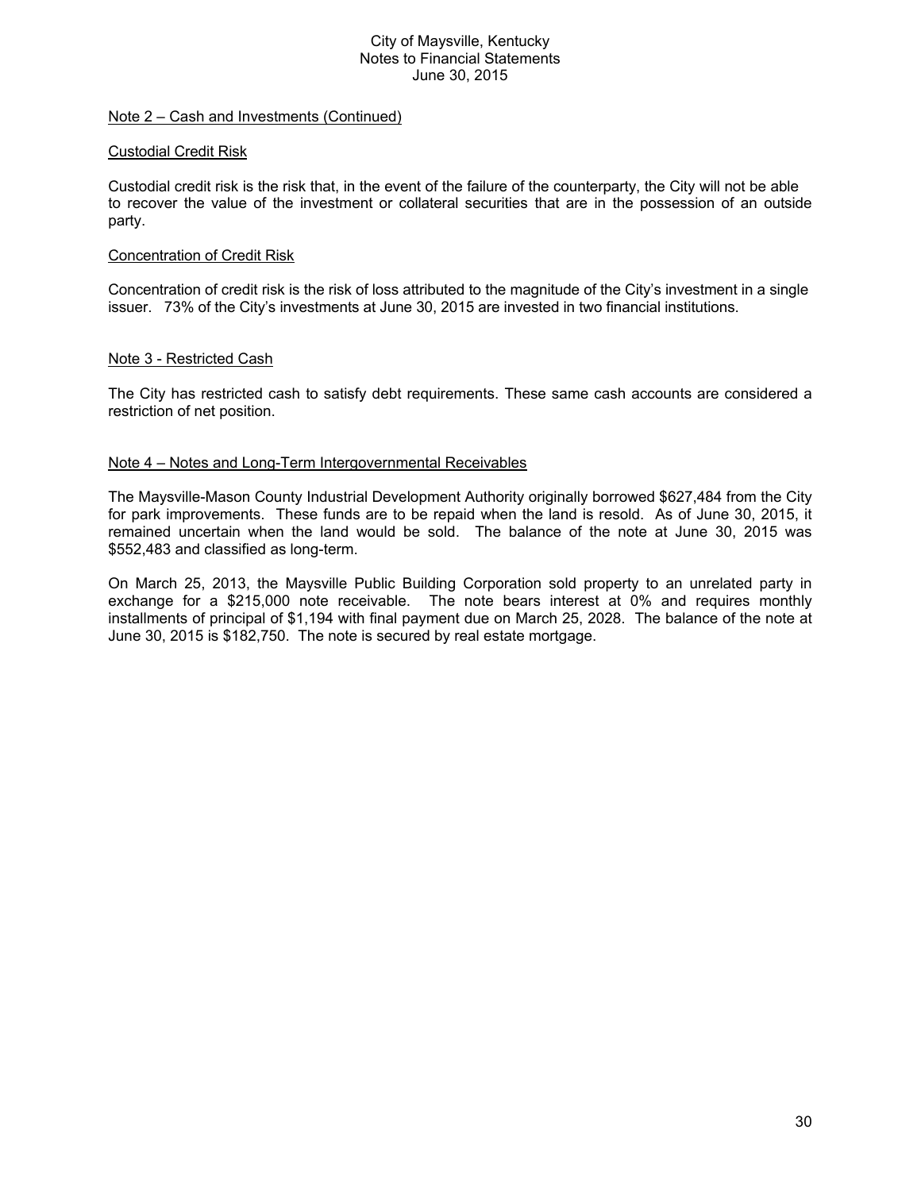## Note 2 – Cash and Investments (Continued)

### Custodial Credit Risk

Custodial credit risk is the risk that, in the event of the failure of the counterparty, the City will not be able to recover the value of the investment or collateral securities that are in the possession of an outside party.

### Concentration of Credit Risk

Concentration of credit risk is the risk of loss attributed to the magnitude of the City's investment in a single issuer. 73% of the City's investments at June 30, 2015 are invested in two financial institutions.

## Note 3 - Restricted Cash

The City has restricted cash to satisfy debt requirements. These same cash accounts are considered a restriction of net position.

## Note 4 – Notes and Long-Term Intergovernmental Receivables

The Maysville-Mason County Industrial Development Authority originally borrowed $627,484 from the City for park improvements. These funds are to be repaid when the land is resold. As of June 30, 2015, it remained uncertain when the land would be sold. The balance of the note at June 30, 2015 was $552,483 and classified as long-term.

On March 25, 2013, the Maysville Public Building Corporation sold property to an unrelated party in exchange for a $215,000 note receivable. The note bears interest at 0% and requires monthly installments of principal of $1,194 with final payment due on March 25, 2028. The balance of the note at June 30, 2015 is $182,750. The note is secured by real estate mortgage.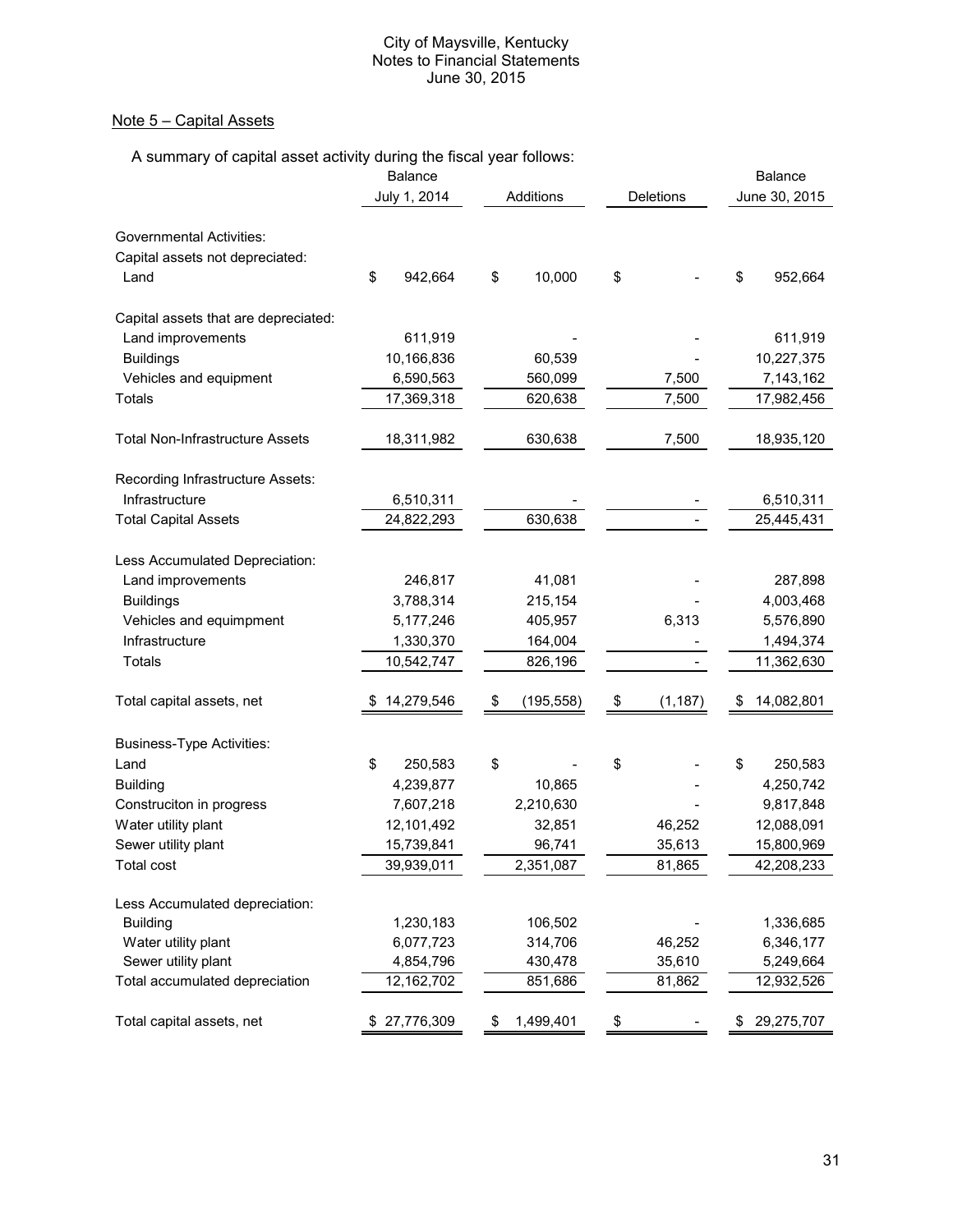City of Maysville, Kentucky
Notes to Financial Statements
June 30, 2015

## Note 5 – Capital Assets

A summary of capital asset activity during the fiscal year follows:

| | Balance July 1, 2014 | Additions | Deletions | Balance June 30, 2015 |
|---|---|---|---|---|
| Governmental Activities: | | | | |
| Capital assets not depreciated: | | | | |
| Land | $ 942,664 | $ 10,000 | $ - | $ 952,664 |
| Capital assets that are depreciated: | | | | |
| Land improvements | 611,919 | - | - | 611,919 |
| Buildings | 10,166,836 | 60,539 | - | 10,227,375 |
| Vehicles and equipment | 6,590,563 | 560,099 | 7,500 | 7,143,162 |
| Totals | 17,369,318 | 620,638 | 7,500 | 17,982,456 |
| Total Non-Infrastructure Assets | 18,311,982 | 630,638 | 7,500 | 18,935,120 |
| Recording Infrastructure Assets: | | | | |
| Infrastructure | 6,510,311 | - | - | 6,510,311 |
| Total Capital Assets | 24,822,293 | 630,638 | - | 25,445,431 |
| Less Accumulated Depreciation: | | | | |
| Land improvements | 246,817 | 41,081 | - | 287,898 |
| Buildings | 3,788,314 | 215,154 | - | 4,003,468 |
| Vehicles and equimpment | 5,177,246 | 405,957 | 6,313 | 5,576,890 |
| Infrastructure | 1,330,370 | 164,004 | - | 1,494,374 |
| Totals | 10,542,747 | 826,196 | - | 11,362,630 |
| Total capital assets, net | $ 14,279,546 | $ (195,558) | $ (1,187) | $ 14,082,801 |
| Business-Type Activities: | | | | |
| Land | $ 250,583 | $ - | $ - | $ 250,583 |
| Building | 4,239,877 | 10,865 | - | 4,250,742 |
| Construciton in progress | 7,607,218 | 2,210,630 | - | 9,817,848 |
| Water utility plant | 12,101,492 | 32,851 | 46,252 | 12,088,091 |
| Sewer utility plant | 15,739,841 | 96,741 | 35,613 | 15,800,969 |
| Total cost | 39,939,011 | 2,351,087 | 81,865 | 42,208,233 |
| Less Accumulated depreciation: | | | | |
| Building | 1,230,183 | 106,502 | - | 1,336,685 |
| Water utility plant | 6,077,723 | 314,706 | 46,252 | 6,346,177 |
| Sewer utility plant | 4,854,796 | 430,478 | 35,610 | 5,249,664 |
| Total accumulated depreciation | 12,162,702 | 851,686 | 81,862 | 12,932,526 |
| Total capital assets, net | $ 27,776,309 | $ 1,499,401 | $ - | $ 29,275,707 |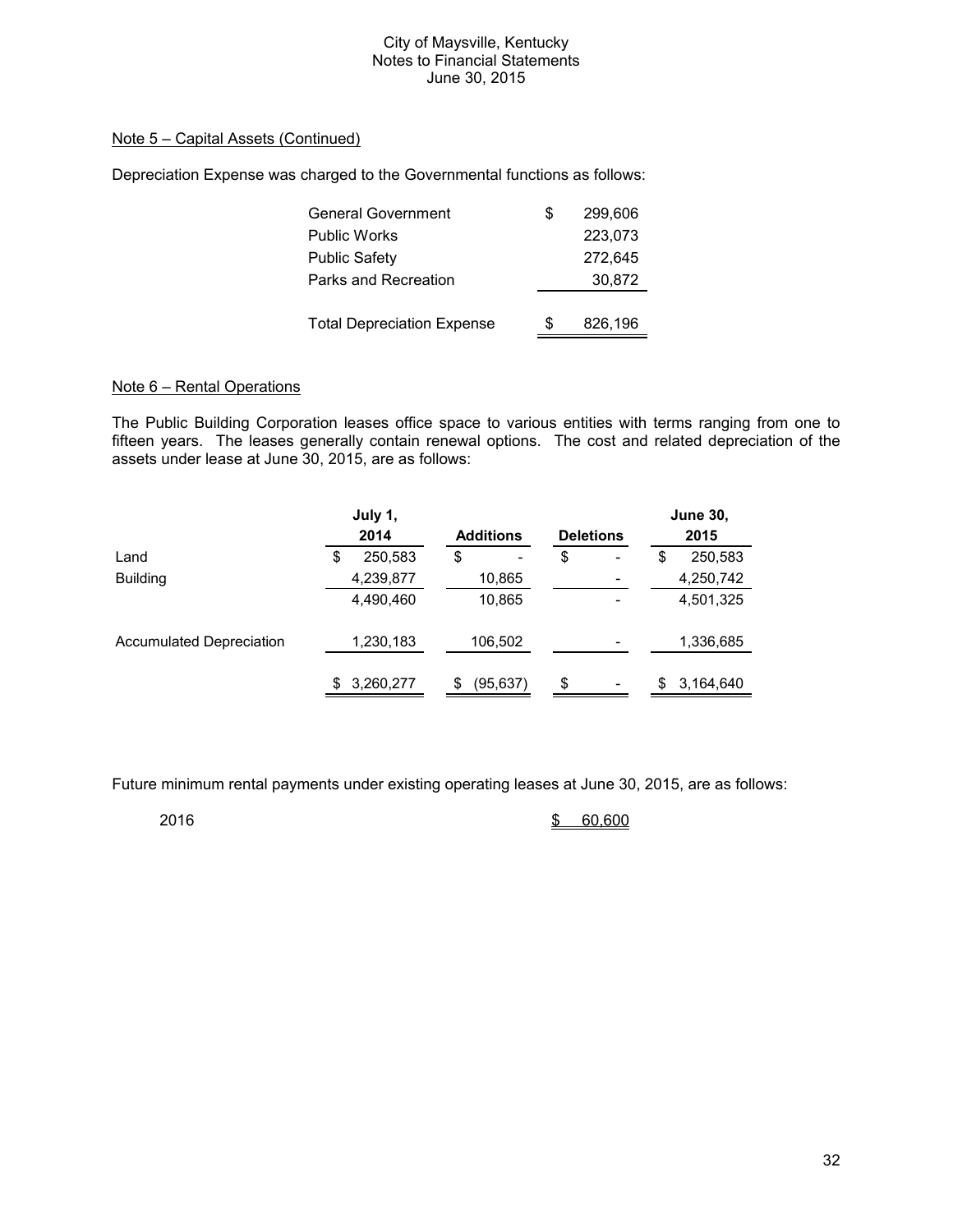City of Maysville, Kentucky
Notes to Financial Statements
June 30, 2015

Note 5 – Capital Assets (Continued)

Depreciation Expense was charged to the Governmental functions as follows:

| | |
|---|---|
| General Government | $ 299,606 |
| Public Works | 223,073 |
| Public Safety | 272,645 |
| Parks and Recreation | 30,872 |
| Total Depreciation Expense | $ 826,196 |

Note 6 – Rental Operations

The Public Building Corporation leases office space to various entities with terms ranging from one to fifteen years. The leases generally contain renewal options. The cost and related depreciation of the assets under lease at June 30, 2015, are as follows:

| | July 1, 2014 | Additions | Deletions | June 30, 2015 |
|---|---|---|---|---|
| Land | $ 250,583 | $ - | $ - | $ 250,583 |
| Building | 4,239,877 | 10,865 | - | 4,250,742 |
| | 4,490,460 | 10,865 | - | 4,501,325 |
| Accumulated Depreciation | 1,230,183 | 106,502 | - | 1,336,685 |
| | $ 3,260,277 | $ (95,637) | $ - | $ 3,164,640 |

Future minimum rental payments under existing operating leases at June 30, 2015, are as follows:

| | |
|---|---|
| 2016 | $ 60,600 |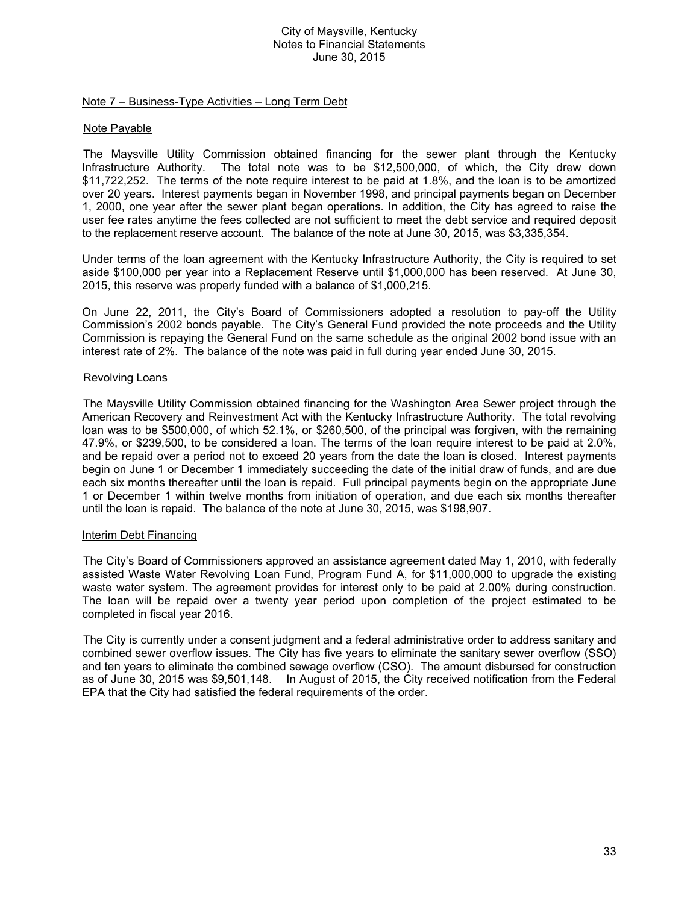## Note 7 – Business-Type Activities – Long Term Debt

### Note Payable

The Maysville Utility Commission obtained financing for the sewer plant through the Kentucky Infrastructure Authority. The total note was to be $12,500,000, of which, the City drew down $11,722,252. The terms of the note require interest to be paid at 1.8%, and the loan is to be amortized over 20 years. Interest payments began in November 1998, and principal payments began on December 1, 2000, one year after the sewer plant began operations. In addition, the City has agreed to raise the user fee rates anytime the fees collected are not sufficient to meet the debt service and required deposit to the replacement reserve account. The balance of the note at June 30, 2015, was $3,335,354.

Under terms of the loan agreement with the Kentucky Infrastructure Authority, the City is required to set aside $100,000 per year into a Replacement Reserve until $1,000,000 has been reserved. At June 30, 2015, this reserve was properly funded with a balance of $1,000,215.

On June 22, 2011, the City's Board of Commissioners adopted a resolution to pay-off the Utility Commission's 2002 bonds payable. The City's General Fund provided the note proceeds and the Utility Commission is repaying the General Fund on the same schedule as the original 2002 bond issue with an interest rate of 2%. The balance of the note was paid in full during year ended June 30, 2015.

### Revolving Loans

The Maysville Utility Commission obtained financing for the Washington Area Sewer project through the American Recovery and Reinvestment Act with the Kentucky Infrastructure Authority. The total revolving loan was to be $500,000, of which 52.1%, or $260,500, of the principal was forgiven, with the remaining 47.9%, or $239,500, to be considered a loan. The terms of the loan require interest to be paid at 2.0%, and be repaid over a period not to exceed 20 years from the date the loan is closed. Interest payments begin on June 1 or December 1 immediately succeeding the date of the initial draw of funds, and are due each six months thereafter until the loan is repaid. Full principal payments begin on the appropriate June 1 or December 1 within twelve months from initiation of operation, and due each six months thereafter until the loan is repaid. The balance of the note at June 30, 2015, was $198,907.

### Interim Debt Financing

The City's Board of Commissioners approved an assistance agreement dated May 1, 2010, with federally assisted Waste Water Revolving Loan Fund, Program Fund A, for $11,000,000 to upgrade the existing waste water system. The agreement provides for interest only to be paid at 2.00% during construction. The loan will be repaid over a twenty year period upon completion of the project estimated to be completed in fiscal year 2016.

The City is currently under a consent judgment and a federal administrative order to address sanitary and combined sewer overflow issues. The City has five years to eliminate the sanitary sewer overflow (SSO) and ten years to eliminate the combined sewage overflow (CSO). The amount disbursed for construction as of June 30, 2015 was $9,501,148. In August of 2015, the City received notification from the Federal EPA that the City had satisfied the federal requirements of the order.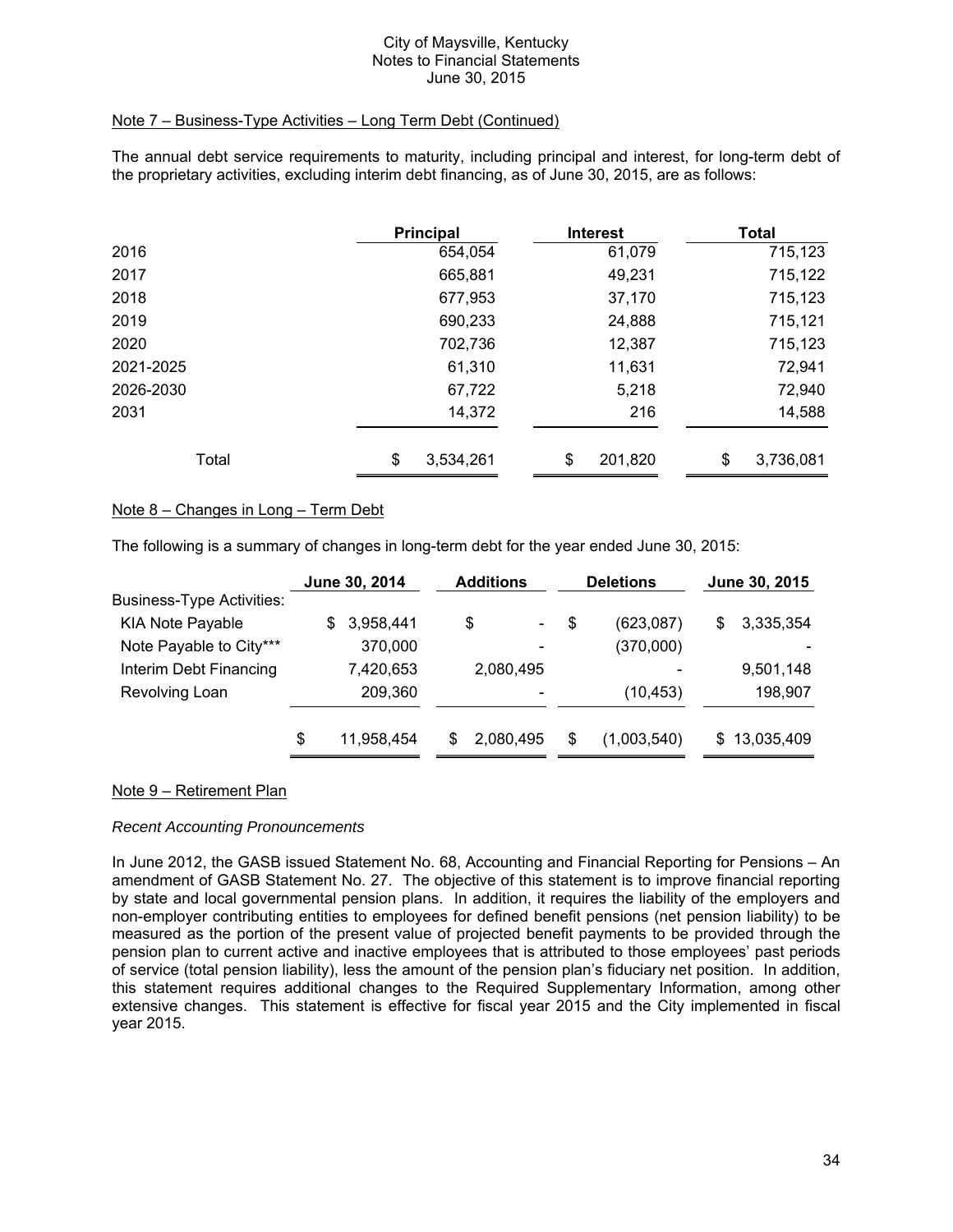City of Maysville, Kentucky
Notes to Financial Statements
June 30, 2015

Note 7 – Business-Type Activities – Long Term Debt (Continued)

The annual debt service requirements to maturity, including principal and interest, for long-term debt of the proprietary activities, excluding interim debt financing, as of June 30, 2015, are as follows:

| | Principal | Interest | Total |
|---|---|---|---|
| 2016 | 654,054 | 61,079 | 715,123 |
| 2017 | 665,881 | 49,231 | 715,122 |
| 2018 | 677,953 | 37,170 | 715,123 |
| 2019 | 690,233 | 24,888 | 715,121 |
| 2020 | 702,736 | 12,387 | 715,123 |
| 2021-2025 | 61,310 | 11,631 | 72,941 |
| 2026-2030 | 67,722 | 5,218 | 72,940 |
| 2031 | 14,372 | 216 | 14,588 |
| Total | $ 3,534,261 | $ 201,820 | $ 3,736,081 |

Note 8 – Changes in Long – Term Debt

The following is a summary of changes in long-term debt for the year ended June 30, 2015:

| | June 30, 2014 | Additions | Deletions | June 30, 2015 |
|---|---|---|---|---|
| Business-Type Activities: | | | | |
| KIA Note Payable | $ 3,958,441 | $ - | $ (623,087) | $ 3,335,354 |
| Note Payable to City*** | 370,000 | - | (370,000) | - |
| Interim Debt Financing | 7,420,653 | 2,080,495 | - | 9,501,148 |
| Revolving Loan | 209,360 | - | (10,453) | 198,907 |
| | $ 11,958,454 | $ 2,080,495 | $ (1,003,540) | $ 13,035,409 |

Note 9 – Retirement Plan

*Recent Accounting Pronouncements*

In June 2012, the GASB issued Statement No. 68, Accounting and Financial Reporting for Pensions – An amendment of GASB Statement No. 27. The objective of this statement is to improve financial reporting by state and local governmental pension plans. In addition, it requires the liability of the employers and non-employer contributing entities to employees for defined benefit pensions (net pension liability) to be measured as the portion of the present value of projected benefit payments to be provided through the pension plan to current active and inactive employees that is attributed to those employees' past periods of service (total pension liability), less the amount of the pension plan's fiduciary net position. In addition, this statement requires additional changes to the Required Supplementary Information, among other extensive changes. This statement is effective for fiscal year 2015 and the City implemented in fiscal year 2015.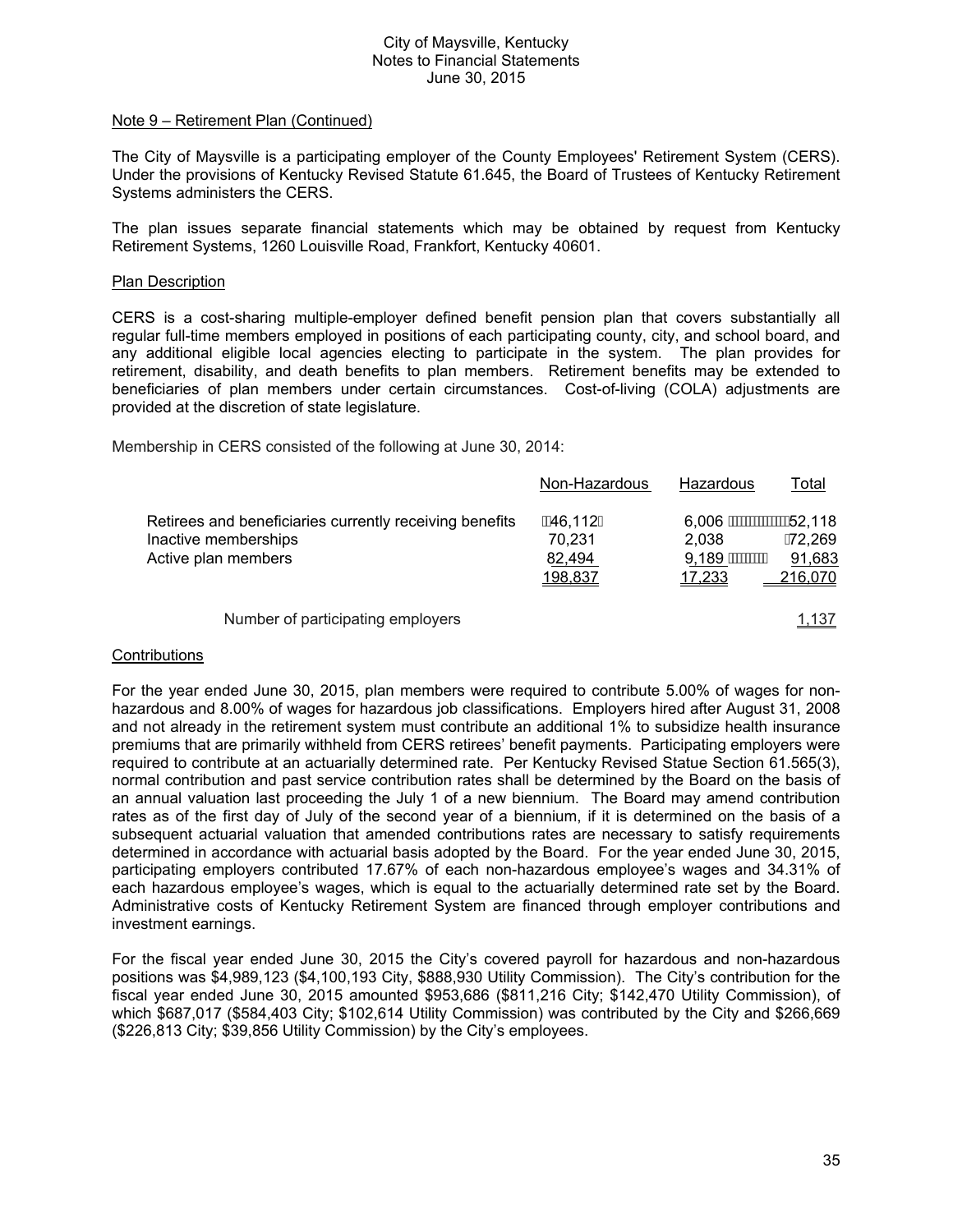City of Maysville, Kentucky
Notes to Financial Statements
June 30, 2015

Note 9 – Retirement Plan (Continued)

The City of Maysville is a participating employer of the County Employees' Retirement System (CERS). Under the provisions of Kentucky Revised Statute 61.645, the Board of Trustees of Kentucky Retirement Systems administers the CERS.

The plan issues separate financial statements which may be obtained by request from Kentucky Retirement Systems, 1260 Louisville Road, Frankfort, Kentucky 40601.

Plan Description

CERS is a cost-sharing multiple-employer defined benefit pension plan that covers substantially all regular full-time members employed in positions of each participating county, city, and school board, and any additional eligible local agencies electing to participate in the system. The plan provides for retirement, disability, and death benefits to plan members. Retirement benefits may be extended to beneficiaries of plan members under certain circumstances. Cost-of-living (COLA) adjustments are provided at the discretion of state legislature.

Membership in CERS consisted of the following at June 30, 2014:

| | Non-Hazardous | Hazardous | Total |
|---|---|---|---|
| Retirees and beneficiaries currently receiving benefits | 46,112 | 6,006 | 52,118 |
| Inactive memberships | 70,231 | 2,038 | 72,269 |
| Active plan members | 82,494 | 9,189 | 91,683 |
| | 198,837 | 17,233 | 216,070 |
| Number of participating employers | | | 1,137 |

Contributions

For the year ended June 30, 2015, plan members were required to contribute 5.00% of wages for non-hazardous and 8.00% of wages for hazardous job classifications. Employers hired after August 31, 2008 and not already in the retirement system must contribute an additional 1% to subsidize health insurance premiums that are primarily withheld from CERS retirees' benefit payments. Participating employers were required to contribute at an actuarially determined rate. Per Kentucky Revised Statue Section 61.565(3), normal contribution and past service contribution rates shall be determined by the Board on the basis of an annual valuation last proceeding the July 1 of a new biennium. The Board may amend contribution rates as of the first day of July of the second year of a biennium, if it is determined on the basis of a subsequent actuarial valuation that amended contributions rates are necessary to satisfy requirements determined in accordance with actuarial basis adopted by the Board. For the year ended June 30, 2015, participating employers contributed 17.67% of each non-hazardous employee's wages and 34.31% of each hazardous employee's wages, which is equal to the actuarially determined rate set by the Board. Administrative costs of Kentucky Retirement System are financed through employer contributions and investment earnings.

For the fiscal year ended June 30, 2015 the City's covered payroll for hazardous and non-hazardous positions was $4,989,123 ($4,100,193 City, $888,930 Utility Commission). The City's contribution for the fiscal year ended June 30, 2015 amounted $953,686 ($811,216 City; $142,470 Utility Commission), of which $687,017 ($584,403 City; $102,614 Utility Commission) was contributed by the City and $266,669 ($226,813 City; $39,856 Utility Commission) by the City's employees.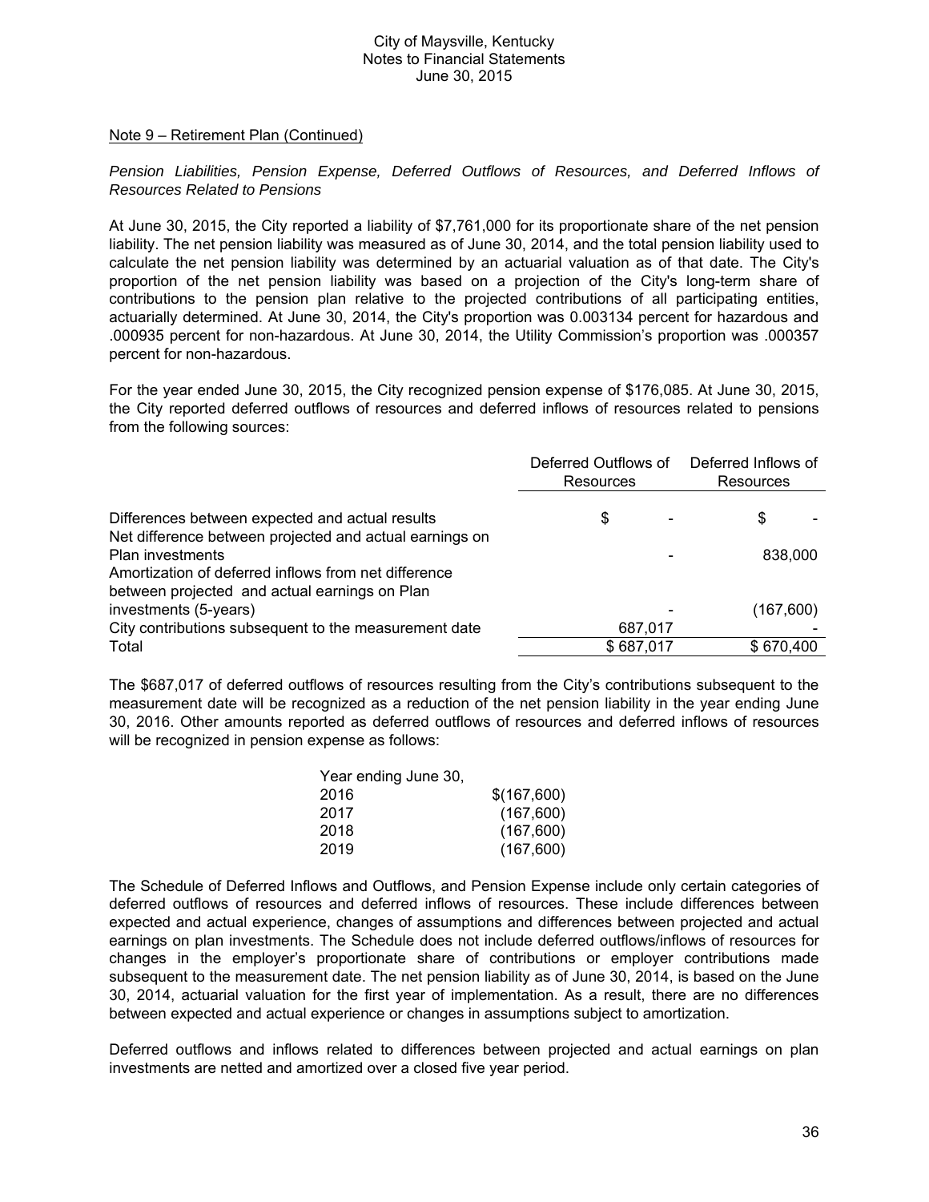City of Maysville, Kentucky
Notes to Financial Statements
June 30, 2015

Note 9 – Retirement Plan (Continued)

*Pension Liabilities, Pension Expense, Deferred Outflows of Resources, and Deferred Inflows of Resources Related to Pensions*

At June 30, 2015, the City reported a liability of $7,761,000 for its proportionate share of the net pension liability. The net pension liability was measured as of June 30, 2014, and the total pension liability used to calculate the net pension liability was determined by an actuarial valuation as of that date. The City's proportion of the net pension liability was based on a projection of the City's long-term share of contributions to the pension plan relative to the projected contributions of all participating entities, actuarially determined. At June 30, 2014, the City's proportion was 0.003134 percent for hazardous and .000935 percent for non-hazardous. At June 30, 2014, the Utility Commission's proportion was .000357 percent for non-hazardous.

For the year ended June 30, 2015, the City recognized pension expense of $176,085. At June 30, 2015, the City reported deferred outflows of resources and deferred inflows of resources related to pensions from the following sources:

| | Deferred Outflows of Resources | Deferred Inflows of Resources |
|---|---|---|
| Differences between expected and actual results | $ - | $ - |
| Net difference between projected and actual earnings on Plan investments | - | 838,000 |
| Amortization of deferred inflows from net difference between projected and actual earnings on Plan investments (5-years) | - | (167,600) |
| City contributions subsequent to the measurement date | 687,017 | - |
| Total | $ 687,017 | $ 670,400 |

The $687,017 of deferred outflows of resources resulting from the City's contributions subsequent to the measurement date will be recognized as a reduction of the net pension liability in the year ending June 30, 2016. Other amounts reported as deferred outflows of resources and deferred inflows of resources will be recognized in pension expense as follows:

| Year ending June 30, | |
|---|---|
| 2016 | $(167,600) |
| 2017 | (167,600) |
| 2018 | (167,600) |
| 2019 | (167,600) |

The Schedule of Deferred Inflows and Outflows, and Pension Expense include only certain categories of deferred outflows of resources and deferred inflows of resources. These include differences between expected and actual experience, changes of assumptions and differences between projected and actual earnings on plan investments. The Schedule does not include deferred outflows/inflows of resources for changes in the employer's proportionate share of contributions or employer contributions made subsequent to the measurement date. The net pension liability as of June 30, 2014, is based on the June 30, 2014, actuarial valuation for the first year of implementation. As a result, there are no differences between expected and actual experience or changes in assumptions subject to amortization.

Deferred outflows and inflows related to differences between projected and actual earnings on plan investments are netted and amortized over a closed five year period.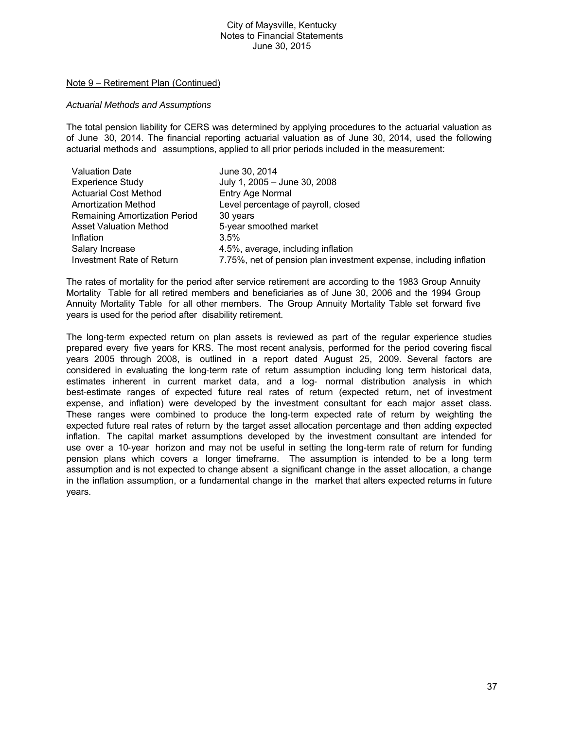Note 9 – Retirement Plan (Continued)

*Actuarial Methods and Assumptions*

The total pension liability for CERS was determined by applying procedures to the actuarial valuation as of June 30, 2014. The financial reporting actuarial valuation as of June 30, 2014, used the following actuarial methods and assumptions, applied to all prior periods included in the measurement:

| | |
|---|---|
| Valuation Date | June 30, 2014 |
| Experience Study | July 1, 2005 – June 30, 2008 |
| Actuarial Cost Method | Entry Age Normal |
| Amortization Method | Level percentage of payroll, closed |
| Remaining Amortization Period | 30 years |
| Asset Valuation Method | 5-year smoothed market |
| Inflation | 3.5% |
| Salary Increase | 4.5%, average, including inflation |
| Investment Rate of Return | 7.75%, net of pension plan investment expense, including inflation |

The rates of mortality for the period after service retirement are according to the 1983 Group Annuity Mortality Table for all retired members and beneficiaries as of June 30, 2006 and the 1994 Group Annuity Mortality Table for all other members. The Group Annuity Mortality Table set forward five years is used for the period after disability retirement.

The long-term expected return on plan assets is reviewed as part of the regular experience studies prepared every five years for KRS. The most recent analysis, performed for the period covering fiscal years 2005 through 2008, is outlined in a report dated August 25, 2009. Several factors are considered in evaluating the long-term rate of return assumption including long term historical data, estimates inherent in current market data, and a log- normal distribution analysis in which best-estimate ranges of expected future real rates of return (expected return, net of investment expense, and inflation) were developed by the investment consultant for each major asset class. These ranges were combined to produce the long-term expected rate of return by weighting the expected future real rates of return by the target asset allocation percentage and then adding expected inflation. The capital market assumptions developed by the investment consultant are intended for use over a 10-year horizon and may not be useful in setting the long-term rate of return for funding pension plans which covers a longer timeframe. The assumption is intended to be a long term assumption and is not expected to change absent a significant change in the asset allocation, a change in the inflation assumption, or a fundamental change in the market that alters expected returns in future years.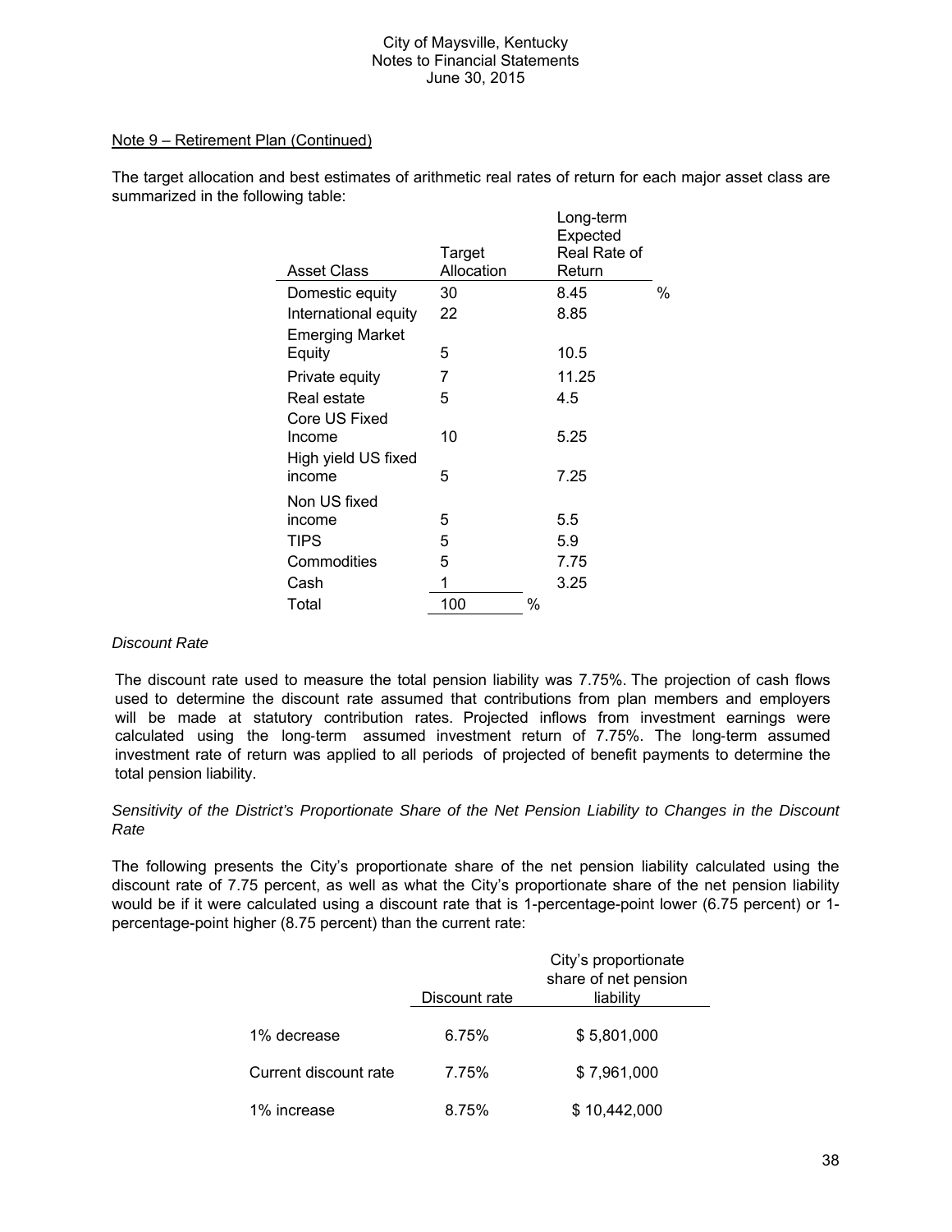City of Maysville, Kentucky
Notes to Financial Statements
June 30, 2015

Note 9 – Retirement Plan (Continued)

The target allocation and best estimates of arithmetic real rates of return for each major asset class are summarized in the following table:

| Asset Class | Target Allocation | Long-term Expected Real Rate of Return |
|---|---|---|
| Domestic equity | 30 | 8.45 % |
| International equity | 22 | 8.85 |
| Emerging Market Equity | 5 | 10.5 |
| Private equity | 7 | 11.25 |
| Real estate | 5 | 4.5 |
| Core US Fixed Income | 10 | 5.25 |
| High yield US fixed income | 5 | 7.25 |
| Non US fixed income | 5 | 5.5 |
| TIPS | 5 | 5.9 |
| Commodities | 5 | 7.75 |
| Cash | 1 | 3.25 |
| Total | 100 % | |

*Discount Rate*

The discount rate used to measure the total pension liability was 7.75%. The projection of cash flows used to determine the discount rate assumed that contributions from plan members and employers will be made at statutory contribution rates. Projected inflows from investment earnings were calculated using the long-term assumed investment return of 7.75%. The long-term assumed investment rate of return was applied to all periods of projected of benefit payments to determine the total pension liability.

*Sensitivity of the District's Proportionate Share of the Net Pension Liability to Changes in the Discount Rate*

The following presents the City's proportionate share of the net pension liability calculated using the discount rate of 7.75 percent, as well as what the City's proportionate share of the net pension liability would be if it were calculated using a discount rate that is 1-percentage-point lower (6.75 percent) or 1-percentage-point higher (8.75 percent) than the current rate:

| | Discount rate | City's proportionate share of net pension liability |
|---|---|---|
| 1% decrease | 6.75% | $ 5,801,000 |
| Current discount rate | 7.75% | $ 7,961,000 |
| 1% increase | 8.75% | $ 10,442,000 |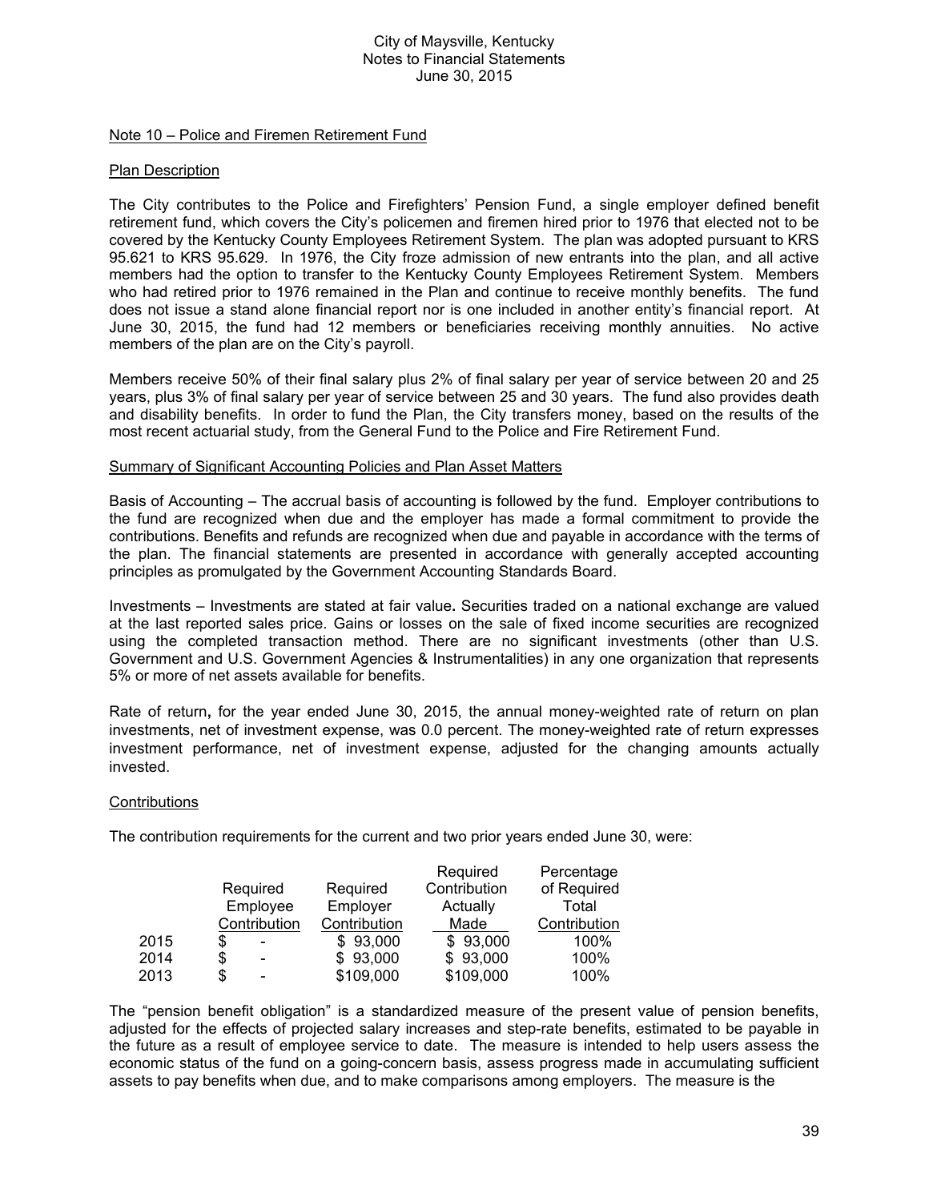## Note 10 – Police and Firemen Retirement Fund

### Plan Description

The City contributes to the Police and Firefighters' Pension Fund, a single employer defined benefit retirement fund, which covers the City's policemen and firemen hired prior to 1976 that elected not to be covered by the Kentucky County Employees Retirement System. The plan was adopted pursuant to KRS 95.621 to KRS 95.629. In 1976, the City froze admission of new entrants into the plan, and all active members had the option to transfer to the Kentucky County Employees Retirement System. Members who had retired prior to 1976 remained in the Plan and continue to receive monthly benefits. The fund does not issue a stand alone financial report nor is one included in another entity's financial report. At June 30, 2015, the fund had 12 members or beneficiaries receiving monthly annuities. No active members of the plan are on the City's payroll.

Members receive 50% of their final salary plus 2% of final salary per year of service between 20 and 25 years, plus 3% of final salary per year of service between 25 and 30 years. The fund also provides death and disability benefits. In order to fund the Plan, the City transfers money, based on the results of the most recent actuarial study, from the General Fund to the Police and Fire Retirement Fund.

### Summary of Significant Accounting Policies and Plan Asset Matters

Basis of Accounting – The accrual basis of accounting is followed by the fund. Employer contributions to the fund are recognized when due and the employer has made a formal commitment to provide the contributions. Benefits and refunds are recognized when due and payable in accordance with the terms of the plan. The financial statements are presented in accordance with generally accepted accounting principles as promulgated by the Government Accounting Standards Board.

Investments – Investments are stated at fair value**.** Securities traded on a national exchange are valued at the last reported sales price. Gains or losses on the sale of fixed income securities are recognized using the completed transaction method. There are no significant investments (other than U.S. Government and U.S. Government Agencies & Instrumentalities) in any one organization that represents 5% or more of net assets available for benefits.

Rate of return**,** for the year ended June 30, 2015, the annual money-weighted rate of return on plan investments, net of investment expense, was 0.0 percent. The money-weighted rate of return expresses investment performance, net of investment expense, adjusted for the changing amounts actually invested.

### Contributions

The contribution requirements for the current and two prior years ended June 30, were:

| | Required Employee Contribution | Required Employer Contribution | Required Contribution Actually Made | Percentage of Required Total Contribution |
|---|---|---|---|---|
| 2015 | $ - | $ 93,000 | $ 93,000 | 100% |
| 2014 | $ - | $ 93,000 | $ 93,000 | 100% |
| 2013 | $ - | $109,000 | $109,000 | 100% |

The "pension benefit obligation" is a standardized measure of the present value of pension benefits, adjusted for the effects of projected salary increases and step-rate benefits, estimated to be payable in the future as a result of employee service to date. The measure is intended to help users assess the economic status of the fund on a going-concern basis, assess progress made in accumulating sufficient assets to pay benefits when due, and to make comparisons among employers. The measure is the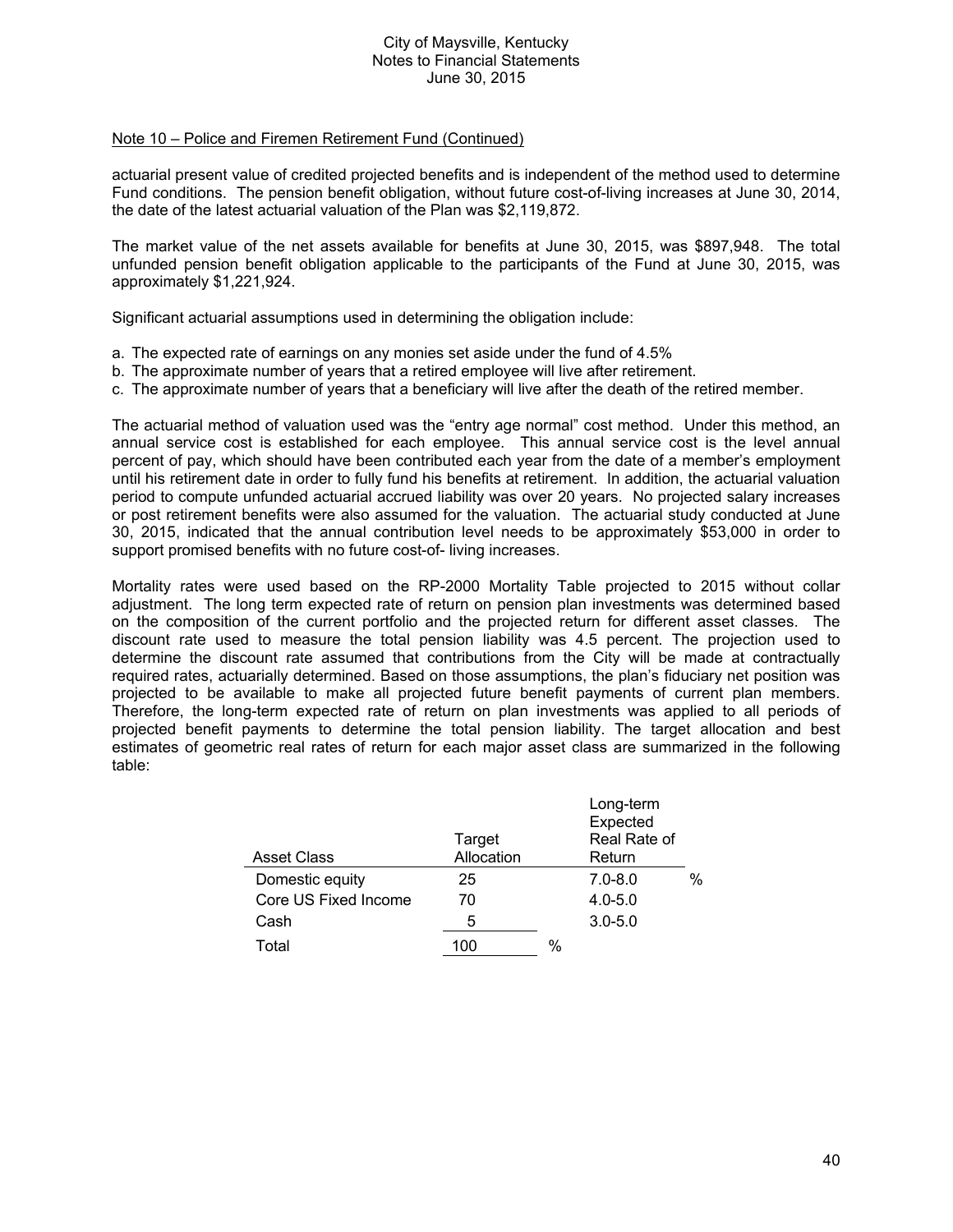Note 10 – Police and Firemen Retirement Fund (Continued)

actuarial present value of credited projected benefits and is independent of the method used to determine Fund conditions. The pension benefit obligation, without future cost-of-living increases at June 30, 2014, the date of the latest actuarial valuation of the Plan was $2,119,872.

The market value of the net assets available for benefits at June 30, 2015, was $897,948. The total unfunded pension benefit obligation applicable to the participants of the Fund at June 30, 2015, was approximately $1,221,924.

Significant actuarial assumptions used in determining the obligation include:

a. The expected rate of earnings on any monies set aside under the fund of 4.5%
b. The approximate number of years that a retired employee will live after retirement.
c. The approximate number of years that a beneficiary will live after the death of the retired member.

The actuarial method of valuation used was the "entry age normal" cost method. Under this method, an annual service cost is established for each employee. This annual service cost is the level annual percent of pay, which should have been contributed each year from the date of a member's employment until his retirement date in order to fully fund his benefits at retirement. In addition, the actuarial valuation period to compute unfunded actuarial accrued liability was over 20 years. No projected salary increases or post retirement benefits were also assumed for the valuation. The actuarial study conducted at June 30, 2015, indicated that the annual contribution level needs to be approximately $53,000 in order to support promised benefits with no future cost-of- living increases.

Mortality rates were used based on the RP-2000 Mortality Table projected to 2015 without collar adjustment. The long term expected rate of return on pension plan investments was determined based on the composition of the current portfolio and the projected return for different asset classes. The discount rate used to measure the total pension liability was 4.5 percent. The projection used to determine the discount rate assumed that contributions from the City will be made at contractually required rates, actuarially determined. Based on those assumptions, the plan's fiduciary net position was projected to be available to make all projected future benefit payments of current plan members. Therefore, the long-term expected rate of return on plan investments was applied to all periods of projected benefit payments to determine the total pension liability. The target allocation and best estimates of geometric real rates of return for each major asset class are summarized in the following table:

| Asset Class | Target Allocation | | Long-term Expected Real Rate of Return | |
|---|---|---|---|---|
| Domestic equity | 25 | | 7.0-8.0 | % |
| Core US Fixed Income | 70 | | 4.0-5.0 | |
| Cash | 5 | | 3.0-5.0 | |
| Total | 100 | % | | |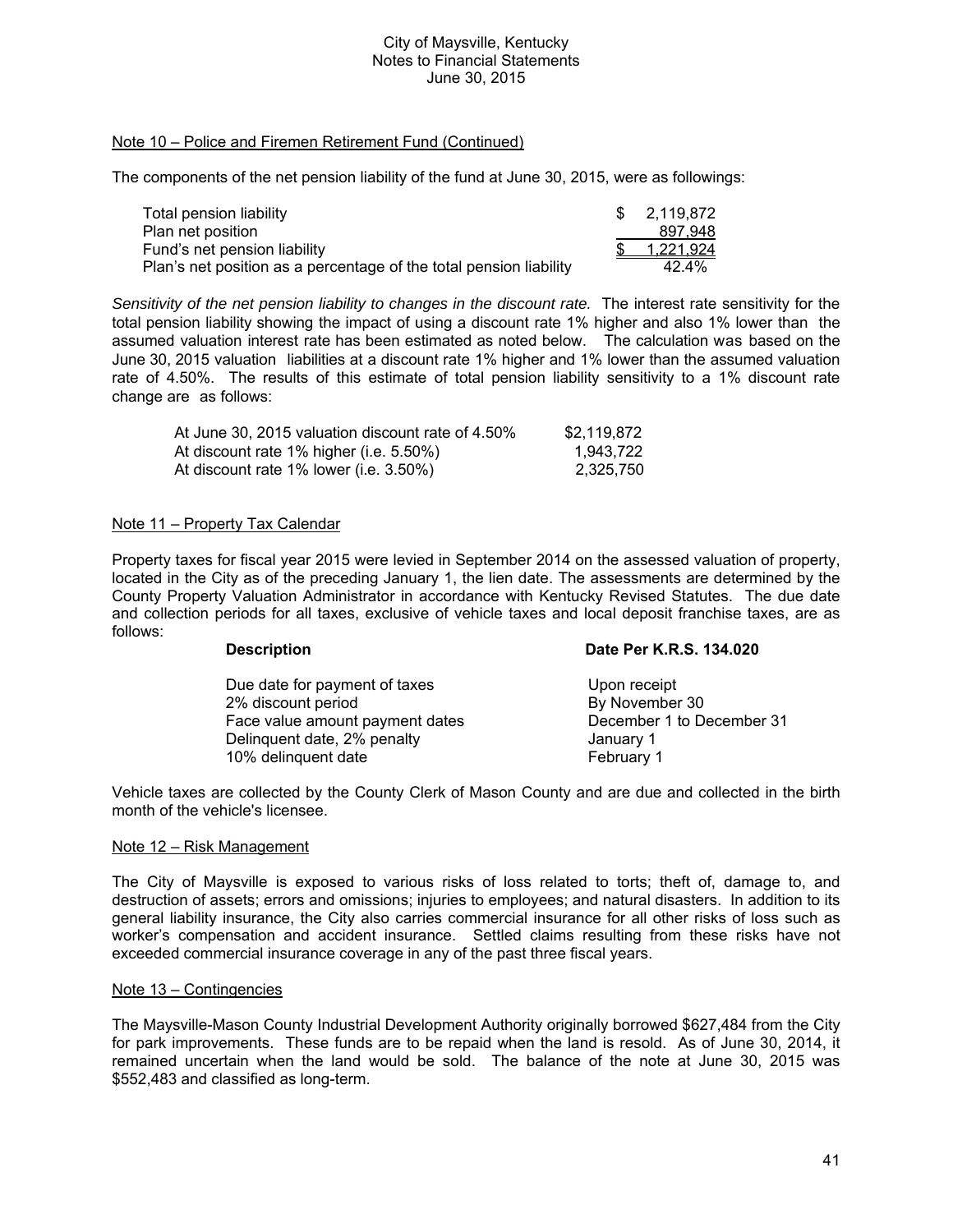## Note 10 – Police and Firemen Retirement Fund (Continued)

The components of the net pension liability of the fund at June 30, 2015, were as followings:

| | |
|---|---|
| Total pension liability | $ 2,119,872 |
| Plan net position | 897,948 |
| Fund's net pension liability | $ 1,221,924 |
| Plan's net position as a percentage of the total pension liability | 42.4% |

*Sensitivity of the net pension liability to changes in the discount rate.* The interest rate sensitivity for the total pension liability showing the impact of using a discount rate 1% higher and also 1% lower than the assumed valuation interest rate has been estimated as noted below. The calculation was based on the June 30, 2015 valuation liabilities at a discount rate 1% higher and 1% lower than the assumed valuation rate of 4.50%. The results of this estimate of total pension liability sensitivity to a 1% discount rate change are as follows:

| | |
|---|---|
| At June 30, 2015 valuation discount rate of 4.50% | $2,119,872 |
| At discount rate 1% higher (i.e. 5.50%) | 1,943,722 |
| At discount rate 1% lower (i.e. 3.50%) | 2,325,750 |

## Note 11 – Property Tax Calendar

Property taxes for fiscal year 2015 were levied in September 2014 on the assessed valuation of property, located in the City as of the preceding January 1, the lien date. The assessments are determined by the County Property Valuation Administrator in accordance with Kentucky Revised Statutes. The due date and collection periods for all taxes, exclusive of vehicle taxes and local deposit franchise taxes, are as follows:

| Description | Date Per K.R.S. 134.020 |
|---|---|
| Due date for payment of taxes | Upon receipt |
| 2% discount period | By November 30 |
| Face value amount payment dates | December 1 to December 31 |
| Delinquent date, 2% penalty | January 1 |
| 10% delinquent date | February 1 |

Vehicle taxes are collected by the County Clerk of Mason County and are due and collected in the birth month of the vehicle's licensee.

## Note 12 – Risk Management

The City of Maysville is exposed to various risks of loss related to torts; theft of, damage to, and destruction of assets; errors and omissions; injuries to employees; and natural disasters. In addition to its general liability insurance, the City also carries commercial insurance for all other risks of loss such as worker's compensation and accident insurance. Settled claims resulting from these risks have not exceeded commercial insurance coverage in any of the past three fiscal years.

## Note 13 – Contingencies

The Maysville-Mason County Industrial Development Authority originally borrowed $627,484 from the City for park improvements. These funds are to be repaid when the land is resold. As of June 30, 2014, it remained uncertain when the land would be sold. The balance of the note at June 30, 2015 was $552,483 and classified as long-term.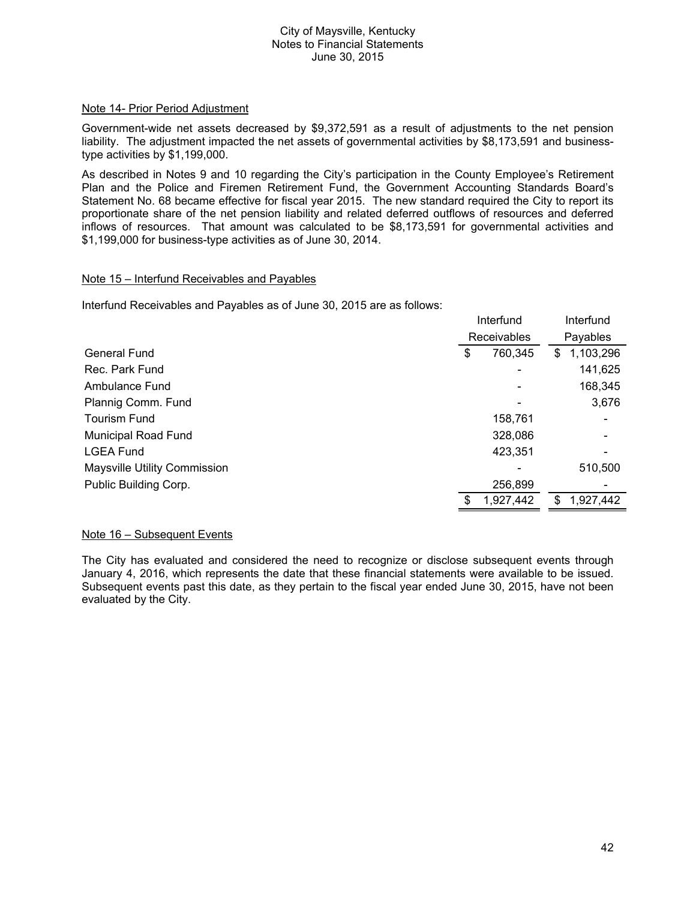Note 14- Prior Period Adjustment

Government-wide net assets decreased by $9,372,591 as a result of adjustments to the net pension liability. The adjustment impacted the net assets of governmental activities by $8,173,591 and business-type activities by $1,199,000.

As described in Notes 9 and 10 regarding the City's participation in the County Employee's Retirement Plan and the Police and Firemen Retirement Fund, the Government Accounting Standards Board's Statement No. 68 became effective for fiscal year 2015. The new standard required the City to report its proportionate share of the net pension liability and related deferred outflows of resources and deferred inflows of resources. That amount was calculated to be $8,173,591 for governmental activities and $1,199,000 for business-type activities as of June 30, 2014.

Note 15 – Interfund Receivables and Payables

Interfund Receivables and Payables as of June 30, 2015 are as follows:

| | Interfund Receivables | Interfund Payables |
|---|---|---|
| General Fund | $ 760,345 | $ 1,103,296 |
| Rec. Park Fund | - | 141,625 |
| Ambulance Fund | - | 168,345 |
| Plannig Comm. Fund | - | 3,676 |
| Tourism Fund | 158,761 | - |
| Municipal Road Fund | 328,086 | - |
| LGEA Fund | 423,351 | - |
| Maysville Utility Commission | - | 510,500 |
| Public Building Corp. | 256,899 | - |
| | $ 1,927,442 | $ 1,927,442 |

Note 16 – Subsequent Events

The City has evaluated and considered the need to recognize or disclose subsequent events through January 4, 2016, which represents the date that these financial statements were available to be issued. Subsequent events past this date, as they pertain to the fiscal year ended June 30, 2015, have not been evaluated by the City.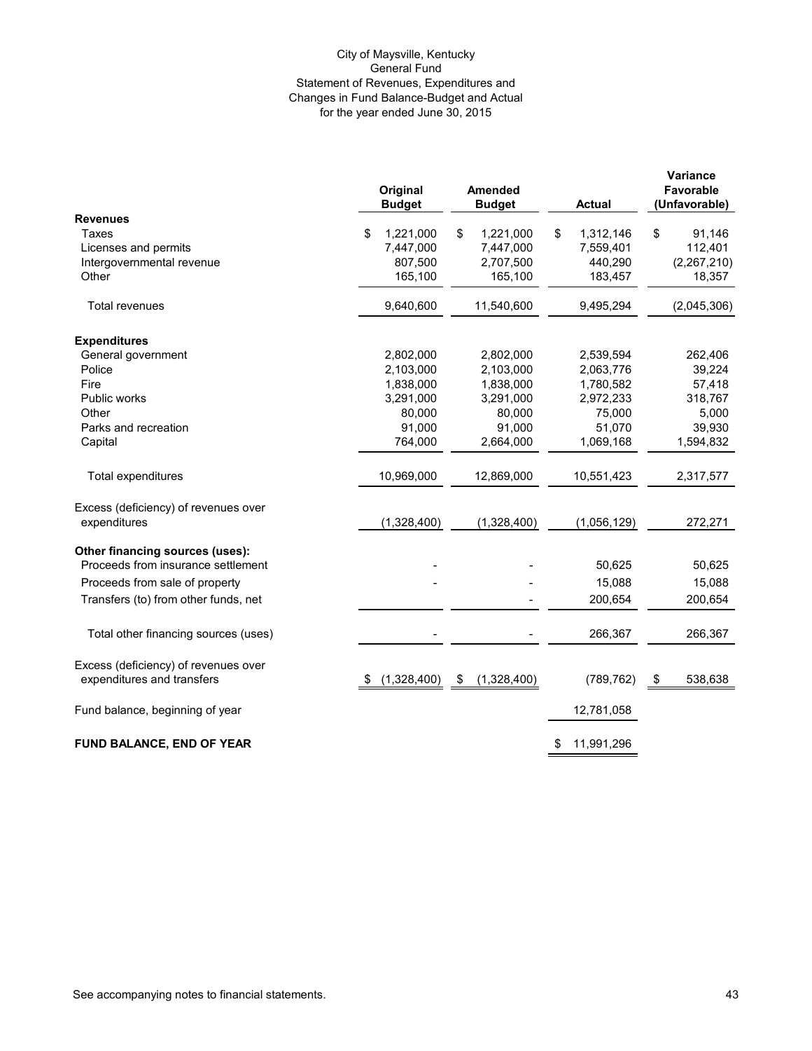City of Maysville, Kentucky
General Fund
Statement of Revenues, Expenditures and
Changes in Fund Balance-Budget and Actual
for the year ended June 30, 2015

| | Original Budget | Amended Budget | Actual | Variance Favorable (Unfavorable) |
|---|---|---|---|---|
| **Revenues** | | | | |
| Taxes | $ 1,221,000 | $ 1,221,000 | $ 1,312,146 | $ 91,146 |
| Licenses and permits | 7,447,000 | 7,447,000 | 7,559,401 | 112,401 |
| Intergovernmental revenue | 807,500 | 2,707,500 | 440,290 | (2,267,210) |
| Other | 165,100 | 165,100 | 183,457 | 18,357 |
| Total revenues | 9,640,600 | 11,540,600 | 9,495,294 | (2,045,306) |
| **Expenditures** | | | | |
| General government | 2,802,000 | 2,802,000 | 2,539,594 | 262,406 |
| Police | 2,103,000 | 2,103,000 | 2,063,776 | 39,224 |
| Fire | 1,838,000 | 1,838,000 | 1,780,582 | 57,418 |
| Public works | 3,291,000 | 3,291,000 | 2,972,233 | 318,767 |
| Other | 80,000 | 80,000 | 75,000 | 5,000 |
| Parks and recreation | 91,000 | 91,000 | 51,070 | 39,930 |
| Capital | 764,000 | 2,664,000 | 1,069,168 | 1,594,832 |
| Total expenditures | 10,969,000 | 12,869,000 | 10,551,423 | 2,317,577 |
| Excess (deficiency) of revenues over expenditures | (1,328,400) | (1,328,400) | (1,056,129) | 272,271 |
| **Other financing sources (uses):** | | | | |
| Proceeds from insurance settlement | - | - | 50,625 | 50,625 |
| Proceeds from sale of property | - | - | 15,088 | 15,088 |
| Transfers (to) from other funds, net | | - | 200,654 | 200,654 |
| Total other financing sources (uses) | - | - | 266,367 | 266,367 |
| Excess (deficiency) of revenues over expenditures and transfers | $ (1,328,400) | $ (1,328,400) | (789,762) | $ 538,638 |
| Fund balance, beginning of year | | | 12,781,058 | |
| **FUND BALANCE, END OF YEAR** | | | $ 11,991,296 | |

See accompanying notes to financial statements.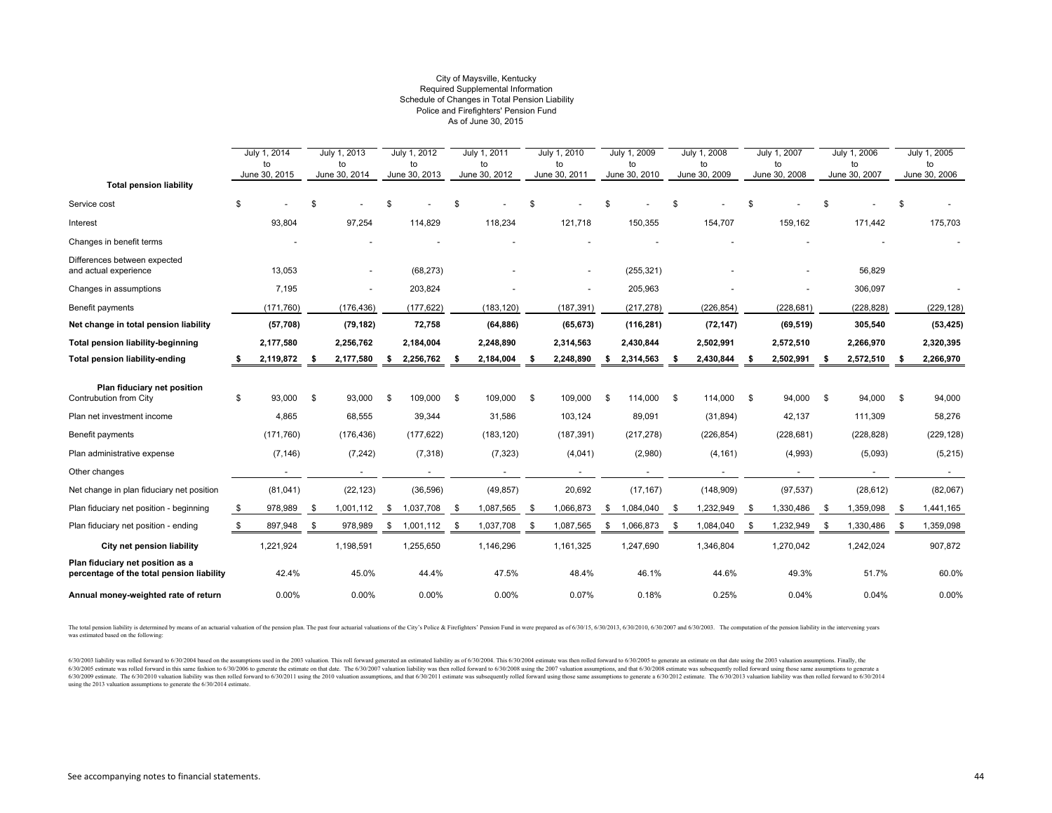City of Maysville, Kentucky
Required Supplemental Information
Schedule of Changes in Total Pension Liability
Police and Firefighters' Pension Fund
As of June 30, 2015

| | July 1, 2014 to June 30, 2015 | July 1, 2013 to June 30, 2014 | July 1, 2012 to June 30, 2013 | July 1, 2011 to June 30, 2012 | July 1, 2010 to June 30, 2011 | July 1, 2009 to June 30, 2010 | July 1, 2008 to June 30, 2009 | July 1, 2007 to June 30, 2008 | July 1, 2006 to June 30, 2007 | July 1, 2005 to June 30, 2006 |
|---|---|---|---|---|---|---|---|---|---|---|
| **Total pension liability** | | | | | | | | | | |
| Service cost | $ - | $ - | $ - | $ - | $ - | $ - | $ - | $ - | $ - | $ - |
| Interest | 93,804 | 97,254 | 114,829 | 118,234 | 121,718 | 150,355 | 154,707 | 159,162 | 171,442 | 175,703 |
| Changes in benefit terms | - | - | - | - | - | - | - | - | - | - |
| Differences between expected and actual experience | 13,053 | - | (68,273) | - | - | (255,321) | - | - | 56,829 | |
| Changes in assumptions | 7,195 | - | 203,824 | - | - | 205,963 | - | - | 306,097 | - |
| Benefit payments | (171,760) | (176,436) | (177,622) | (183,120) | (187,391) | (217,278) | (226,854) | (228,681) | (228,828) | (229,128) |
| **Net change in total pension liability** | **(57,708)** | **(79,182)** | **72,758** | **(64,886)** | **(65,673)** | **(116,281)** | **(72,147)** | **(69,519)** | **305,540** | **(53,425)** |
| **Total pension liability-beginning** | **2,177,580** | **2,256,762** | **2,184,004** | **2,248,890** | **2,314,563** | **2,430,844** | **2,502,991** | **2,572,510** | **2,266,970** | **2,320,395** |
| **Total pension liability-ending** | **$ 2,119,872** | **$ 2,177,580** | **$ 2,256,762** | **$ 2,184,004** | **$ 2,248,890** | **$ 2,314,563** | **$ 2,430,844** | **$ 2,502,991** | **$ 2,572,510** | **$ 2,266,970** |
| **Plan fiduciary net position** | | | | | | | | | | |
| Contrubution from City | $ 93,000 | $ 93,000 | $ 109,000 | $ 109,000 | $ 109,000 | $ 114,000 | $ 114,000 | $ 94,000 | $ 94,000 | $ 94,000 |
| Plan net investment income | 4,865 | 68,555 | 39,344 | 31,586 | 103,124 | 89,091 | (31,894) | 42,137 | 111,309 | 58,276 |
| Benefit payments | (171,760) | (176,436) | (177,622) | (183,120) | (187,391) | (217,278) | (226,854) | (228,681) | (228,828) | (229,128) |
| Plan administrative expense | (7,146) | (7,242) | (7,318) | (7,323) | (4,041) | (2,980) | (4,161) | (4,993) | (5,093) | (5,215) |
| Other changes | - | - | - | - | - | - | - | - | - | - |
| Net change in plan fiduciary net position | (81,041) | (22,123) | (36,596) | (49,857) | 20,692 | (17,167) | (148,909) | (97,537) | (28,612) | (82,067) |
| Plan fiduciary net position - beginning | $ 978,989 | $ 1,001,112 | $ 1,037,708 | $ 1,087,565 | $ 1,066,873 | $ 1,084,040 | $ 1,232,949 | $ 1,330,486 | $ 1,359,098 | $ 1,441,165 |
| Plan fiduciary net position - ending | $ 897,948 | $ 978,989 | $ 1,001,112 | $ 1,037,708 | $ 1,087,565 | $ 1,066,873 | $ 1,084,040 | $ 1,232,949 | $ 1,330,486 | $ 1,359,098 |
| **City net pension liability** | 1,221,924 | 1,198,591 | 1,255,650 | 1,146,296 | 1,161,325 | 1,247,690 | 1,346,804 | 1,270,042 | 1,242,024 | 907,872 |
| **Plan fiduciary net position as a percentage of the total pension liability** | 42.4% | 45.0% | 44.4% | 47.5% | 48.4% | 46.1% | 44.6% | 49.3% | 51.7% | 60.0% |
| **Annual money-weighted rate of return** | 0.00% | 0.00% | 0.00% | 0.00% | 0.07% | 0.18% | 0.25% | 0.04% | 0.04% | 0.00% |

The total pension liability is determined by means of an actuarial valuation of the pension plan. The past four actuarial valuations of the City's Police & Firefighters' Pension Fund in were prepared as of 6/30/15, 6/30/2013, 6/30/2010, 6/30/2007 and 6/30/2003. The computation of the pension liability in the intervening years was estimated based on the following:

6/30/2003 liability was rolled forward to 6/30/2004 based on the assumptions used in the 2003 valuation. This roll forward generated an estimated liability as of 6/30/2004. This 6/30/2004 estimate was then rolled forward to 6/30/2005 to generate an estimate on that date using the 2003 valuation assumptions. Finally, the 6/30/2005 estimate was rolled forward in this same fashion to 6/30/2006 to generate the estimate on that date. The 6/30/2007 valuation liability was then rolled forward to 6/30/2008 using the 2007 valuation assumptions, and that 6/30/2008 estimate was subsequently rolled forward using those same assumptions to generate a 6/30/2009 estimate. The 6/30/2010 valuation liability was then rolled forward to 6/30/2011 using the 2010 valuation assumptions, and that 6/30/2011 estimate was subsequently rolled forward using those same assumptions to generate a 6/30/2012 estimate. The 6/30/2013 valuation liability was then rolled forward to 6/30/2014 using the 2013 valuation assumptions to generate the 6/30/2014 estimate.

See accompanying notes to financial statements.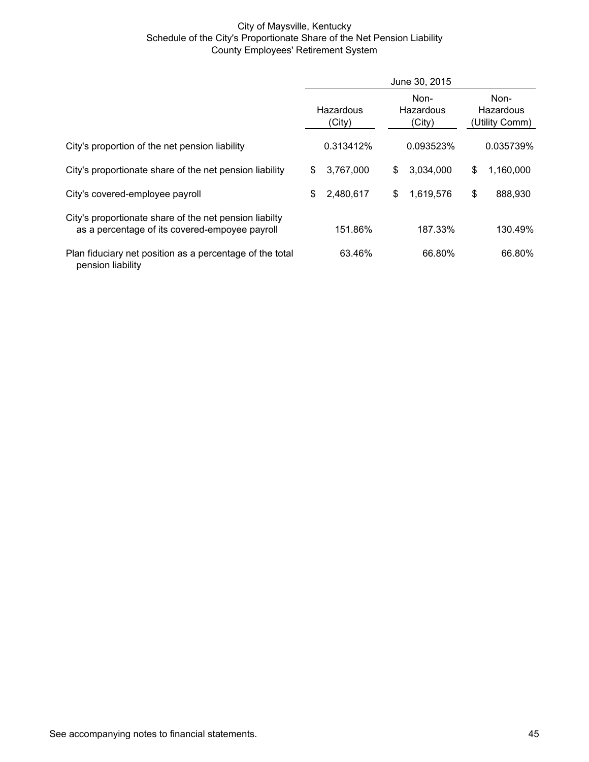City of Maysville, Kentucky
Schedule of the City's Proportionate Share of the Net Pension Liability
County Employees' Retirement System

| | June 30, 2015 | | |
|---|---|---|---|
| | Hazardous (City) | Non-Hazardous (City) | Non-Hazardous (Utility Comm) |
| City's proportion of the net pension liability | 0.313412% | 0.093523% | 0.035739% |
| City's proportionate share of the net pension liability | $ 3,767,000 | $ 3,034,000 | $ 1,160,000 |
| City's covered-employee payroll | $ 2,480,617 | $ 1,619,576 | $ 888,930 |
| City's proportionate share of the net pension liabilty as a percentage of its covered-empoyee payroll | 151.86% | 187.33% | 130.49% |
| Plan fiduciary net position as a percentage of the total pension liability | 63.46% | 66.80% | 66.80% |

See accompanying notes to financial statements.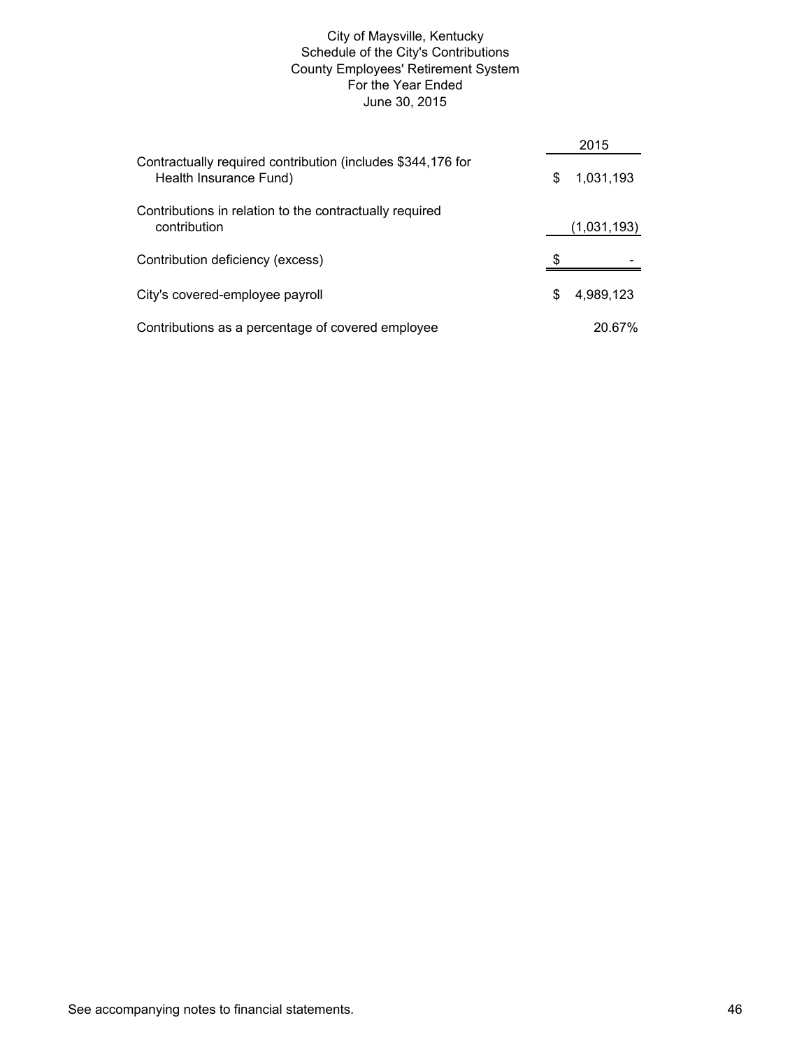# City of Maysville, Kentucky
## Schedule of the City's Contributions
## County Employees' Retirement System
## For the Year Ended
## June 30, 2015

| | 2015 |
|---|---|
| Contractually required contribution (includes $344,176 for Health Insurance Fund) | $ 1,031,193 |
| Contributions in relation to the contractually required contribution | (1,031,193) |
| Contribution deficiency (excess) | $ - |
| City's covered-employee payroll | $ 4,989,123 |
| Contributions as a percentage of covered employee | 20.67% |

See accompanying notes to financial statements.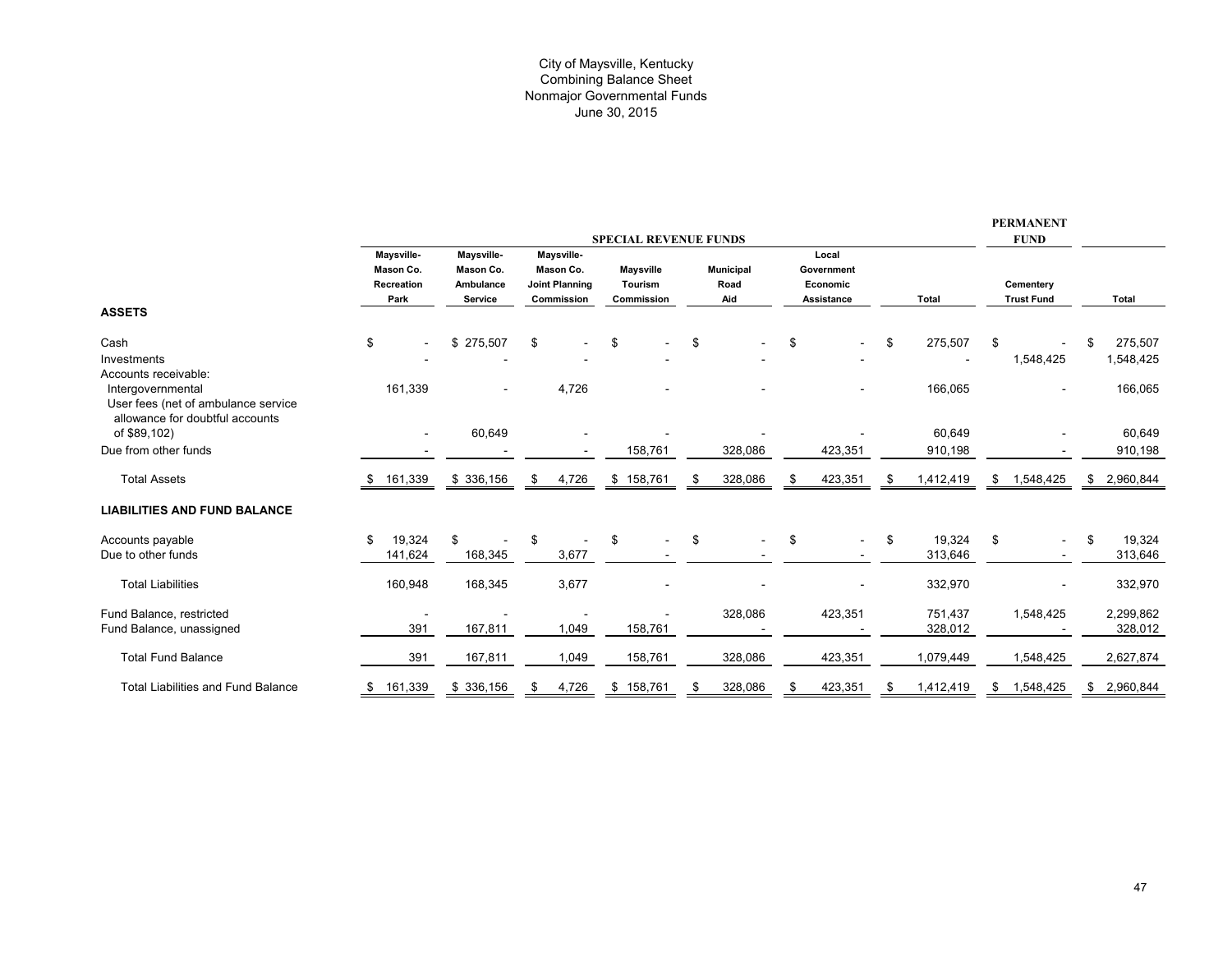City of Maysville, Kentucky
Combining Balance Sheet
Nonmajor Governmental Funds
June 30, 2015

| | SPECIAL REVENUE FUNDS | | | | | | | PERMANENT FUND | |
|---|---|---|---|---|---|---|---|---|---|
| | Maysville-Mason Co. Recreation Park | Maysville-Mason Co. Ambulance Service | Maysville-Mason Co. Joint Planning Commission | Maysville Tourism Commission | Municipal Road Aid | Local Government Economic Assistance | Total | Cementery Trust Fund | Total |
| **ASSETS** | | | | | | | | | |
| Cash | $ - | $ 275,507 | $ - | $ - | $ - | $ - | $ 275,507 | $ - | $ 275,507 |
| Investments | - | - | - | - | - | - | - | 1,548,425 | 1,548,425 |
| Accounts receivable: | | | | | | | | | |
| Intergovernmental | 161,339 | - | 4,726 | - | - | - | 166,065 | - | 166,065 |
| User fees (net of ambulance service allowance for doubtful accounts of $89,102) | - | 60,649 | - | - | - | - | 60,649 | - | 60,649 |
| Due from other funds | - | - | - | 158,761 | 328,086 | 423,351 | 910,198 | - | 910,198 |
| Total Assets | $ 161,339 | $ 336,156 | $ 4,726 | $ 158,761 | $ 328,086 | $ 423,351 | $ 1,412,419 | $ 1,548,425 | $ 2,960,844 |
| **LIABILITIES AND FUND BALANCE** | | | | | | | | | |
| Accounts payable | $ 19,324 | $ - | $ - | $ - | $ - | $ - | $ 19,324 | $ - | $ 19,324 |
| Due to other funds | 141,624 | 168,345 | 3,677 | - | - | - | 313,646 | - | 313,646 |
| Total Liabilities | 160,948 | 168,345 | 3,677 | - | - | - | 332,970 | - | 332,970 |
| Fund Balance, restricted | - | - | - | - | 328,086 | 423,351 | 751,437 | 1,548,425 | 2,299,862 |
| Fund Balance, unassigned | 391 | 167,811 | 1,049 | 158,761 | - | - | 328,012 | - | 328,012 |
| Total Fund Balance | 391 | 167,811 | 1,049 | 158,761 | 328,086 | 423,351 | 1,079,449 | 1,548,425 | 2,627,874 |
| Total Liabilities and Fund Balance | $ 161,339 | $ 336,156 | $ 4,726 | $ 158,761 | $ 328,086 | $ 423,351 | $ 1,412,419 | $ 1,548,425 | $ 2,960,844 |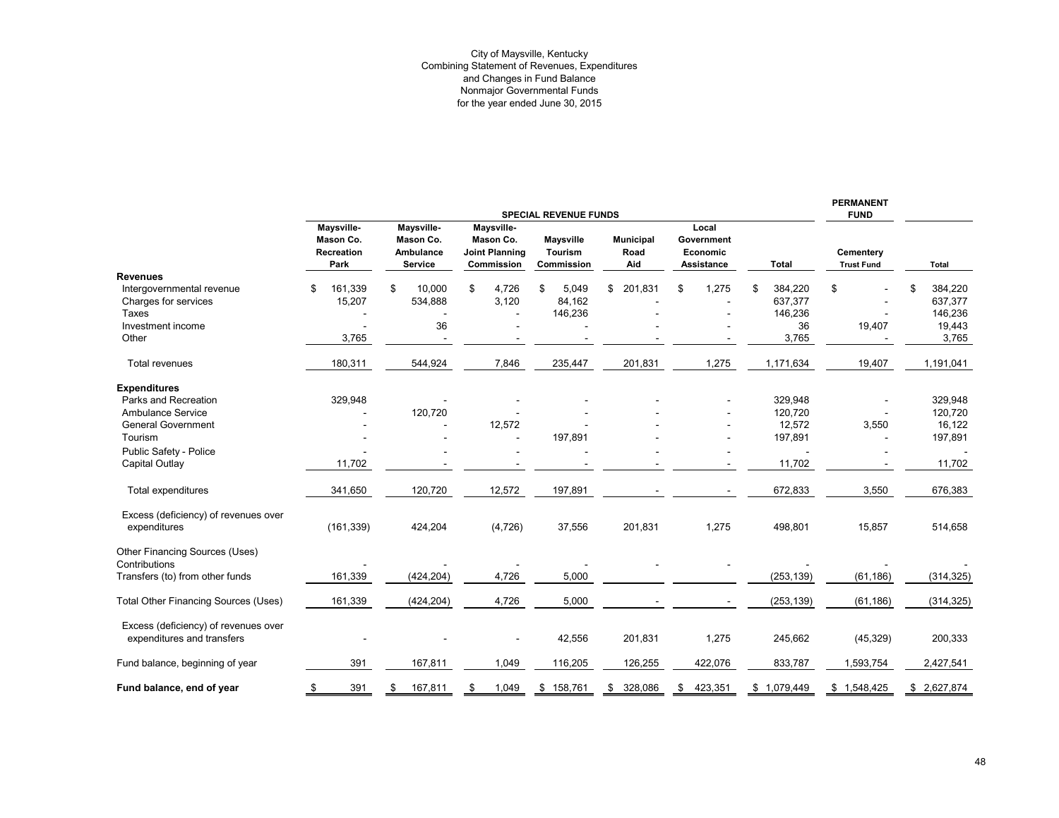City of Maysville, Kentucky
Combining Statement of Revenues, Expenditures
and Changes in Fund Balance
Nonmajor Governmental Funds
for the year ended June 30, 2015

| | SPECIAL REVENUE FUNDS | | | | | | | PERMANENT FUND | |
|---|---|---|---|---|---|---|---|---|---|
| | Maysville-Mason Co. Recreation Park | Maysville-Mason Co. Ambulance Service | Maysville-Mason Co. Joint Planning Commission | Maysville Tourism Commission | Municipal Road Aid | Local Government Economic Assistance | Total | Cementery Trust Fund | Total |
| **Revenues** | | | | | | | | | |
| Intergovernmental revenue | $ 161,339 | $ 10,000 | $ 4,726 | $ 5,049 | $ 201,831 | $ 1,275 | $ 384,220 | $ - | $ 384,220 |
| Charges for services | 15,207 | 534,888 | 3,120 | 84,162 | - | - | 637,377 | - | 637,377 |
| Taxes | - | - | - | 146,236 | - | - | 146,236 | - | 146,236 |
| Investment income | - | 36 | - | - | - | - | 36 | 19,407 | 19,443 |
| Other | 3,765 | - | - | - | - | - | 3,765 | - | 3,765 |
| Total revenues | 180,311 | 544,924 | 7,846 | 235,447 | 201,831 | 1,275 | 1,171,634 | 19,407 | 1,191,041 |
| **Expenditures** | | | | | | | | | |
| Parks and Recreation | 329,948 | - | - | - | - | - | 329,948 | - | 329,948 |
| Ambulance Service | - | 120,720 | - | - | - | - | 120,720 | - | 120,720 |
| General Government | - | - | 12,572 | - | - | - | 12,572 | 3,550 | 16,122 |
| Tourism | - | - | - | 197,891 | - | - | 197,891 | - | 197,891 |
| Public Safety - Police | - | - | - | - | - | - | - | - | - |
| Capital Outlay | 11,702 | - | - | - | - | - | 11,702 | - | 11,702 |
| Total expenditures | 341,650 | 120,720 | 12,572 | 197,891 | - | - | 672,833 | 3,550 | 676,383 |
| Excess (deficiency) of revenues over expenditures | (161,339) | 424,204 | (4,726) | 37,556 | 201,831 | 1,275 | 498,801 | 15,857 | 514,658 |
| Other Financing Sources (Uses) | | | | | | | | | |
| Contributions | - | - | - | - | - | - | - | - | - |
| Transfers (to) from other funds | 161,339 | (424,204) | 4,726 | 5,000 | | | (253,139) | (61,186) | (314,325) |
| Total Other Financing Sources (Uses) | 161,339 | (424,204) | 4,726 | 5,000 | - | - | (253,139) | (61,186) | (314,325) |
| Excess (deficiency) of revenues over expenditures and transfers | - | - | - | 42,556 | 201,831 | 1,275 | 245,662 | (45,329) | 200,333 |
| Fund balance, beginning of year | 391 | 167,811 | 1,049 | 116,205 | 126,255 | 422,076 | 833,787 | 1,593,754 | 2,427,541 |
| **Fund balance, end of year** | $ 391 | $ 167,811 | $ 1,049 | $ 158,761 | $ 328,086 | $ 423,351 | $ 1,079,449 | $ 1,548,425 | $ 2,627,874 |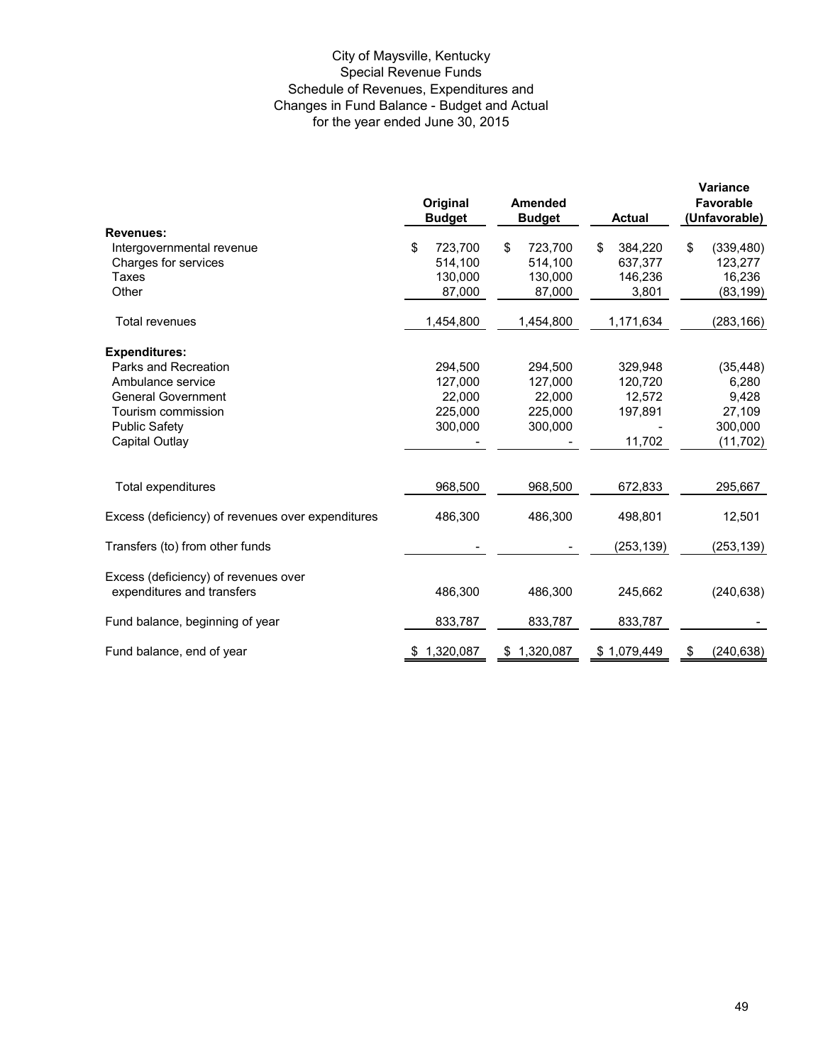# City of Maysville, Kentucky
## Special Revenue Funds
## Schedule of Revenues, Expenditures and Changes in Fund Balance - Budget and Actual
## for the year ended June 30, 2015

| | Original Budget | Amended Budget | Actual | Variance Favorable (Unfavorable) |
|---|---|---|---|---|
| **Revenues:** | | | | |
| Intergovernmental revenue | $ 723,700 | $ 723,700 | $ 384,220 | $ (339,480) |
| Charges for services | 514,100 | 514,100 | 637,377 | 123,277 |
| Taxes | 130,000 | 130,000 | 146,236 | 16,236 |
| Other | 87,000 | 87,000 | 3,801 | (83,199) |
| Total revenues | 1,454,800 | 1,454,800 | 1,171,634 | (283,166) |
| **Expenditures:** | | | | |
| Parks and Recreation | 294,500 | 294,500 | 329,948 | (35,448) |
| Ambulance service | 127,000 | 127,000 | 120,720 | 6,280 |
| General Government | 22,000 | 22,000 | 12,572 | 9,428 |
| Tourism commission | 225,000 | 225,000 | 197,891 | 27,109 |
| Public Safety | 300,000 | 300,000 | - | 300,000 |
| Capital Outlay | - | - | 11,702 | (11,702) |
| Total expenditures | 968,500 | 968,500 | 672,833 | 295,667 |
| Excess (deficiency) of revenues over expenditures | 486,300 | 486,300 | 498,801 | 12,501 |
| Transfers (to) from other funds | - | - | (253,139) | (253,139) |
| Excess (deficiency) of revenues over expenditures and transfers | 486,300 | 486,300 | 245,662 | (240,638) |
| Fund balance, beginning of year | 833,787 | 833,787 | 833,787 | - |
| Fund balance, end of year | $ 1,320,087 | $ 1,320,087 | $ 1,079,449 | $ (240,638) |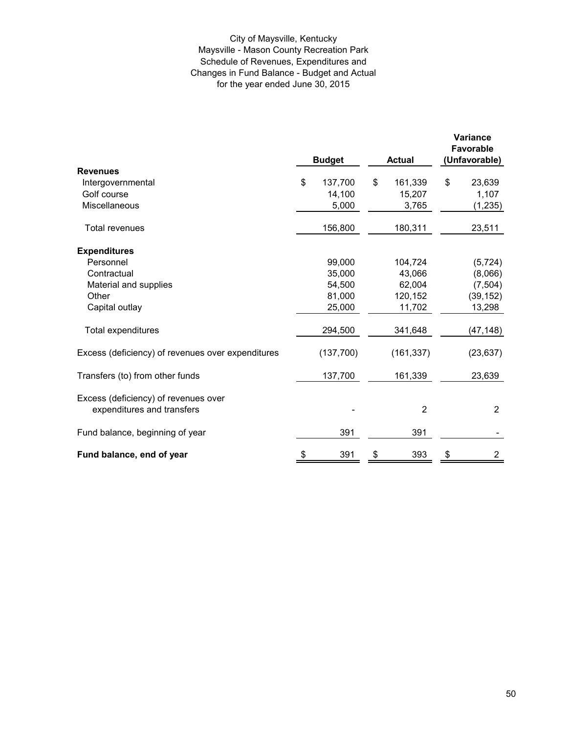City of Maysville, Kentucky
Maysville - Mason County Recreation Park
Schedule of Revenues, Expenditures and
Changes in Fund Balance - Budget and Actual
for the year ended June 30, 2015

| | Budget | Actual | Variance Favorable (Unfavorable) |
|---|---|---|---|
| **Revenues** | | | |
| Intergovernmental | $ 137,700 | $ 161,339 | $ 23,639 |
| Golf course | 14,100 | 15,207 | 1,107 |
| Miscellaneous | 5,000 | 3,765 | (1,235) |
| Total revenues | 156,800 | 180,311 | 23,511 |
| **Expenditures** | | | |
| Personnel | 99,000 | 104,724 | (5,724) |
| Contractual | 35,000 | 43,066 | (8,066) |
| Material and supplies | 54,500 | 62,004 | (7,504) |
| Other | 81,000 | 120,152 | (39,152) |
| Capital outlay | 25,000 | 11,702 | 13,298 |
| Total expenditures | 294,500 | 341,648 | (47,148) |
| Excess (deficiency) of revenues over expenditures | (137,700) | (161,337) | (23,637) |
| Transfers (to) from other funds | 137,700 | 161,339 | 23,639 |
| Excess (deficiency) of revenues over expenditures and transfers | - | 2 | 2 |
| Fund balance, beginning of year | 391 | 391 | - |
| **Fund balance, end of year** | $ 391 | $ 393 | $ 2 |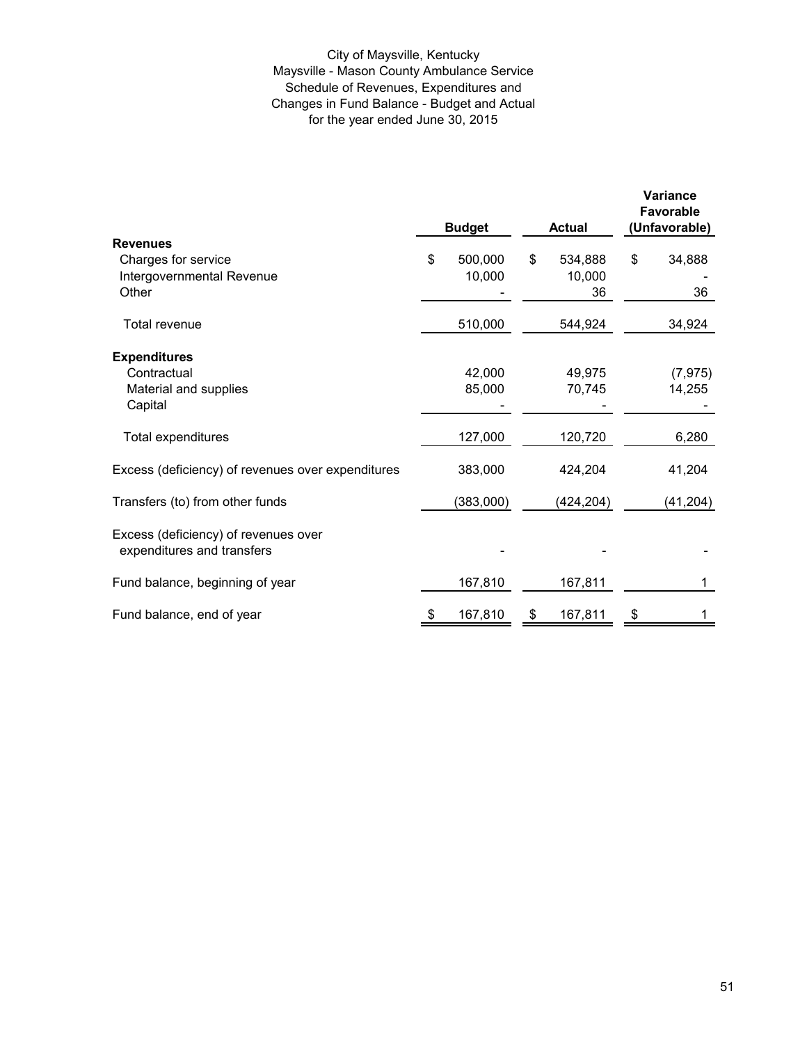# City of Maysville, Kentucky
## Maysville - Mason County Ambulance Service
### Schedule of Revenues, Expenditures and Changes in Fund Balance - Budget and Actual
### for the year ended June 30, 2015

| | Budget | Actual | Variance Favorable (Unfavorable) |
|---|---|---|---|
| **Revenues** | | | |
| Charges for service | $ 500,000 | $ 534,888 | $ 34,888 |
| Intergovernmental Revenue | 10,000 | 10,000 | - |
| Other | - | 36 | 36 |
| Total revenue | 510,000 | 544,924 | 34,924 |
| **Expenditures** | | | |
| Contractual | 42,000 | 49,975 | (7,975) |
| Material and supplies | 85,000 | 70,745 | 14,255 |
| Capital | - | - | - |
| Total expenditures | 127,000 | 120,720 | 6,280 |
| Excess (deficiency) of revenues over expenditures | 383,000 | 424,204 | 41,204 |
| Transfers (to) from other funds | (383,000) | (424,204) | (41,204) |
| Excess (deficiency) of revenues over expenditures and transfers | - | - | - |
| Fund balance, beginning of year | 167,810 | 167,811 | 1 |
| Fund balance, end of year | $ 167,810 | $ 167,811 | $ 1 |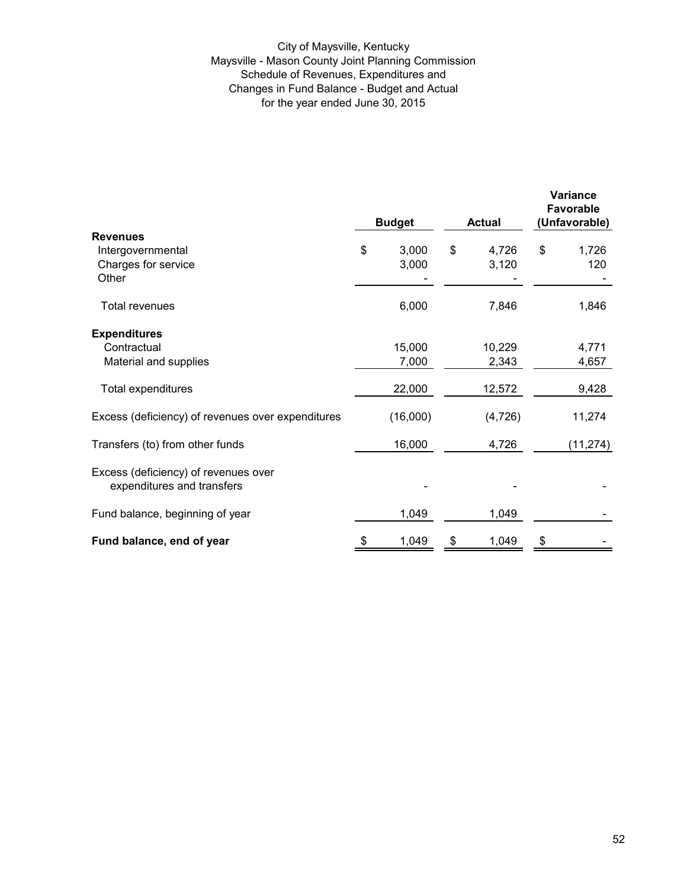City of Maysville, Kentucky
Maysville - Mason County Joint Planning Commission
Schedule of Revenues, Expenditures and
Changes in Fund Balance - Budget and Actual
for the year ended June 30, 2015

| | Budget | Actual | Variance Favorable (Unfavorable) |
|---|---|---|---|
| **Revenues** | | | |
| Intergovernmental | $ 3,000 | $ 4,726 | $ 1,726 |
| Charges for service | 3,000 | 3,120 | 120 |
| Other | - | - | - |
| Total revenues | 6,000 | 7,846 | 1,846 |
| **Expenditures** | | | |
| Contractual | 15,000 | 10,229 | 4,771 |
| Material and supplies | 7,000 | 2,343 | 4,657 |
| Total expenditures | 22,000 | 12,572 | 9,428 |
| Excess (deficiency) of revenues over expenditures | (16,000) | (4,726) | 11,274 |
| Transfers (to) from other funds | 16,000 | 4,726 | (11,274) |
| Excess (deficiency) of revenues over expenditures and transfers | - | - | - |
| Fund balance, beginning of year | 1,049 | 1,049 | - |
| **Fund balance, end of year** | $ 1,049 | $ 1,049 | $ - |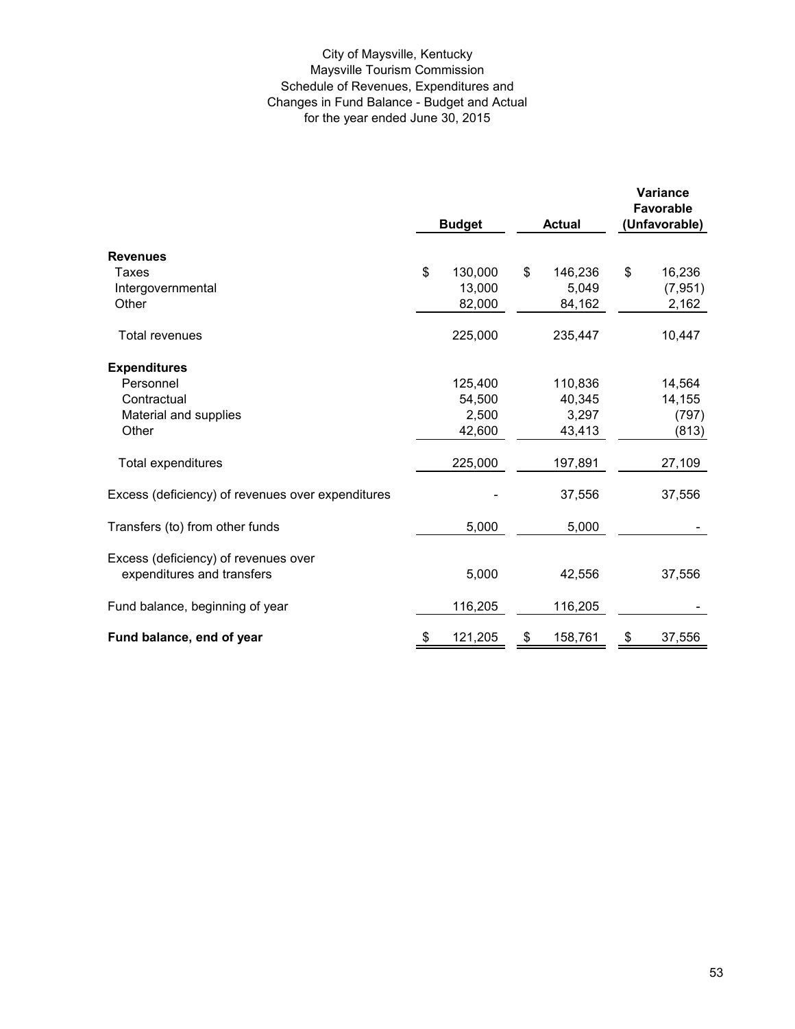City of Maysville, Kentucky
Maysville Tourism Commission
Schedule of Revenues, Expenditures and
Changes in Fund Balance - Budget and Actual
for the year ended June 30, 2015

| | Budget | Actual | Variance Favorable (Unfavorable) |
|---|---|---|---|
| **Revenues** | | | |
| Taxes | $ 130,000 | $ 146,236 | $ 16,236 |
| Intergovernmental | 13,000 | 5,049 | (7,951) |
| Other | 82,000 | 84,162 | 2,162 |
| Total revenues | 225,000 | 235,447 | 10,447 |
| **Expenditures** | | | |
| Personnel | 125,400 | 110,836 | 14,564 |
| Contractual | 54,500 | 40,345 | 14,155 |
| Material and supplies | 2,500 | 3,297 | (797) |
| Other | 42,600 | 43,413 | (813) |
| Total expenditures | 225,000 | 197,891 | 27,109 |
| Excess (deficiency) of revenues over expenditures | - | 37,556 | 37,556 |
| Transfers (to) from other funds | 5,000 | 5,000 | - |
| Excess (deficiency) of revenues over expenditures and transfers | 5,000 | 42,556 | 37,556 |
| Fund balance, beginning of year | 116,205 | 116,205 | - |
| **Fund balance, end of year** | $ 121,205 | $ 158,761 | $ 37,556 |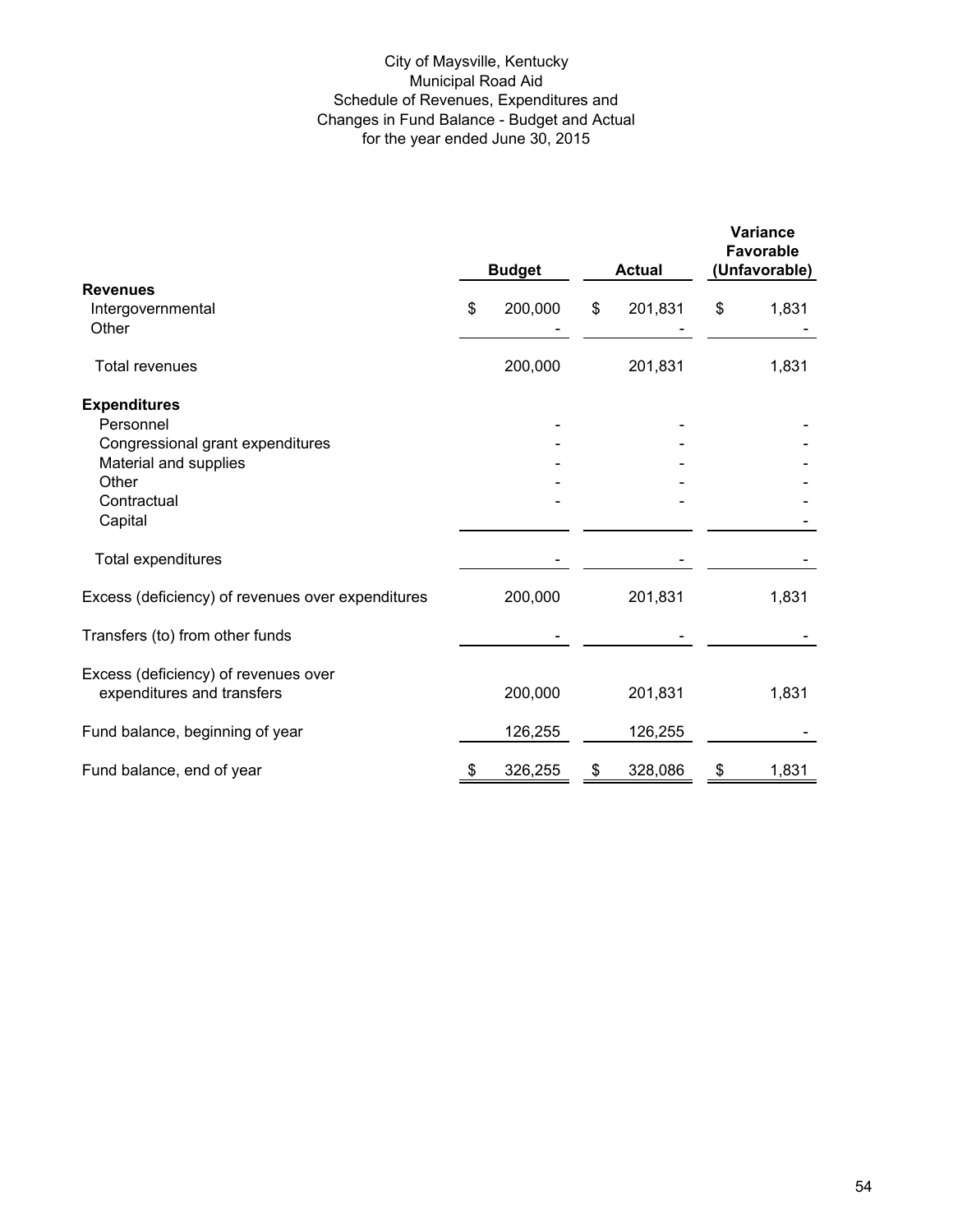City of Maysville, Kentucky
Municipal Road Aid
Schedule of Revenues, Expenditures and
Changes in Fund Balance - Budget and Actual
for the year ended June 30, 2015

| | Budget | Actual | Variance Favorable (Unfavorable) |
|---|---|---|---|
| **Revenues** | | | |
| Intergovernmental | $ 200,000 | $ 201,831 | $ 1,831 |
| Other | - | - | - |
| Total revenues | 200,000 | 201,831 | 1,831 |
| **Expenditures** | | | |
| Personnel | - | - | - |
| Congressional grant expenditures | - | - | - |
| Material and supplies | - | - | - |
| Other | - | - | - |
| Contractual | - | - | - |
| Capital | | | - |
| Total expenditures | - | - | - |
| Excess (deficiency) of revenues over expenditures | 200,000 | 201,831 | 1,831 |
| Transfers (to) from other funds | - | - | - |
| Excess (deficiency) of revenues over expenditures and transfers | 200,000 | 201,831 | 1,831 |
| Fund balance, beginning of year | 126,255 | 126,255 | - |
| Fund balance, end of year | $ 326,255 | $ 328,086 | $ 1,831 |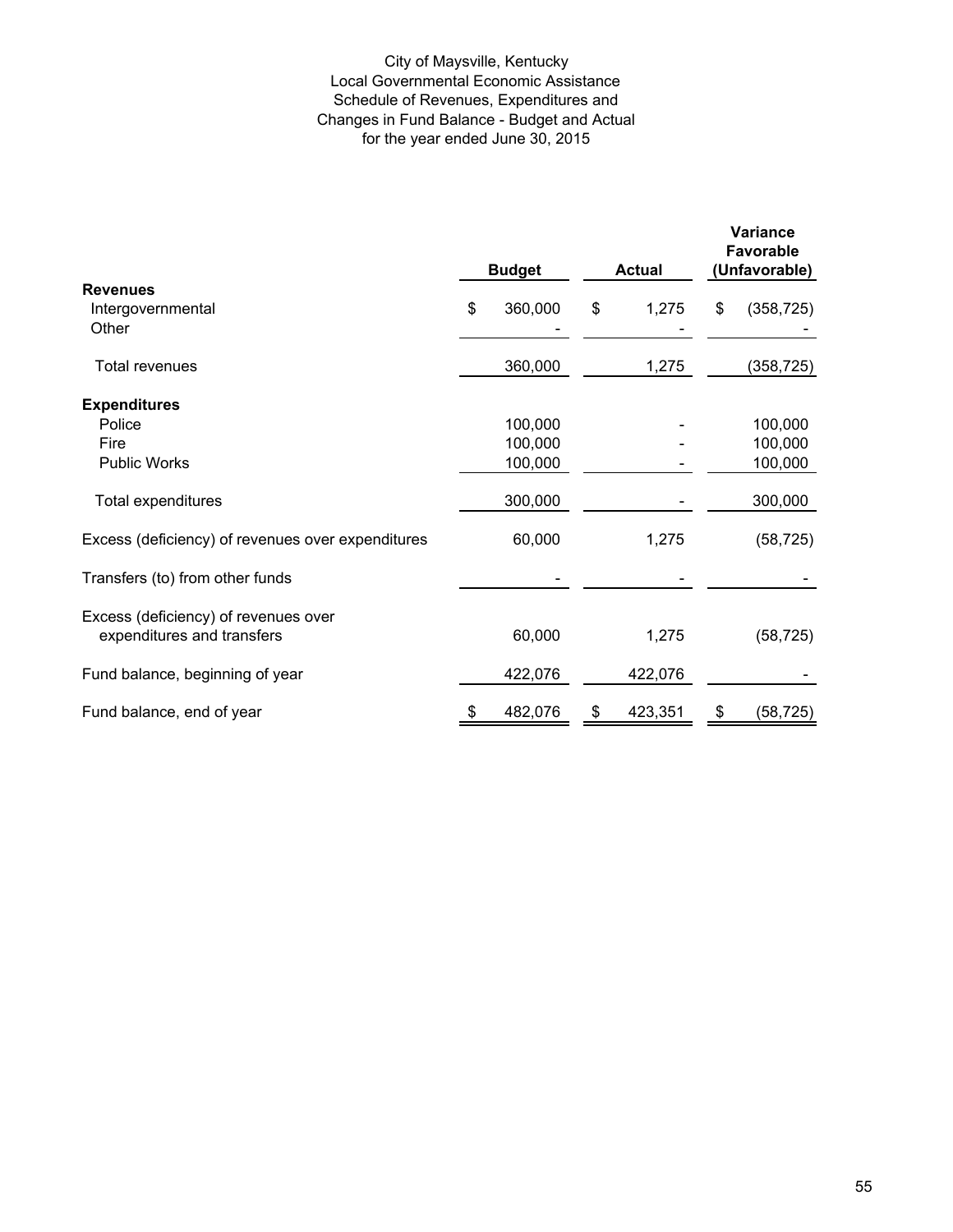City of Maysville, Kentucky
Local Governmental Economic Assistance
Schedule of Revenues, Expenditures and
Changes in Fund Balance - Budget and Actual
for the year ended June 30, 2015

| | Budget | Actual | Variance Favorable (Unfavorable) |
|---|---|---|---|
| **Revenues** | | | |
| Intergovernmental | $ 360,000 | $ 1,275 | $ (358,725) |
| Other | - | - | - |
| Total revenues | 360,000 | 1,275 | (358,725) |
| **Expenditures** | | | |
| Police | 100,000 | - | 100,000 |
| Fire | 100,000 | - | 100,000 |
| Public Works | 100,000 | - | 100,000 |
| Total expenditures | 300,000 | - | 300,000 |
| Excess (deficiency) of revenues over expenditures | 60,000 | 1,275 | (58,725) |
| Transfers (to) from other funds | - | - | - |
| Excess (deficiency) of revenues over expenditures and transfers | 60,000 | 1,275 | (58,725) |
| Fund balance, beginning of year | 422,076 | 422,076 | - |
| Fund balance, end of year | $ 482,076 | $ 423,351 | $ (58,725) |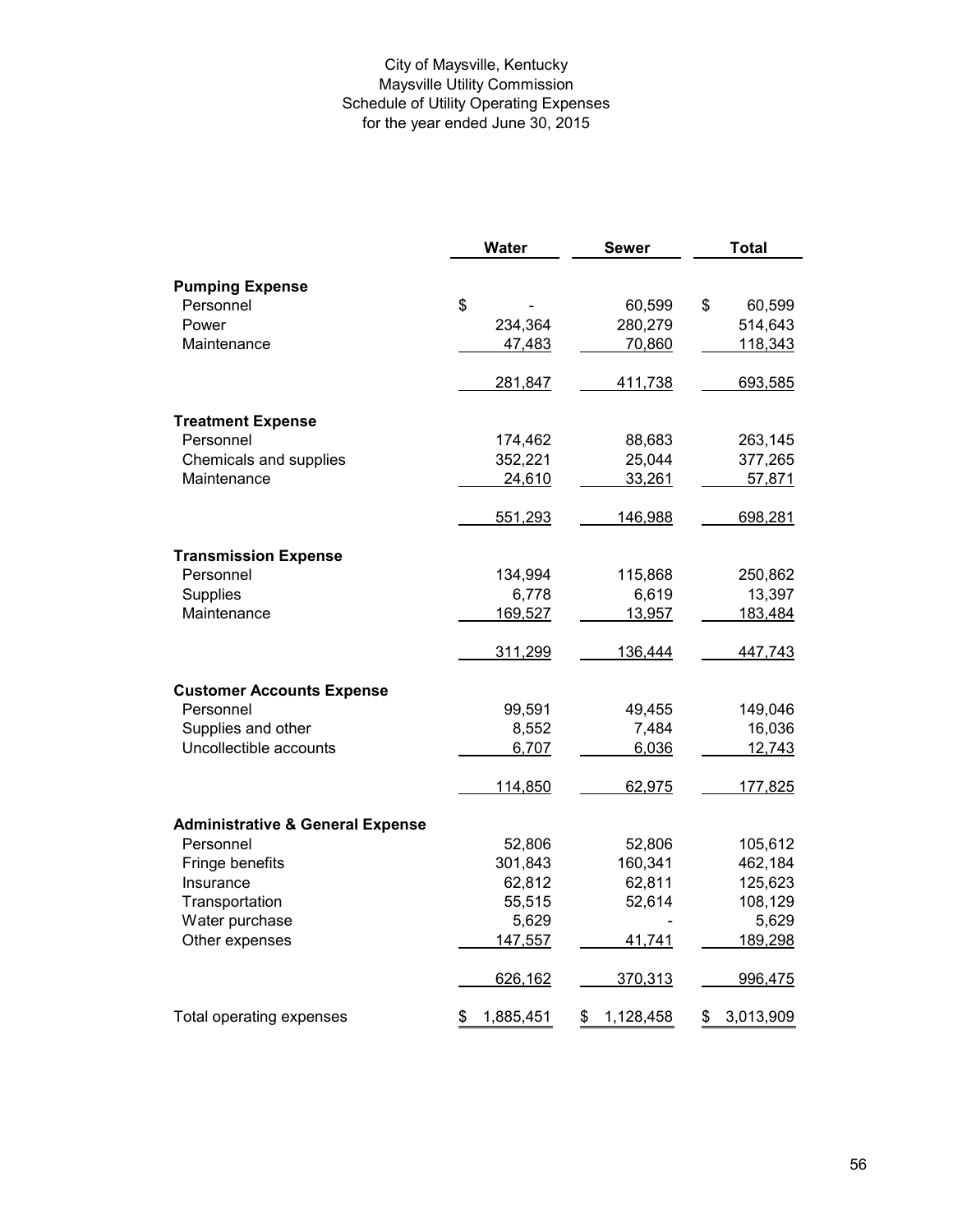City of Maysville, Kentucky
Maysville Utility Commission
Schedule of Utility Operating Expenses
for the year ended June 30, 2015

| | Water | Sewer | Total |
|---|---|---|---|
| **Pumping Expense** | | | |
| Personnel | $ - | 60,599 | $ 60,599 |
| Power | 234,364 | 280,279 | 514,643 |
| Maintenance | 47,483 | 70,860 | 118,343 |
| | 281,847 | 411,738 | 693,585 |
| **Treatment Expense** | | | |
| Personnel | 174,462 | 88,683 | 263,145 |
| Chemicals and supplies | 352,221 | 25,044 | 377,265 |
| Maintenance | 24,610 | 33,261 | 57,871 |
| | 551,293 | 146,988 | 698,281 |
| **Transmission Expense** | | | |
| Personnel | 134,994 | 115,868 | 250,862 |
| Supplies | 6,778 | 6,619 | 13,397 |
| Maintenance | 169,527 | 13,957 | 183,484 |
| | 311,299 | 136,444 | 447,743 |
| **Customer Accounts Expense** | | | |
| Personnel | 99,591 | 49,455 | 149,046 |
| Supplies and other | 8,552 | 7,484 | 16,036 |
| Uncollectible accounts | 6,707 | 6,036 | 12,743 |
| | 114,850 | 62,975 | 177,825 |
| **Administrative & General Expense** | | | |
| Personnel | 52,806 | 52,806 | 105,612 |
| Fringe benefits | 301,843 | 160,341 | 462,184 |
| Insurance | 62,812 | 62,811 | 125,623 |
| Transportation | 55,515 | 52,614 | 108,129 |
| Water purchase | 5,629 | - | 5,629 |
| Other expenses | 147,557 | 41,741 | 189,298 |
| | 626,162 | 370,313 | 996,475 |
| Total operating expenses | $ 1,885,451 | $ 1,128,458 | $ 3,013,909 |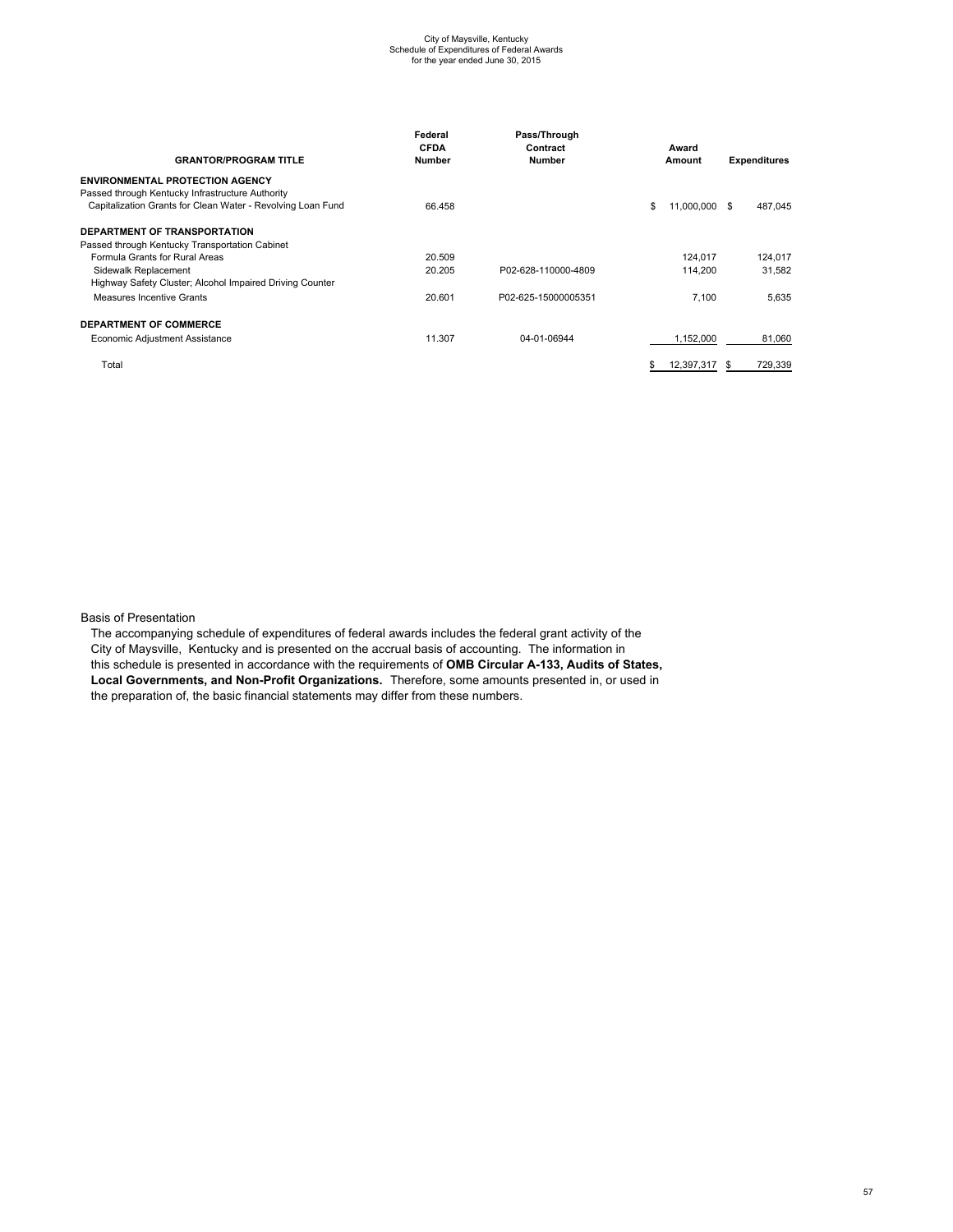City of Maysville, Kentucky
Schedule of Expenditures of Federal Awards
for the year ended June 30, 2015

| GRANTOR/PROGRAM TITLE | Federal CFDA Number | Pass/Through Contract Number | Award Amount | Expenditures |
|---|---|---|---|---|
| **ENVIRONMENTAL PROTECTION AGENCY** | | | | |
| Passed through Kentucky Infrastructure Authority | | | | |
| Capitalization Grants for Clean Water - Revolving Loan Fund | 66.458 | | $ 11,000,000 | $ 487,045 |
| **DEPARTMENT OF TRANSPORTATION** | | | | |
| Passed through Kentucky Transportation Cabinet | | | | |
| Formula Grants for Rural Areas | 20.509 | | 124,017 | 124,017 |
| Sidewalk Replacement | 20.205 | P02-628-110000-4809 | 114,200 | 31,582 |
| Highway Safety Cluster; Alcohol Impaired Driving Counter Measures Incentive Grants | 20.601 | P02-625-15000005351 | 7,100 | 5,635 |
| **DEPARTMENT OF COMMERCE** | | | | |
| Economic Adjustment Assistance | 11.307 | 04-01-06944 | 1,152,000 | 81,060 |
| Total | | | $ 12,397,317 | $ 729,339 |

Basis of Presentation

The accompanying schedule of expenditures of federal awards includes the federal grant activity of the City of Maysville, Kentucky and is presented on the accrual basis of accounting. The information in this schedule is presented in accordance with the requirements of **OMB Circular A-133, Audits of States, Local Governments, and Non-Profit Organizations.** Therefore, some amounts presented in, or used in the preparation of, the basic financial statements may differ from these numbers.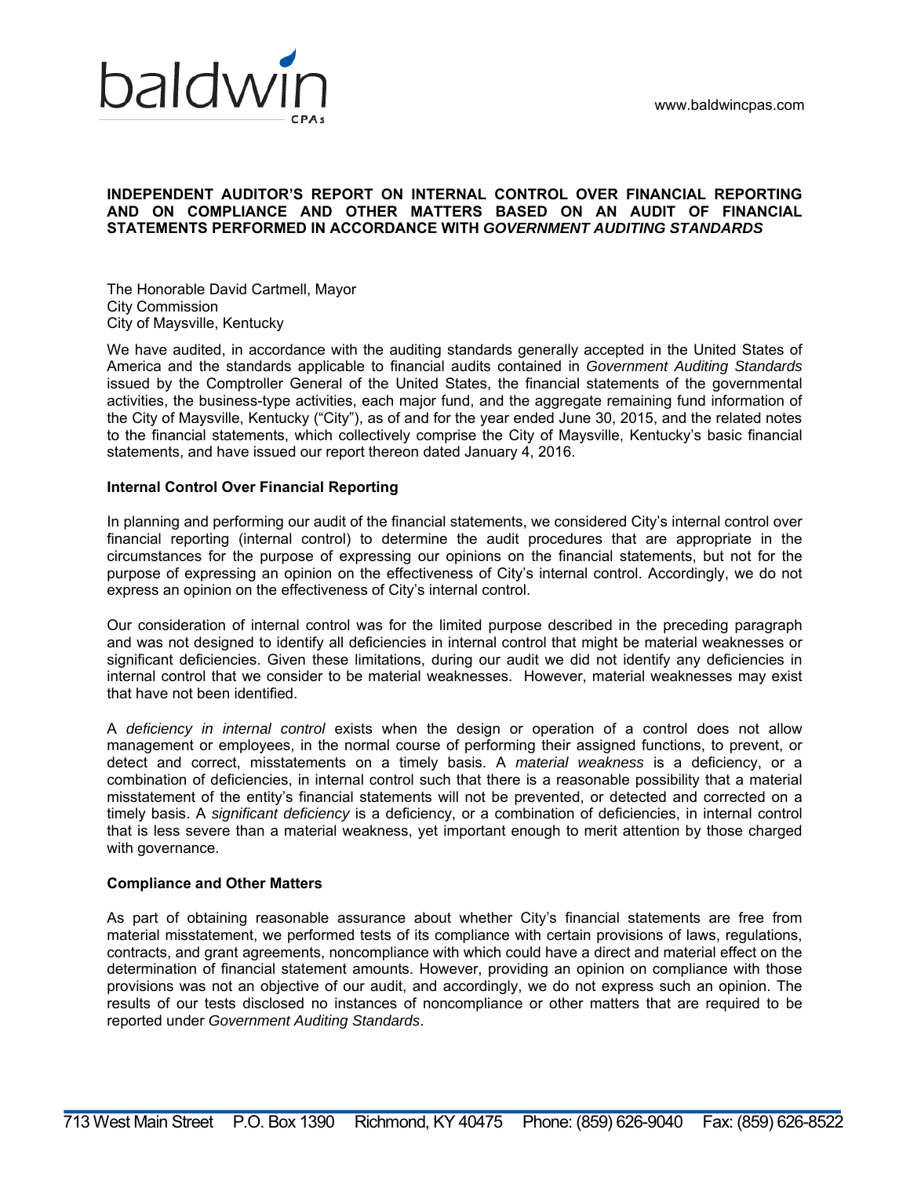baldwin CPAs

www.baldwincpas.com

## INDEPENDENT AUDITOR'S REPORT ON INTERNAL CONTROL OVER FINANCIAL REPORTING AND ON COMPLIANCE AND OTHER MATTERS BASED ON AN AUDIT OF FINANCIAL STATEMENTS PERFORMED IN ACCORDANCE WITH *GOVERNMENT AUDITING STANDARDS*

The Honorable David Cartmell, Mayor
City Commission
City of Maysville, Kentucky

We have audited, in accordance with the auditing standards generally accepted in the United States of America and the standards applicable to financial audits contained in *Government Auditing Standards* issued by the Comptroller General of the United States, the financial statements of the governmental activities, the business-type activities, each major fund, and the aggregate remaining fund information of the City of Maysville, Kentucky ("City"), as of and for the year ended June 30, 2015, and the related notes to the financial statements, which collectively comprise the City of Maysville, Kentucky's basic financial statements, and have issued our report thereon dated January 4, 2016.

### Internal Control Over Financial Reporting

In planning and performing our audit of the financial statements, we considered City's internal control over financial reporting (internal control) to determine the audit procedures that are appropriate in the circumstances for the purpose of expressing our opinions on the financial statements, but not for the purpose of expressing an opinion on the effectiveness of City's internal control. Accordingly, we do not express an opinion on the effectiveness of City's internal control.

Our consideration of internal control was for the limited purpose described in the preceding paragraph and was not designed to identify all deficiencies in internal control that might be material weaknesses or significant deficiencies. Given these limitations, during our audit we did not identify any deficiencies in internal control that we consider to be material weaknesses. However, material weaknesses may exist that have not been identified.

A *deficiency in internal control* exists when the design or operation of a control does not allow management or employees, in the normal course of performing their assigned functions, to prevent, or detect and correct, misstatements on a timely basis. A *material weakness* is a deficiency, or a combination of deficiencies, in internal control such that there is a reasonable possibility that a material misstatement of the entity's financial statements will not be prevented, or detected and corrected on a timely basis. A *significant deficiency* is a deficiency, or a combination of deficiencies, in internal control that is less severe than a material weakness, yet important enough to merit attention by those charged with governance.

### Compliance and Other Matters

As part of obtaining reasonable assurance about whether City's financial statements are free from material misstatement, we performed tests of its compliance with certain provisions of laws, regulations, contracts, and grant agreements, noncompliance with which could have a direct and material effect on the determination of financial statement amounts. However, providing an opinion on compliance with those provisions was not an objective of our audit, and accordingly, we do not express such an opinion. The results of our tests disclosed no instances of noncompliance or other matters that are required to be reported under *Government Auditing Standards*.

713 West Main Street P.O. Box 1390 Richmond, KY 40475 Phone: (859) 626-9040 Fax: (859) 626-8522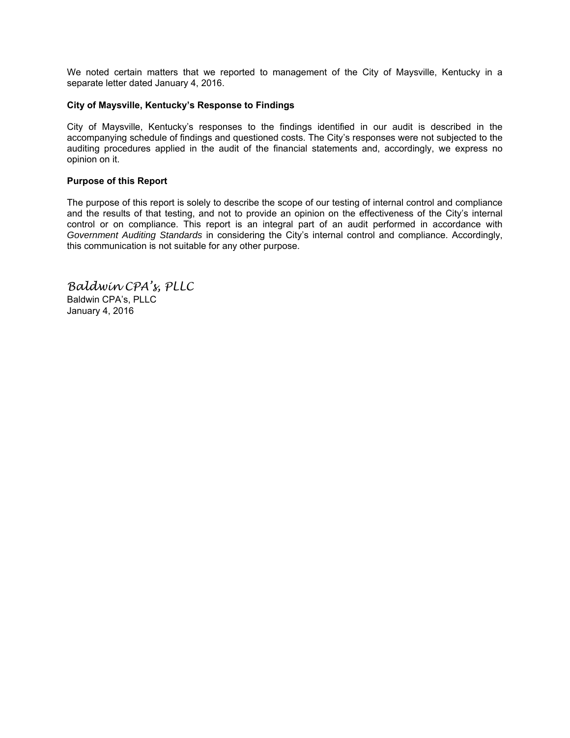We noted certain matters that we reported to management of the City of Maysville, Kentucky in a separate letter dated January 4, 2016.

**City of Maysville, Kentucky's Response to Findings**

City of Maysville, Kentucky's responses to the findings identified in our audit is described in the accompanying schedule of findings and questioned costs. The City's responses were not subjected to the auditing procedures applied in the audit of the financial statements and, accordingly, we express no opinion on it.

**Purpose of this Report**

The purpose of this report is solely to describe the scope of our testing of internal control and compliance and the results of that testing, and not to provide an opinion on the effectiveness of the City's internal control or on compliance. This report is an integral part of an audit performed in accordance with *Government Auditing Standards* in considering the City's internal control and compliance. Accordingly, this communication is not suitable for any other purpose.

*Baldwin CPA's, PLLC*
Baldwin CPA's, PLLC
January 4, 2016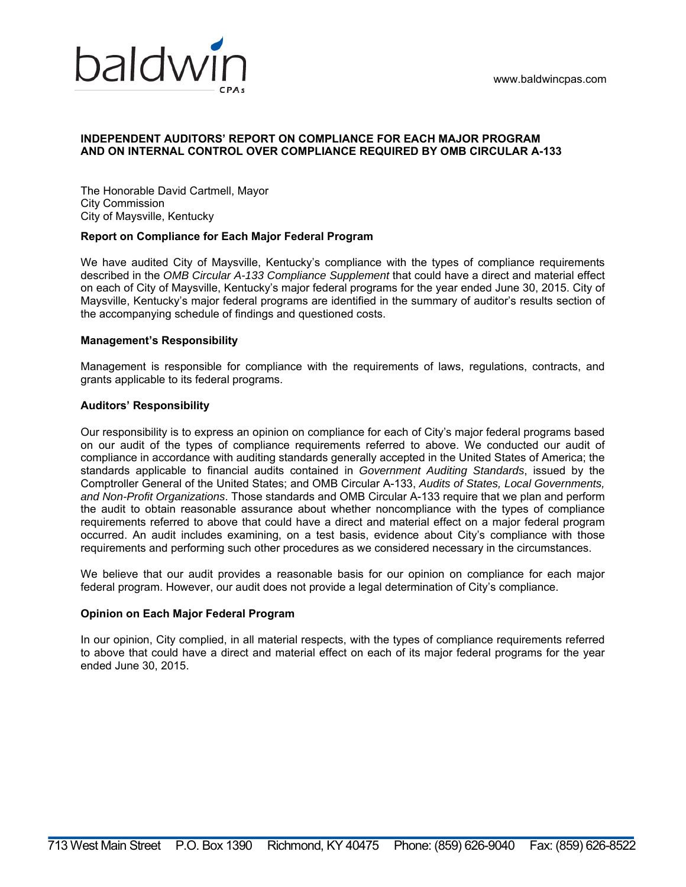baldwin CPAs

www.baldwincpas.com

## INDEPENDENT AUDITORS' REPORT ON COMPLIANCE FOR EACH MAJOR PROGRAM AND ON INTERNAL CONTROL OVER COMPLIANCE REQUIRED BY OMB CIRCULAR A-133

The Honorable David Cartmell, Mayor
City Commission
City of Maysville, Kentucky

### Report on Compliance for Each Major Federal Program

We have audited City of Maysville, Kentucky's compliance with the types of compliance requirements described in the *OMB Circular A-133 Compliance Supplement* that could have a direct and material effect on each of City of Maysville, Kentucky's major federal programs for the year ended June 30, 2015. City of Maysville, Kentucky's major federal programs are identified in the summary of auditor's results section of the accompanying schedule of findings and questioned costs.

### Management's Responsibility

Management is responsible for compliance with the requirements of laws, regulations, contracts, and grants applicable to its federal programs.

### Auditors' Responsibility

Our responsibility is to express an opinion on compliance for each of City's major federal programs based on our audit of the types of compliance requirements referred to above. We conducted our audit of compliance in accordance with auditing standards generally accepted in the United States of America; the standards applicable to financial audits contained in *Government Auditing Standards*, issued by the Comptroller General of the United States; and OMB Circular A-133, *Audits of States, Local Governments, and Non-Profit Organizations*. Those standards and OMB Circular A-133 require that we plan and perform the audit to obtain reasonable assurance about whether noncompliance with the types of compliance requirements referred to above that could have a direct and material effect on a major federal program occurred. An audit includes examining, on a test basis, evidence about City's compliance with those requirements and performing such other procedures as we considered necessary in the circumstances.

We believe that our audit provides a reasonable basis for our opinion on compliance for each major federal program. However, our audit does not provide a legal determination of City's compliance.

### Opinion on Each Major Federal Program

In our opinion, City complied, in all material respects, with the types of compliance requirements referred to above that could have a direct and material effect on each of its major federal programs for the year ended June 30, 2015.

713 West Main Street P.O. Box 1390 Richmond, KY 40475 Phone: (859) 626-9040 Fax: (859) 626-8522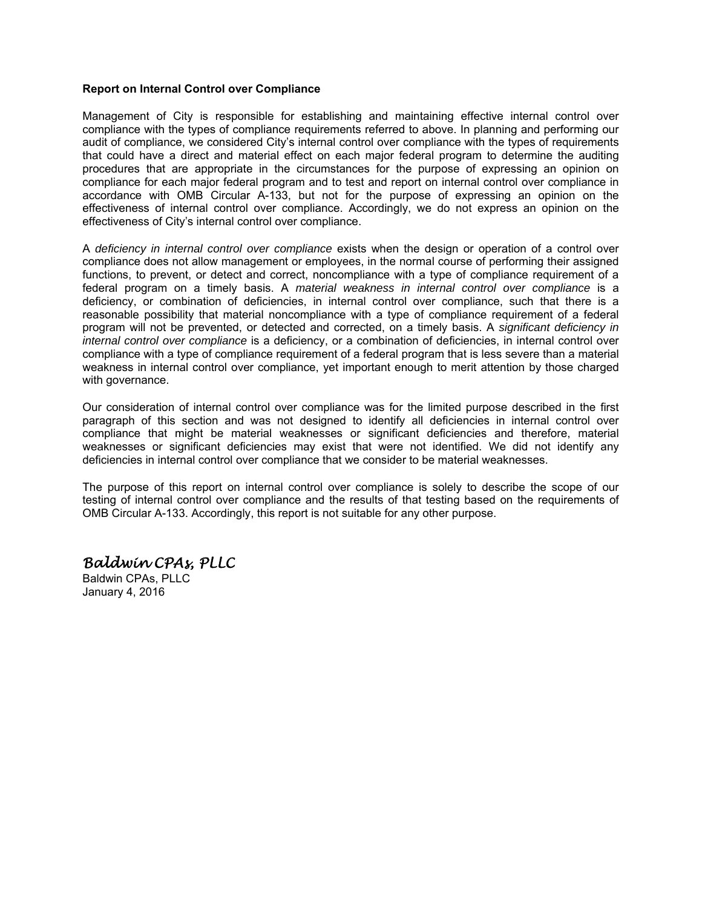**Report on Internal Control over Compliance**

Management of City is responsible for establishing and maintaining effective internal control over compliance with the types of compliance requirements referred to above. In planning and performing our audit of compliance, we considered City's internal control over compliance with the types of requirements that could have a direct and material effect on each major federal program to determine the auditing procedures that are appropriate in the circumstances for the purpose of expressing an opinion on compliance for each major federal program and to test and report on internal control over compliance in accordance with OMB Circular A-133, but not for the purpose of expressing an opinion on the effectiveness of internal control over compliance. Accordingly, we do not express an opinion on the effectiveness of City's internal control over compliance.

A *deficiency in internal control over compliance* exists when the design or operation of a control over compliance does not allow management or employees, in the normal course of performing their assigned functions, to prevent, or detect and correct, noncompliance with a type of compliance requirement of a federal program on a timely basis. A *material weakness in internal control over compliance* is a deficiency, or combination of deficiencies, in internal control over compliance, such that there is a reasonable possibility that material noncompliance with a type of compliance requirement of a federal program will not be prevented, or detected and corrected, on a timely basis. A *significant deficiency in internal control over compliance* is a deficiency, or a combination of deficiencies, in internal control over compliance with a type of compliance requirement of a federal program that is less severe than a material weakness in internal control over compliance, yet important enough to merit attention by those charged with governance.

Our consideration of internal control over compliance was for the limited purpose described in the first paragraph of this section and was not designed to identify all deficiencies in internal control over compliance that might be material weaknesses or significant deficiencies and therefore, material weaknesses or significant deficiencies may exist that were not identified. We did not identify any deficiencies in internal control over compliance that we consider to be material weaknesses.

The purpose of this report on internal control over compliance is solely to describe the scope of our testing of internal control over compliance and the results of that testing based on the requirements of OMB Circular A-133. Accordingly, this report is not suitable for any other purpose.

*Baldwin CPAs, PLLC*

Baldwin CPAs, PLLC
January 4, 2016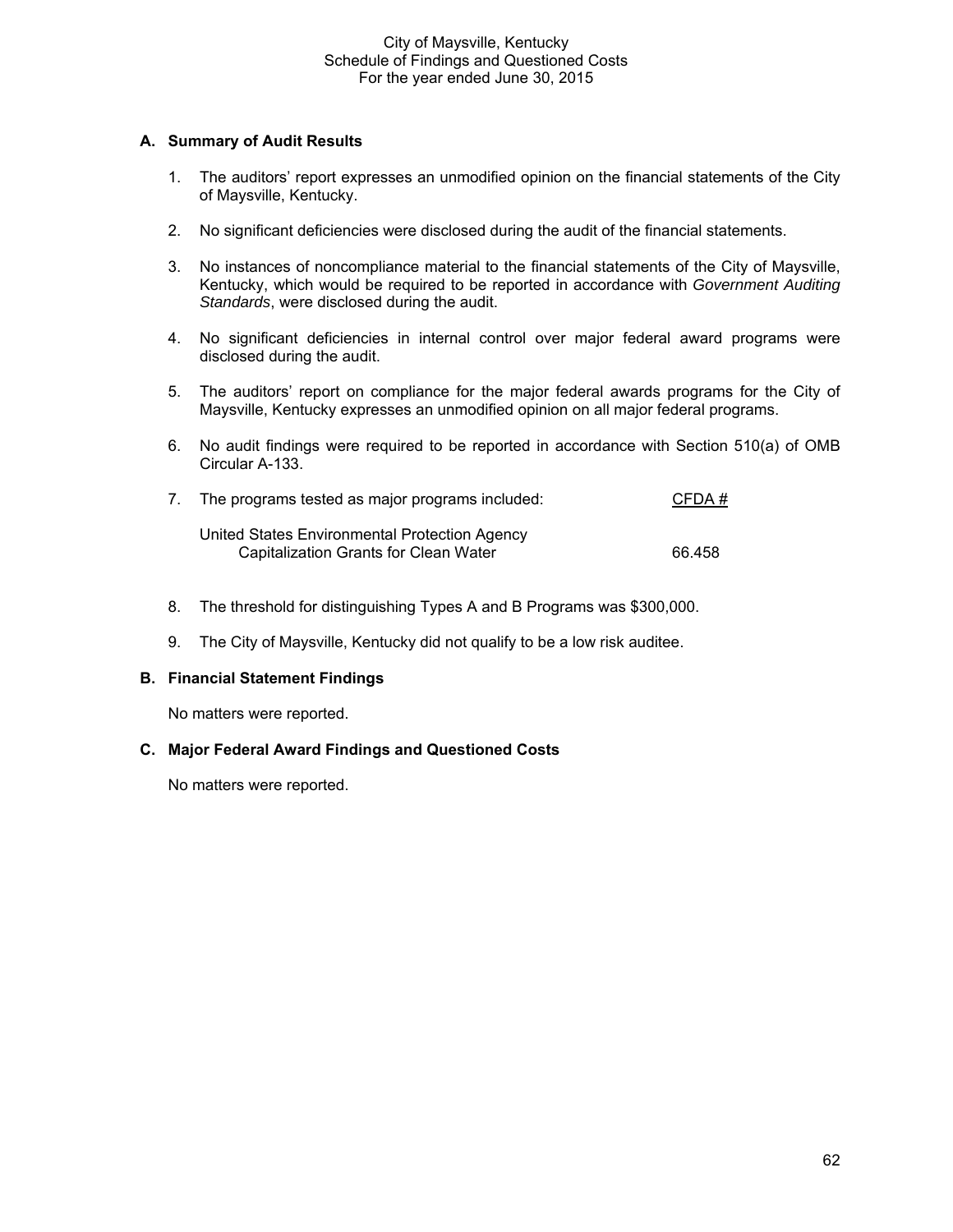City of Maysville, Kentucky
Schedule of Findings and Questioned Costs
For the year ended June 30, 2015

## A. Summary of Audit Results

1. The auditors' report expresses an unmodified opinion on the financial statements of the City of Maysville, Kentucky.

2. No significant deficiencies were disclosed during the audit of the financial statements.

3. No instances of noncompliance material to the financial statements of the City of Maysville, Kentucky, which would be required to be reported in accordance with *Government Auditing Standards*, were disclosed during the audit.

4. No significant deficiencies in internal control over major federal award programs were disclosed during the audit.

5. The auditors' report on compliance for the major federal awards programs for the City of Maysville, Kentucky expresses an unmodified opinion on all major federal programs.

6. No audit findings were required to be reported in accordance with Section 510(a) of OMB Circular A-133.

7. The programs tested as major programs included:

| | CFDA # |
|---|---|
| United States Environmental Protection Agency<br>Capitalization Grants for Clean Water | 66.458 |

8. The threshold for distinguishing Types A and B Programs was $300,000.

9. The City of Maysville, Kentucky did not qualify to be a low risk auditee.

## B. Financial Statement Findings

No matters were reported.

## C. Major Federal Award Findings and Questioned Costs

No matters were reported.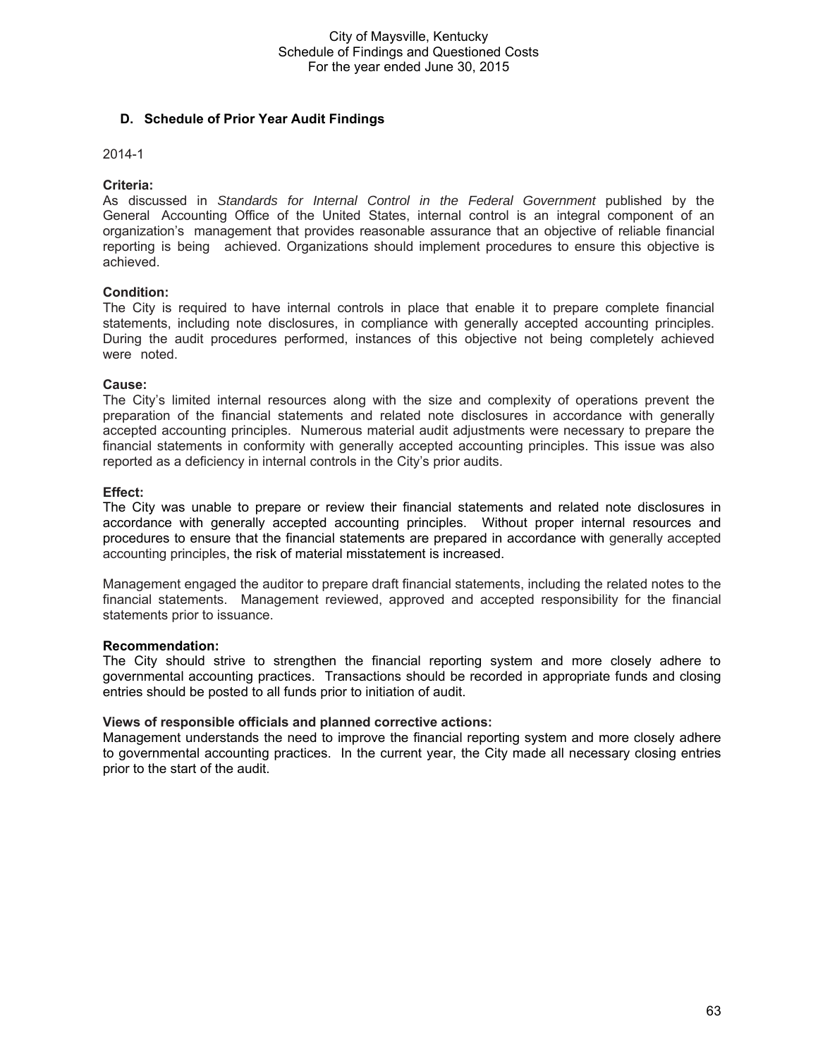City of Maysville, Kentucky
Schedule of Findings and Questioned Costs
For the year ended June 30, 2015

## D. Schedule of Prior Year Audit Findings

2014-1

**Criteria:**
As discussed in *Standards for Internal Control in the Federal Government* published by the General Accounting Office of the United States, internal control is an integral component of an organization's management that provides reasonable assurance that an objective of reliable financial reporting is being achieved. Organizations should implement procedures to ensure this objective is achieved.

**Condition:**
The City is required to have internal controls in place that enable it to prepare complete financial statements, including note disclosures, in compliance with generally accepted accounting principles. During the audit procedures performed, instances of this objective not being completely achieved were noted.

**Cause:**
The City's limited internal resources along with the size and complexity of operations prevent the preparation of the financial statements and related note disclosures in accordance with generally accepted accounting principles. Numerous material audit adjustments were necessary to prepare the financial statements in conformity with generally accepted accounting principles. This issue was also reported as a deficiency in internal controls in the City's prior audits.

**Effect:**
The City was unable to prepare or review their financial statements and related note disclosures in accordance with generally accepted accounting principles. Without proper internal resources and procedures to ensure that the financial statements are prepared in accordance with generally accepted accounting principles, the risk of material misstatement is increased.

Management engaged the auditor to prepare draft financial statements, including the related notes to the financial statements. Management reviewed, approved and accepted responsibility for the financial statements prior to issuance.

**Recommendation:**
The City should strive to strengthen the financial reporting system and more closely adhere to governmental accounting practices. Transactions should be recorded in appropriate funds and closing entries should be posted to all funds prior to initiation of audit.

**Views of responsible officials and planned corrective actions:**
Management understands the need to improve the financial reporting system and more closely adhere to governmental accounting practices. In the current year, the City made all necessary closing entries prior to the start of the audit.